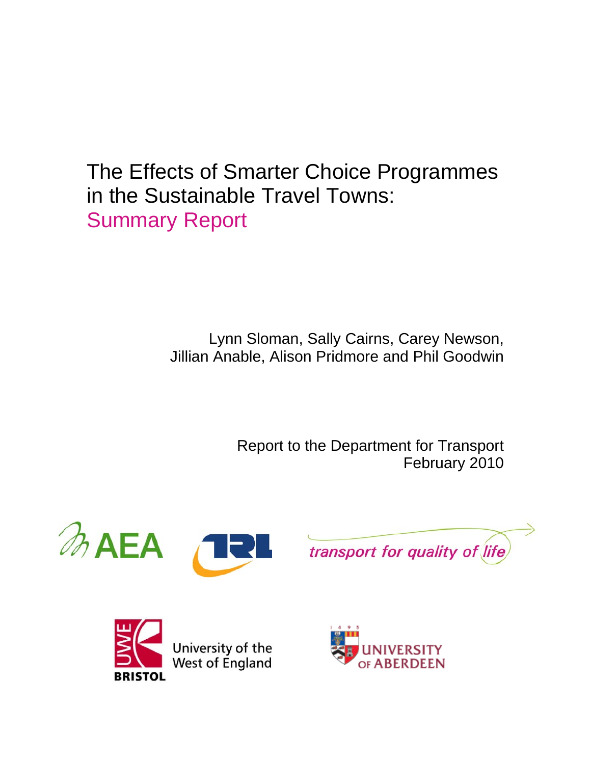# The Effects of Smarter Choice Programmes in the Sustainable Travel Towns: Summary Report

Lynn Sloman, Sally Cairns, Carey Newson,
Jillian Anable, Alison Pridmore and Phil Goodwin

Report to the Department for Transport
February 2010

AEA

TRL

transport for quality of life

University of the West of England
BRISTOL

UNIVERSITY OF ABERDEEN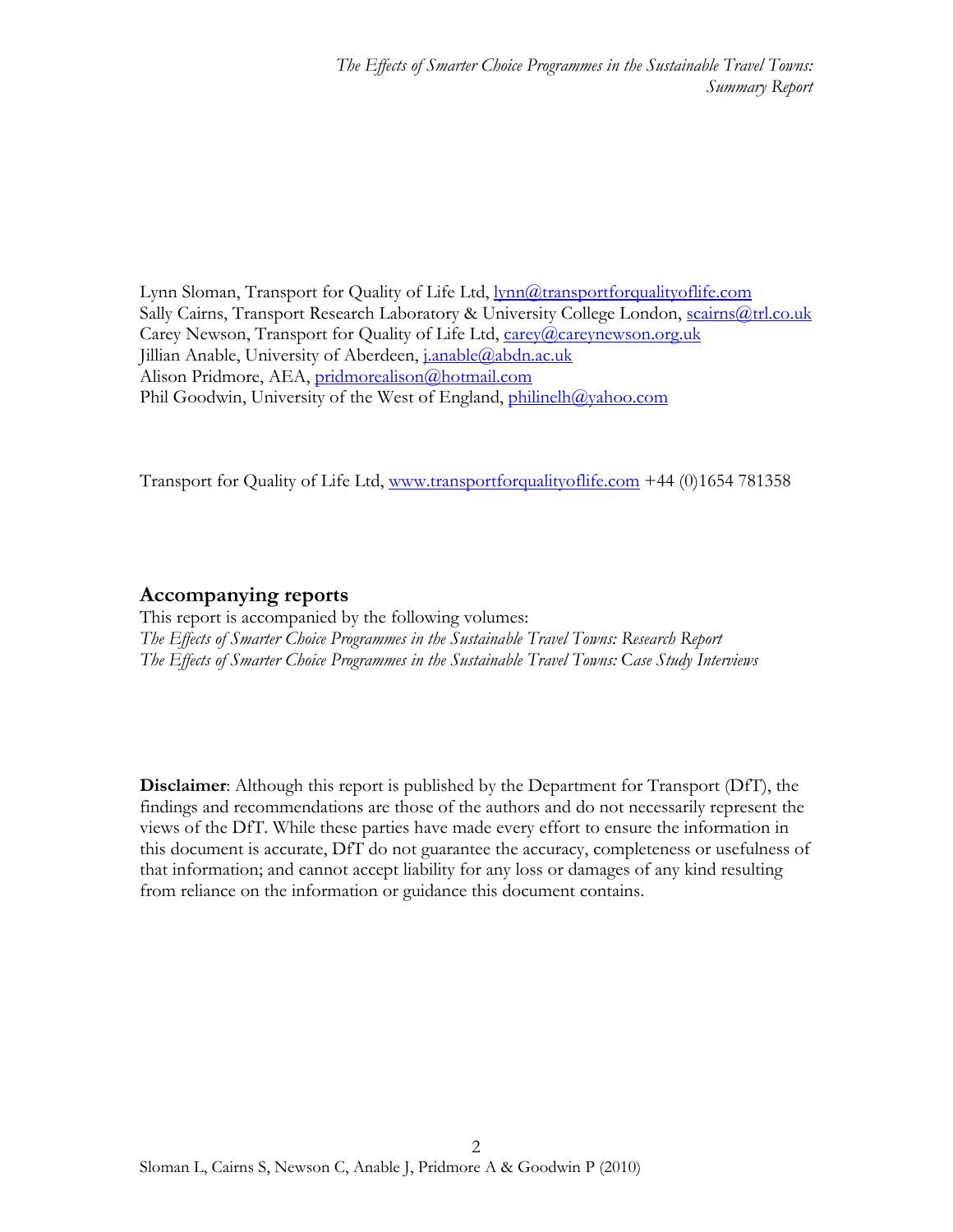Lynn Sloman, Transport for Quality of Life Ltd, lynn@transportforqualityoflife.com
Sally Cairns, Transport Research Laboratory & University College London, scairns@trl.co.uk
Carey Newson, Transport for Quality of Life Ltd, carey@careynewson.org.uk
Jillian Anable, University of Aberdeen, j.anable@abdn.ac.uk
Alison Pridmore, AEA, pridmorealison@hotmail.com
Phil Goodwin, University of the West of England, philinelh@yahoo.com

Transport for Quality of Life Ltd, www.transportforqualityoflife.com +44 (0)1654 781358

## Accompanying reports

This report is accompanied by the following volumes:
*The Effects of Smarter Choice Programmes in the Sustainable Travel Towns: Research Report*
*The Effects of Smarter Choice Programmes in the Sustainable Travel Towns: Case Study Interviews*

**Disclaimer**: Although this report is published by the Department for Transport (DfT), the findings and recommendations are those of the authors and do not necessarily represent the views of the DfT. While these parties have made every effort to ensure the information in this document is accurate, DfT do not guarantee the accuracy, completeness or usefulness of that information; and cannot accept liability for any loss or damages of any kind resulting from reliance on the information or guidance this document contains.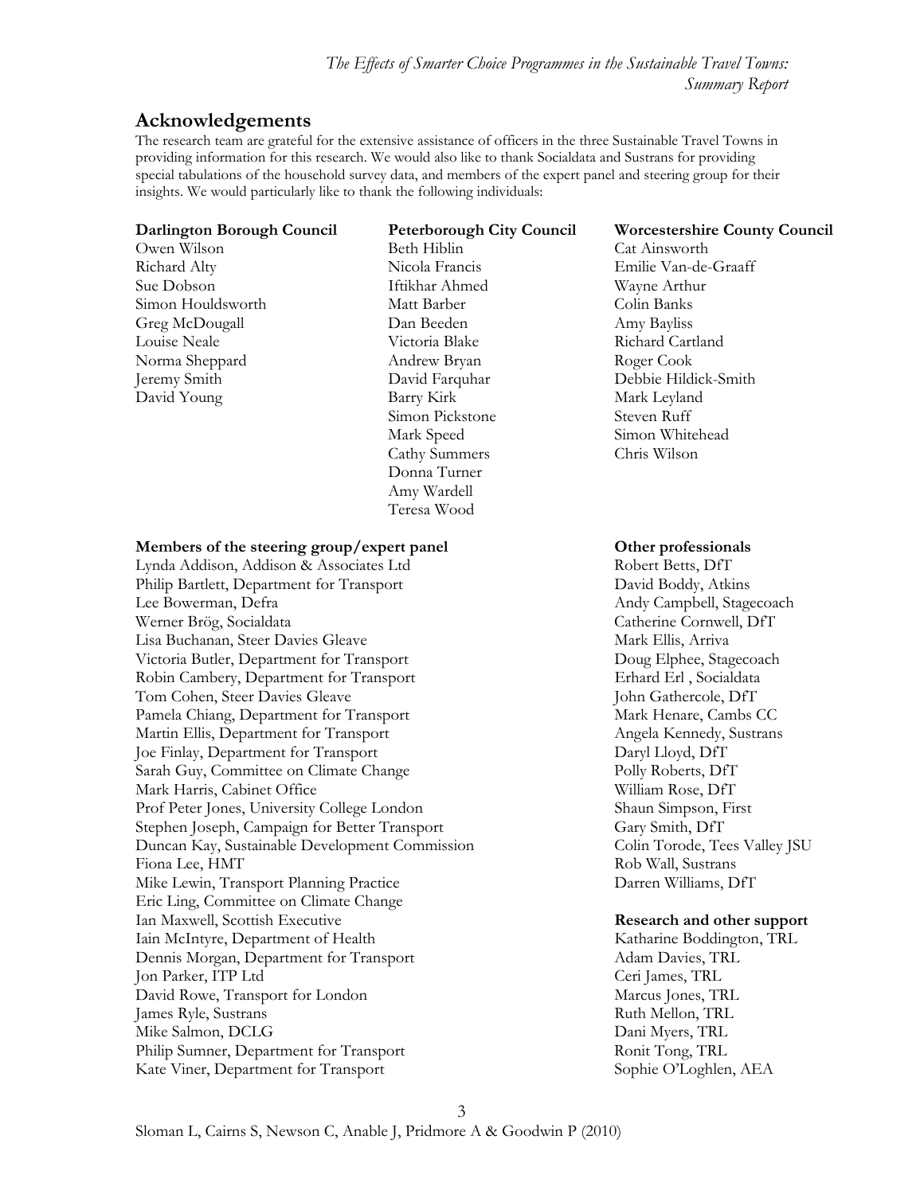## Acknowledgements

The research team are grateful for the extensive assistance of officers in the three Sustainable Travel Towns in providing information for this research. We would also like to thank Socialdata and Sustrans for providing special tabulations of the household survey data, and members of the expert panel and steering group for their insights. We would particularly like to thank the following individuals:

**Darlington Borough Council**

Owen Wilson
Richard Alty
Sue Dobson
Simon Houldsworth
Greg McDougall
Louise Neale
Norma Sheppard
Jeremy Smith
David Young

**Peterborough City Council**

Beth Hiblin
Nicola Francis
Iftikhar Ahmed
Matt Barber
Dan Beeden
Victoria Blake
Andrew Bryan
David Farquhar
Barry Kirk
Simon Pickstone
Mark Speed
Cathy Summers
Donna Turner
Amy Wardell
Teresa Wood

**Worcestershire County Council**

Cat Ainsworth
Emilie Van-de-Graaff
Wayne Arthur
Colin Banks
Amy Bayliss
Richard Cartland
Roger Cook
Debbie Hildick-Smith
Mark Leyland
Steven Ruff
Simon Whitehead
Chris Wilson

**Members of the steering group/expert panel**

Lynda Addison, Addison & Associates Ltd
Philip Bartlett, Department for Transport
Lee Bowerman, Defra
Werner Brög, Socialdata
Lisa Buchanan, Steer Davies Gleave
Victoria Butler, Department for Transport
Robin Cambery, Department for Transport
Tom Cohen, Steer Davies Gleave
Pamela Chiang, Department for Transport
Martin Ellis, Department for Transport
Joe Finlay, Department for Transport
Sarah Guy, Committee on Climate Change
Mark Harris, Cabinet Office
Prof Peter Jones, University College London
Stephen Joseph, Campaign for Better Transport
Duncan Kay, Sustainable Development Commission
Fiona Lee, HMT
Mike Lewin, Transport Planning Practice
Eric Ling, Committee on Climate Change
Ian Maxwell, Scottish Executive
Iain McIntyre, Department of Health
Dennis Morgan, Department for Transport
Jon Parker, ITP Ltd
David Rowe, Transport for London
James Ryle, Sustrans
Mike Salmon, DCLG
Philip Sumner, Department for Transport
Kate Viner, Department for Transport

**Other professionals**

Robert Betts, DfT
David Boddy, Atkins
Andy Campbell, Stagecoach
Catherine Cornwell, DfT
Mark Ellis, Arriva
Doug Elphee, Stagecoach
Erhard Erl , Socialdata
John Gathercole, DfT
Mark Henare, Cambs CC
Angela Kennedy, Sustrans
Daryl Lloyd, DfT
Polly Roberts, DfT
William Rose, DfT
Shaun Simpson, First
Gary Smith, DfT
Colin Torode, Tees Valley JSU
Rob Wall, Sustrans
Darren Williams, DfT

**Research and other support**

Katharine Boddington, TRL
Adam Davies, TRL
Ceri James, TRL
Marcus Jones, TRL
Ruth Mellon, TRL
Dani Myers, TRL
Ronit Tong, TRL
Sophie O'Loghlen, AEA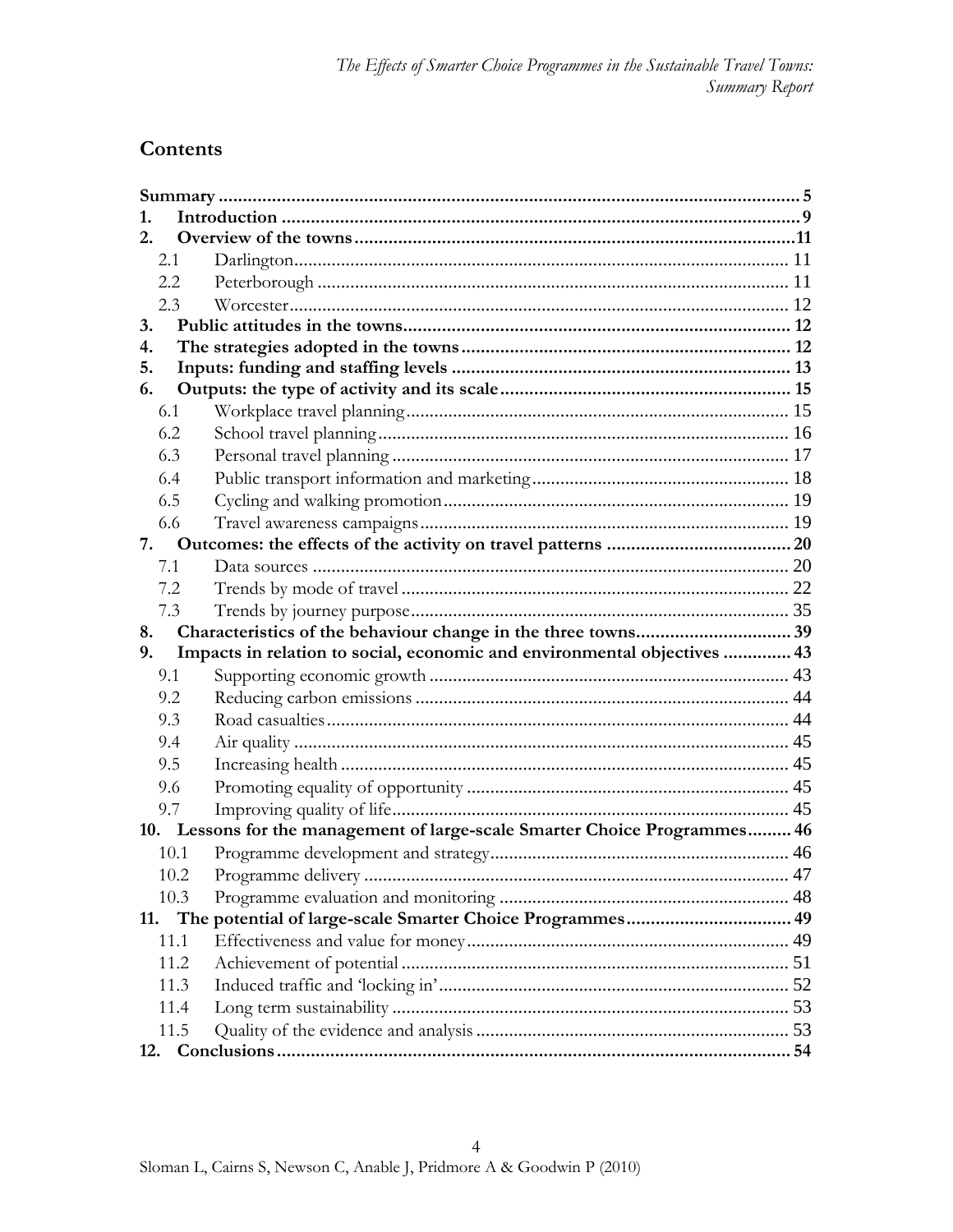## Contents

| | | |
|---|---|---|
| **Summary** | | **5** |
| **1.** | **Introduction** | **9** |
| **2.** | **Overview of the towns** | **11** |
| 2.1 | Darlington | 11 |
| 2.2 | Peterborough | 11 |
| 2.3 | Worcester | 12 |
| **3.** | **Public attitudes in the towns** | **12** |
| **4.** | **The strategies adopted in the towns** | **12** |
| **5.** | **Inputs: funding and staffing levels** | **13** |
| **6.** | **Outputs: the type of activity and its scale** | **15** |
| 6.1 | Workplace travel planning | 15 |
| 6.2 | School travel planning | 16 |
| 6.3 | Personal travel planning | 17 |
| 6.4 | Public transport information and marketing | 18 |
| 6.5 | Cycling and walking promotion | 19 |
| 6.6 | Travel awareness campaigns | 19 |
| **7.** | **Outcomes: the effects of the activity on travel patterns** | **20** |
| 7.1 | Data sources | 20 |
| 7.2 | Trends by mode of travel | 22 |
| 7.3 | Trends by journey purpose | 35 |
| **8.** | **Characteristics of the behaviour change in the three towns** | **39** |
| **9.** | **Impacts in relation to social, economic and environmental objectives** | **43** |
| 9.1 | Supporting economic growth | 43 |
| 9.2 | Reducing carbon emissions | 44 |
| 9.3 | Road casualties | 44 |
| 9.4 | Air quality | 45 |
| 9.5 | Increasing health | 45 |
| 9.6 | Promoting equality of opportunity | 45 |
| 9.7 | Improving quality of life | 45 |
| **10.** | **Lessons for the management of large-scale Smarter Choice Programmes** | **46** |
| 10.1 | Programme development and strategy | 46 |
| 10.2 | Programme delivery | 47 |
| 10.3 | Programme evaluation and monitoring | 48 |
| **11.** | **The potential of large-scale Smarter Choice Programmes** | **49** |
| 11.1 | Effectiveness and value for money | 49 |
| 11.2 | Achievement of potential | 51 |
| 11.3 | Induced traffic and 'locking in' | 52 |
| 11.4 | Long term sustainability | 53 |
| 11.5 | Quality of the evidence and analysis | 53 |
| **12.** | **Conclusions** | **54** |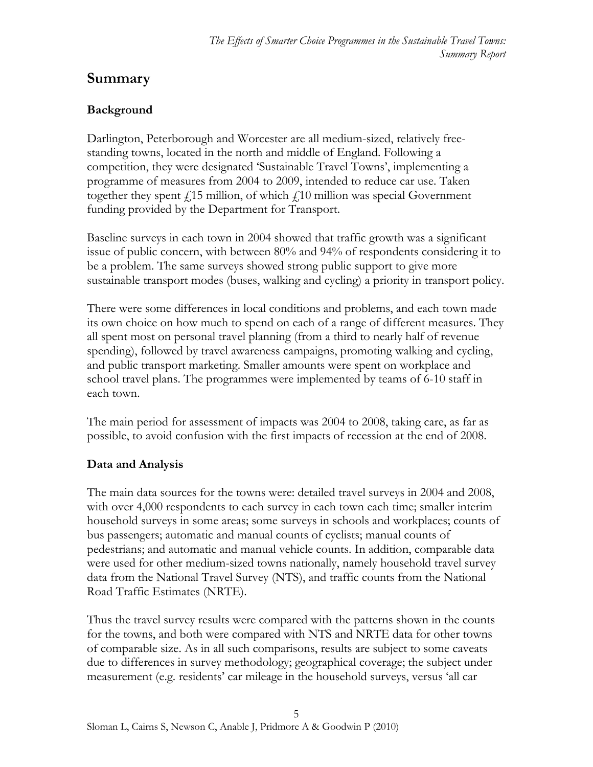# Summary

## Background

Darlington, Peterborough and Worcester are all medium-sized, relatively free-standing towns, located in the north and middle of England. Following a competition, they were designated 'Sustainable Travel Towns', implementing a programme of measures from 2004 to 2009, intended to reduce car use. Taken together they spent £15 million, of which £10 million was special Government funding provided by the Department for Transport.

Baseline surveys in each town in 2004 showed that traffic growth was a significant issue of public concern, with between 80% and 94% of respondents considering it to be a problem. The same surveys showed strong public support to give more sustainable transport modes (buses, walking and cycling) a priority in transport policy.

There were some differences in local conditions and problems, and each town made its own choice on how much to spend on each of a range of different measures. They all spent most on personal travel planning (from a third to nearly half of revenue spending), followed by travel awareness campaigns, promoting walking and cycling, and public transport marketing. Smaller amounts were spent on workplace and school travel plans. The programmes were implemented by teams of 6-10 staff in each town.

The main period for assessment of impacts was 2004 to 2008, taking care, as far as possible, to avoid confusion with the first impacts of recession at the end of 2008.

## Data and Analysis

The main data sources for the towns were: detailed travel surveys in 2004 and 2008, with over 4,000 respondents to each survey in each town each time; smaller interim household surveys in some areas; some surveys in schools and workplaces; counts of bus passengers; automatic and manual counts of cyclists; manual counts of pedestrians; and automatic and manual vehicle counts. In addition, comparable data were used for other medium-sized towns nationally, namely household travel survey data from the National Travel Survey (NTS), and traffic counts from the National Road Traffic Estimates (NRTE).

Thus the travel survey results were compared with the patterns shown in the counts for the towns, and both were compared with NTS and NRTE data for other towns of comparable size. As in all such comparisons, results are subject to some caveats due to differences in survey methodology; geographical coverage; the subject under measurement (e.g. residents' car mileage in the household surveys, versus 'all car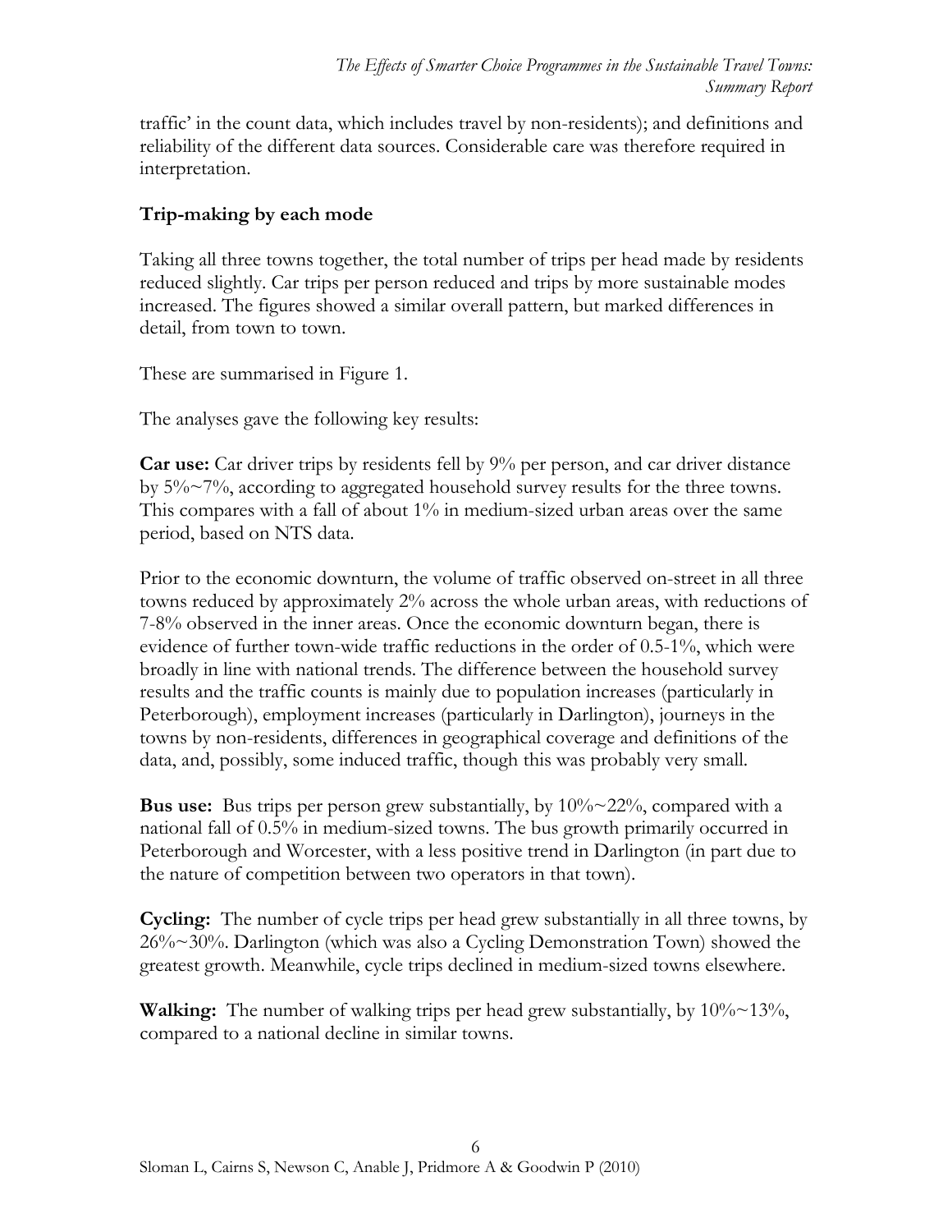traffic' in the count data, which includes travel by non-residents); and definitions and reliability of the different data sources. Considerable care was therefore required in interpretation.

### Trip-making by each mode

Taking all three towns together, the total number of trips per head made by residents reduced slightly. Car trips per person reduced and trips by more sustainable modes increased. The figures showed a similar overall pattern, but marked differences in detail, from town to town.

These are summarised in Figure 1.

The analyses gave the following key results:

**Car use:** Car driver trips by residents fell by 9% per person, and car driver distance by 5%~7%, according to aggregated household survey results for the three towns. This compares with a fall of about 1% in medium-sized urban areas over the same period, based on NTS data.

Prior to the economic downturn, the volume of traffic observed on-street in all three towns reduced by approximately 2% across the whole urban areas, with reductions of 7-8% observed in the inner areas. Once the economic downturn began, there is evidence of further town-wide traffic reductions in the order of 0.5-1%, which were broadly in line with national trends. The difference between the household survey results and the traffic counts is mainly due to population increases (particularly in Peterborough), employment increases (particularly in Darlington), journeys in the towns by non-residents, differences in geographical coverage and definitions of the data, and, possibly, some induced traffic, though this was probably very small.

**Bus use:** Bus trips per person grew substantially, by 10%~22%, compared with a national fall of 0.5% in medium-sized towns. The bus growth primarily occurred in Peterborough and Worcester, with a less positive trend in Darlington (in part due to the nature of competition between two operators in that town).

**Cycling:** The number of cycle trips per head grew substantially in all three towns, by 26%~30%. Darlington (which was also a Cycling Demonstration Town) showed the greatest growth. Meanwhile, cycle trips declined in medium-sized towns elsewhere.

**Walking:** The number of walking trips per head grew substantially, by 10%~13%, compared to a national decline in similar towns.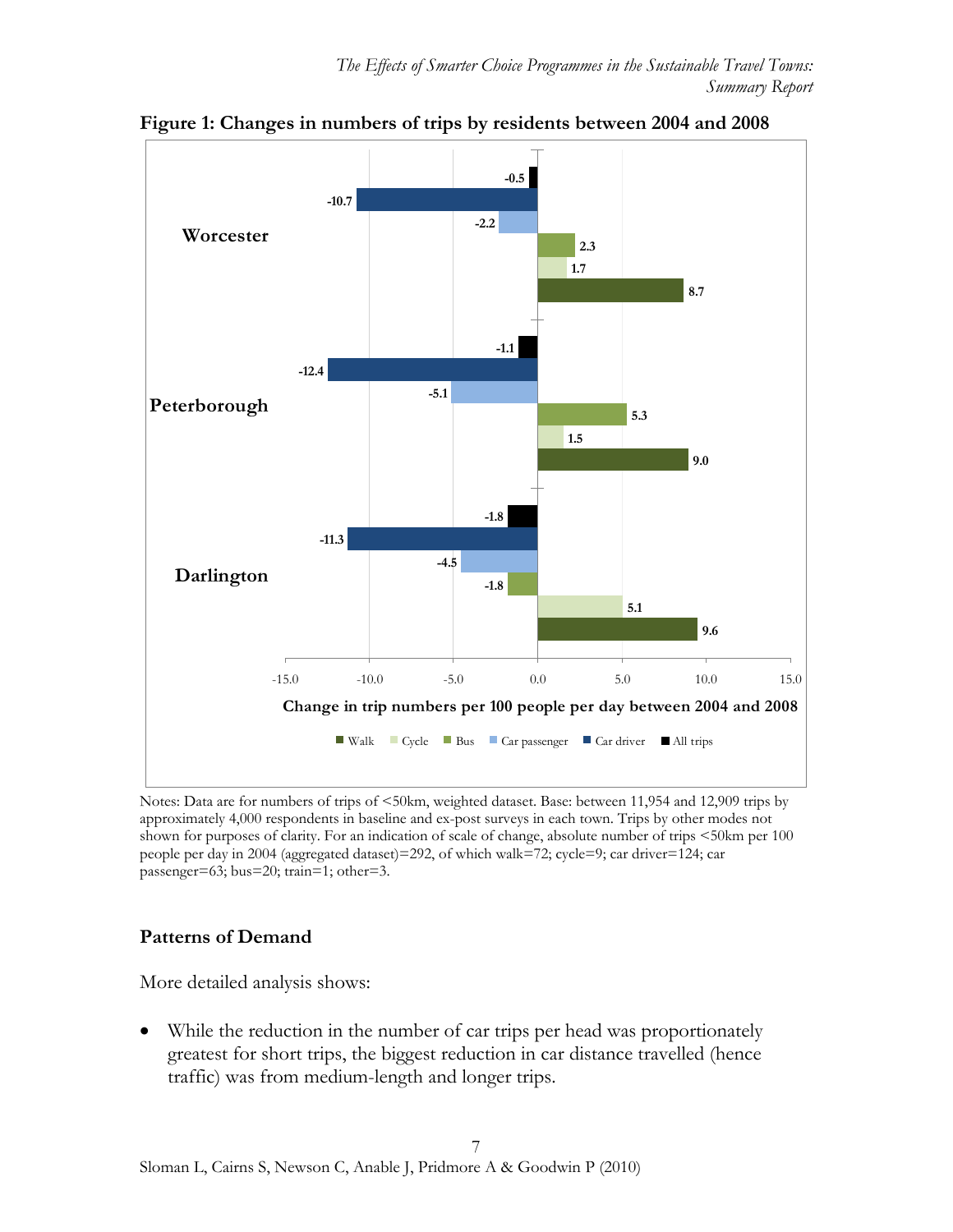**Figure 1: Changes in numbers of trips by residents between 2004 and 2008**

| | Walk | Cycle | Bus | Car passenger | Car driver | All trips |
|---|---|---|---|---|---|---|
| Worcester | 8.7 | 1.7 | 2.3 | -2.2 | -10.7 | -0.5 |
| Peterborough | 9.0 | 1.5 | 5.3 | -5.1 | -12.4 | -1.1 |
| Darlington | 9.6 | 5.1 | -1.8 | -4.5 | -11.3 | -1.8 |

Change in trip numbers per 100 people per day between 2004 and 2008

Notes: Data are for numbers of trips of <50km, weighted dataset. Base: between 11,954 and 12,909 trips by approximately 4,000 respondents in baseline and ex-post surveys in each town. Trips by other modes not shown for purposes of clarity. For an indication of scale of change, absolute number of trips <50km per 100 people per day in 2004 (aggregated dataset)=292, of which walk=72; cycle=9; car driver=124; car passenger=63; bus=20; train=1; other=3.

## Patterns of Demand

More detailed analysis shows:

- While the reduction in the number of car trips per head was proportionately greatest for short trips, the biggest reduction in car distance travelled (hence traffic) was from medium-length and longer trips.

Sloman L, Cairns S, Newson C, Anable J, Pridmore A & Goodwin P (2010)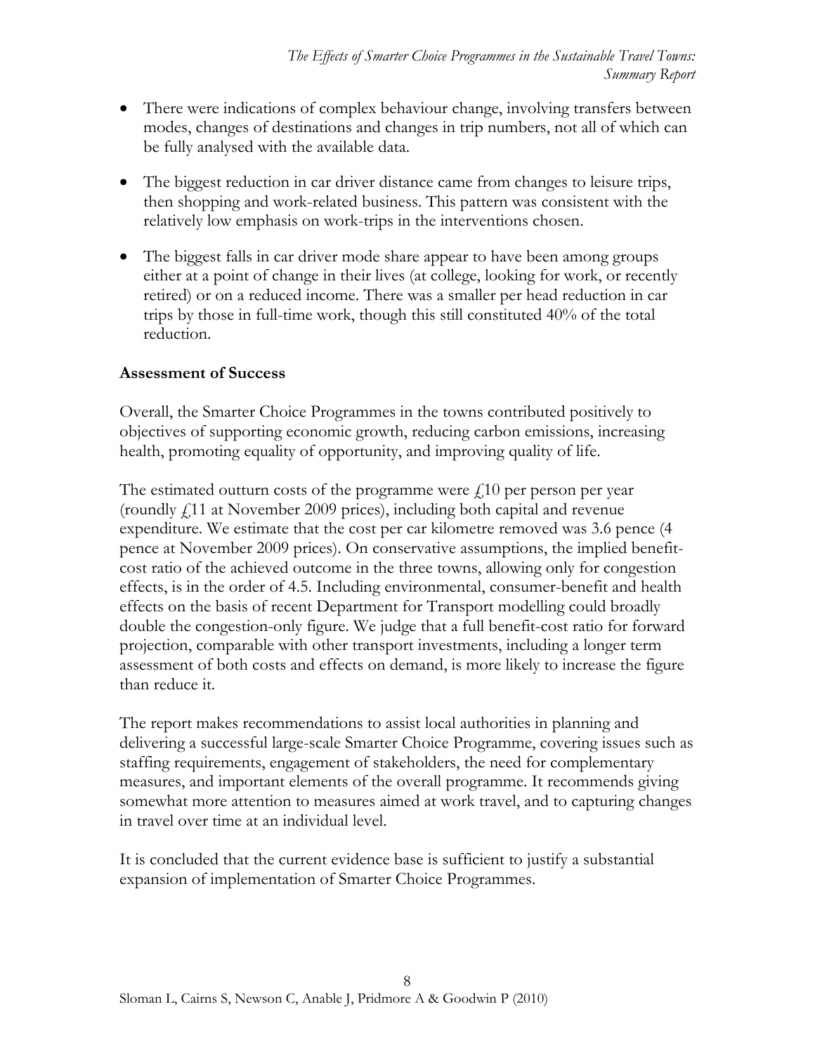- There were indications of complex behaviour change, involving transfers between modes, changes of destinations and changes in trip numbers, not all of which can be fully analysed with the available data.
- The biggest reduction in car driver distance came from changes to leisure trips, then shopping and work-related business. This pattern was consistent with the relatively low emphasis on work-trips in the interventions chosen.
- The biggest falls in car driver mode share appear to have been among groups either at a point of change in their lives (at college, looking for work, or recently retired) or on a reduced income. There was a smaller per head reduction in car trips by those in full-time work, though this still constituted 40% of the total reduction.

**Assessment of Success**

Overall, the Smarter Choice Programmes in the towns contributed positively to objectives of supporting economic growth, reducing carbon emissions, increasing health, promoting equality of opportunity, and improving quality of life.

The estimated outturn costs of the programme were £10 per person per year (roundly £11 at November 2009 prices), including both capital and revenue expenditure. We estimate that the cost per car kilometre removed was 3.6 pence (4 pence at November 2009 prices). On conservative assumptions, the implied benefit-cost ratio of the achieved outcome in the three towns, allowing only for congestion effects, is in the order of 4.5. Including environmental, consumer-benefit and health effects on the basis of recent Department for Transport modelling could broadly double the congestion-only figure. We judge that a full benefit-cost ratio for forward projection, comparable with other transport investments, including a longer term assessment of both costs and effects on demand, is more likely to increase the figure than reduce it.

The report makes recommendations to assist local authorities in planning and delivering a successful large-scale Smarter Choice Programme, covering issues such as staffing requirements, engagement of stakeholders, the need for complementary measures, and important elements of the overall programme. It recommends giving somewhat more attention to measures aimed at work travel, and to capturing changes in travel over time at an individual level.

It is concluded that the current evidence base is sufficient to justify a substantial expansion of implementation of Smarter Choice Programmes.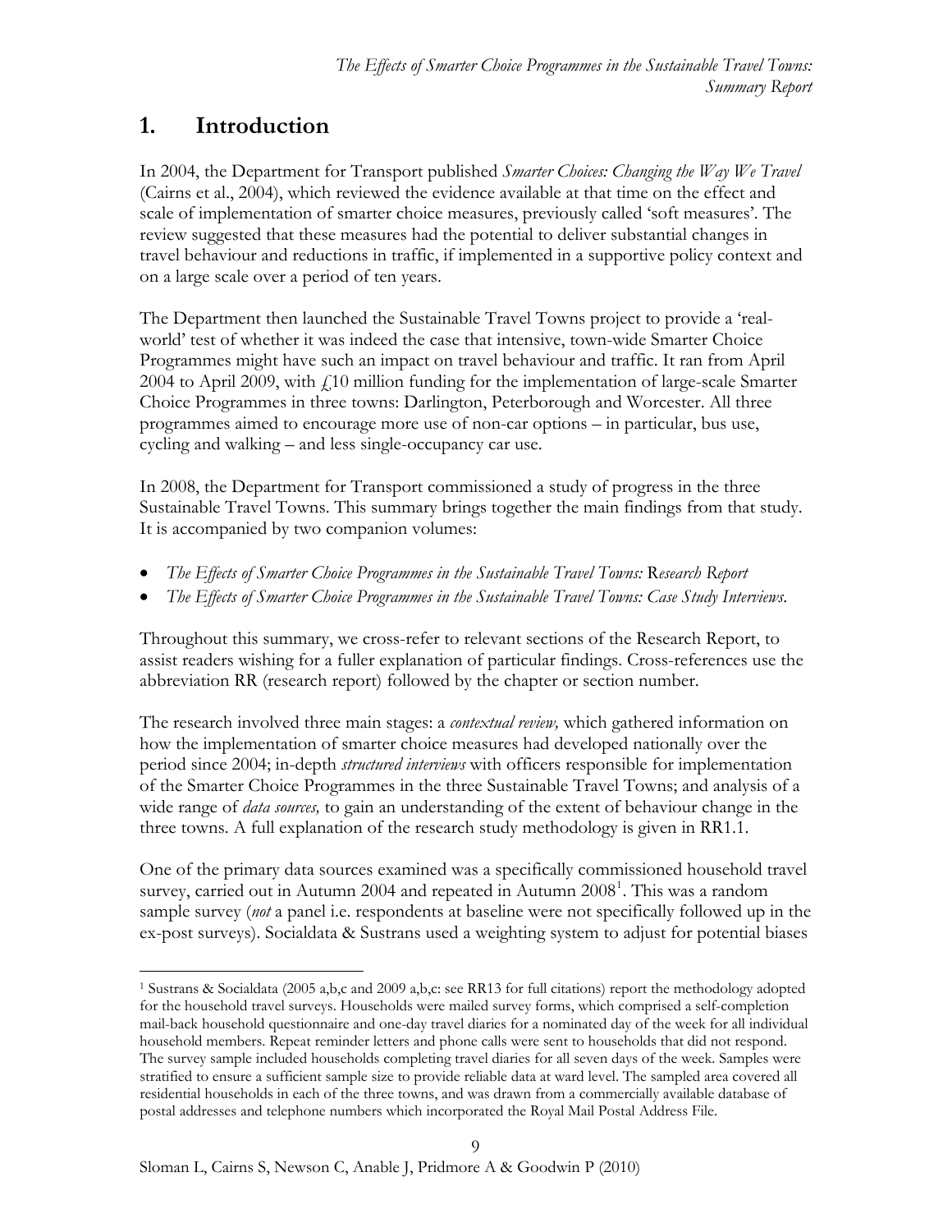# 1. Introduction

In 2004, the Department for Transport published *Smarter Choices: Changing the Way We Travel* (Cairns et al., 2004), which reviewed the evidence available at that time on the effect and scale of implementation of smarter choice measures, previously called 'soft measures'. The review suggested that these measures had the potential to deliver substantial changes in travel behaviour and reductions in traffic, if implemented in a supportive policy context and on a large scale over a period of ten years.

The Department then launched the Sustainable Travel Towns project to provide a 'real-world' test of whether it was indeed the case that intensive, town-wide Smarter Choice Programmes might have such an impact on travel behaviour and traffic. It ran from April 2004 to April 2009, with £10 million funding for the implementation of large-scale Smarter Choice Programmes in three towns: Darlington, Peterborough and Worcester. All three programmes aimed to encourage more use of non-car options – in particular, bus use, cycling and walking – and less single-occupancy car use.

In 2008, the Department for Transport commissioned a study of progress in the three Sustainable Travel Towns. This summary brings together the main findings from that study. It is accompanied by two companion volumes:

- *The Effects of Smarter Choice Programmes in the Sustainable Travel Towns:* R*esearch Report*
- *The Effects of Smarter Choice Programmes in the Sustainable Travel Towns: Case Study Interviews*.

Throughout this summary, we cross-refer to relevant sections of the Research Report, to assist readers wishing for a fuller explanation of particular findings. Cross-references use the abbreviation RR (research report) followed by the chapter or section number.

The research involved three main stages: a *contextual review,* which gathered information on how the implementation of smarter choice measures had developed nationally over the period since 2004; in-depth *structured interviews* with officers responsible for implementation of the Smarter Choice Programmes in the three Sustainable Travel Towns; and analysis of a wide range of *data sources,* to gain an understanding of the extent of behaviour change in the three towns. A full explanation of the research study methodology is given in RR1.1.

One of the primary data sources examined was a specifically commissioned household travel survey, carried out in Autumn 2004 and repeated in Autumn 2008[1]. This was a random sample survey (*not* a panel i.e. respondents at baseline were not specifically followed up in the ex-post surveys). Socialdata & Sustrans used a weighting system to adjust for potential biases

[1] Sustrans & Socialdata (2005 a,b,c and 2009 a,b,c: see RR13 for full citations) report the methodology adopted for the household travel surveys. Households were mailed survey forms, which comprised a self-completion mail-back household questionnaire and one-day travel diaries for a nominated day of the week for all individual household members. Repeat reminder letters and phone calls were sent to households that did not respond. The survey sample included households completing travel diaries for all seven days of the week. Samples were stratified to ensure a sufficient sample size to provide reliable data at ward level. The sampled area covered all residential households in each of the three towns, and was drawn from a commercially available database of postal addresses and telephone numbers which incorporated the Royal Mail Postal Address File.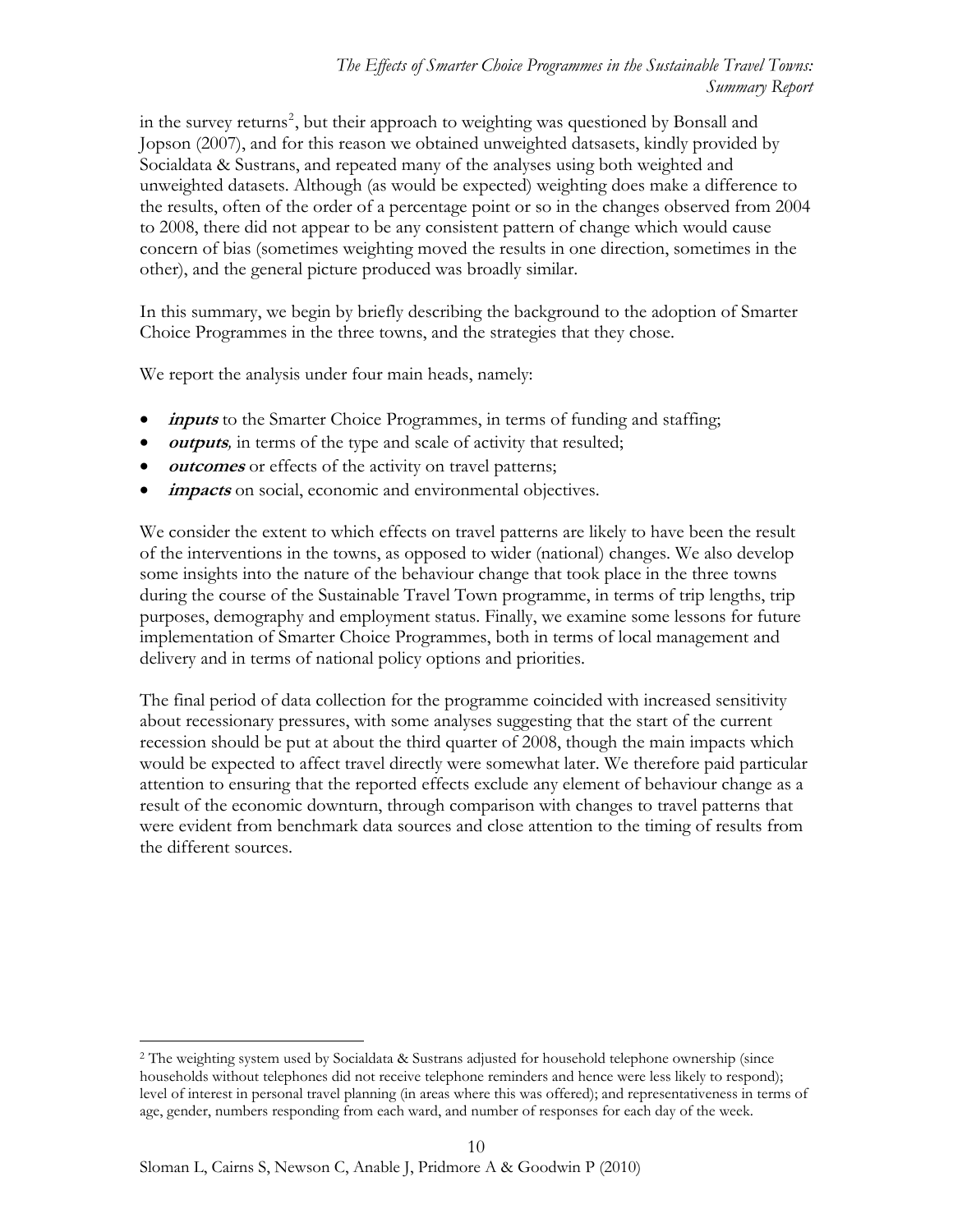in the survey returns[2], but their approach to weighting was questioned by Bonsall and Jopson (2007), and for this reason we obtained unweighted datsasets, kindly provided by Socialdata & Sustrans, and repeated many of the analyses using both weighted and unweighted datasets. Although (as would be expected) weighting does make a difference to the results, often of the order of a percentage point or so in the changes observed from 2004 to 2008, there did not appear to be any consistent pattern of change which would cause concern of bias (sometimes weighting moved the results in one direction, sometimes in the other), and the general picture produced was broadly similar.

In this summary, we begin by briefly describing the background to the adoption of Smarter Choice Programmes in the three towns, and the strategies that they chose.

We report the analysis under four main heads, namely:

- ***inputs*** to the Smarter Choice Programmes, in terms of funding and staffing;
- ***outputs****,* in terms of the type and scale of activity that resulted;
- ***outcomes*** or effects of the activity on travel patterns;
- ***impacts*** on social, economic and environmental objectives.

We consider the extent to which effects on travel patterns are likely to have been the result of the interventions in the towns, as opposed to wider (national) changes. We also develop some insights into the nature of the behaviour change that took place in the three towns during the course of the Sustainable Travel Town programme, in terms of trip lengths, trip purposes, demography and employment status. Finally, we examine some lessons for future implementation of Smarter Choice Programmes, both in terms of local management and delivery and in terms of national policy options and priorities.

The final period of data collection for the programme coincided with increased sensitivity about recessionary pressures, with some analyses suggesting that the start of the current recession should be put at about the third quarter of 2008, though the main impacts which would be expected to affect travel directly were somewhat later. We therefore paid particular attention to ensuring that the reported effects exclude any element of behaviour change as a result of the economic downturn, through comparison with changes to travel patterns that were evident from benchmark data sources and close attention to the timing of results from the different sources.

---

[2] The weighting system used by Socialdata & Sustrans adjusted for household telephone ownership (since households without telephones did not receive telephone reminders and hence were less likely to respond); level of interest in personal travel planning (in areas where this was offered); and representativeness in terms of age, gender, numbers responding from each ward, and number of responses for each day of the week.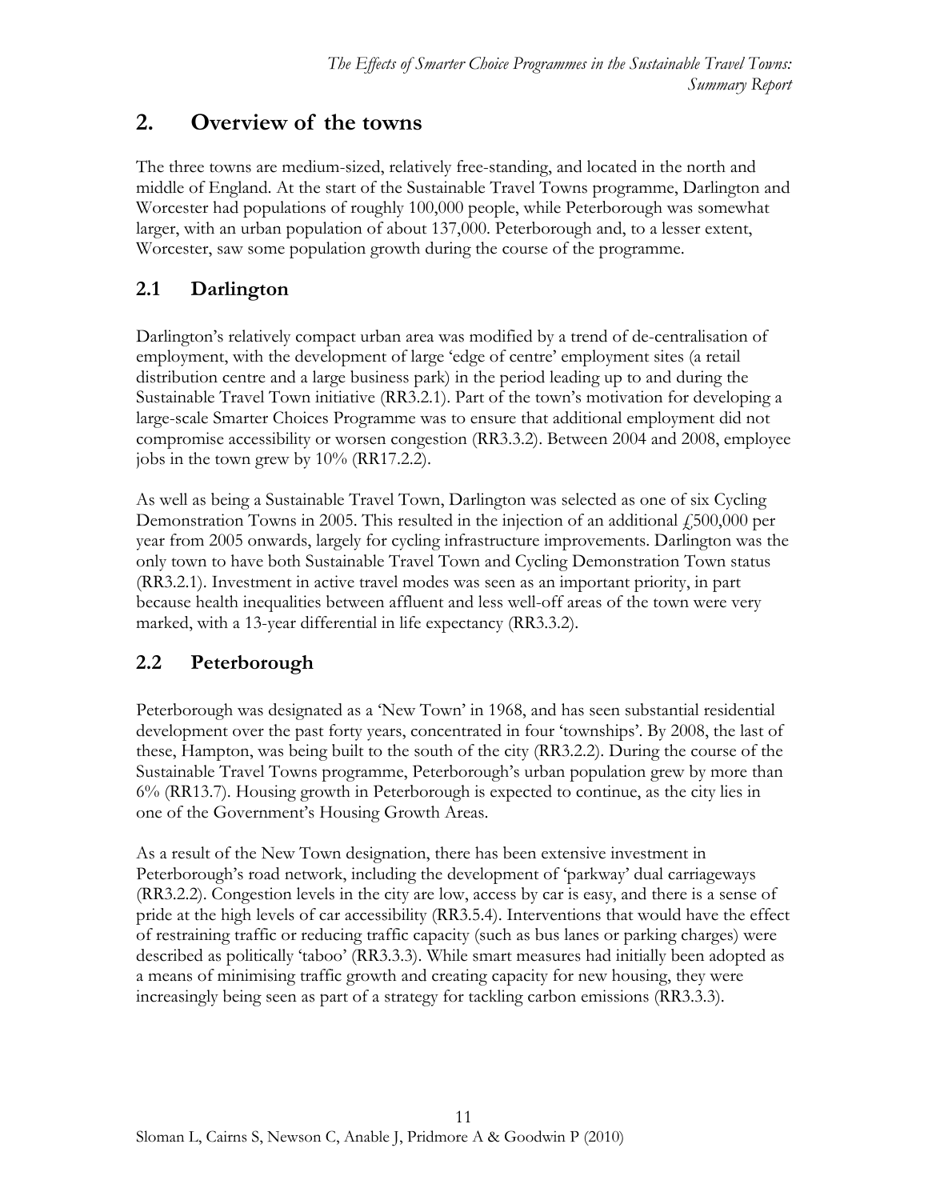## 2. Overview of the towns

The three towns are medium-sized, relatively free-standing, and located in the north and middle of England. At the start of the Sustainable Travel Towns programme, Darlington and Worcester had populations of roughly 100,000 people, while Peterborough was somewhat larger, with an urban population of about 137,000. Peterborough and, to a lesser extent, Worcester, saw some population growth during the course of the programme.

### 2.1 Darlington

Darlington's relatively compact urban area was modified by a trend of de-centralisation of employment, with the development of large 'edge of centre' employment sites (a retail distribution centre and a large business park) in the period leading up to and during the Sustainable Travel Town initiative (RR3.2.1). Part of the town's motivation for developing a large-scale Smarter Choices Programme was to ensure that additional employment did not compromise accessibility or worsen congestion (RR3.3.2). Between 2004 and 2008, employee jobs in the town grew by 10% (RR17.2.2).

As well as being a Sustainable Travel Town, Darlington was selected as one of six Cycling Demonstration Towns in 2005. This resulted in the injection of an additional £500,000 per year from 2005 onwards, largely for cycling infrastructure improvements. Darlington was the only town to have both Sustainable Travel Town and Cycling Demonstration Town status (RR3.2.1). Investment in active travel modes was seen as an important priority, in part because health inequalities between affluent and less well-off areas of the town were very marked, with a 13-year differential in life expectancy (RR3.3.2).

### 2.2 Peterborough

Peterborough was designated as a 'New Town' in 1968, and has seen substantial residential development over the past forty years, concentrated in four 'townships'. By 2008, the last of these, Hampton, was being built to the south of the city (RR3.2.2). During the course of the Sustainable Travel Towns programme, Peterborough's urban population grew by more than 6% (RR13.7). Housing growth in Peterborough is expected to continue, as the city lies in one of the Government's Housing Growth Areas.

As a result of the New Town designation, there has been extensive investment in Peterborough's road network, including the development of 'parkway' dual carriageways (RR3.2.2). Congestion levels in the city are low, access by car is easy, and there is a sense of pride at the high levels of car accessibility (RR3.5.4). Interventions that would have the effect of restraining traffic or reducing traffic capacity (such as bus lanes or parking charges) were described as politically 'taboo' (RR3.3.3). While smart measures had initially been adopted as a means of minimising traffic growth and creating capacity for new housing, they were increasingly being seen as part of a strategy for tackling carbon emissions (RR3.3.3).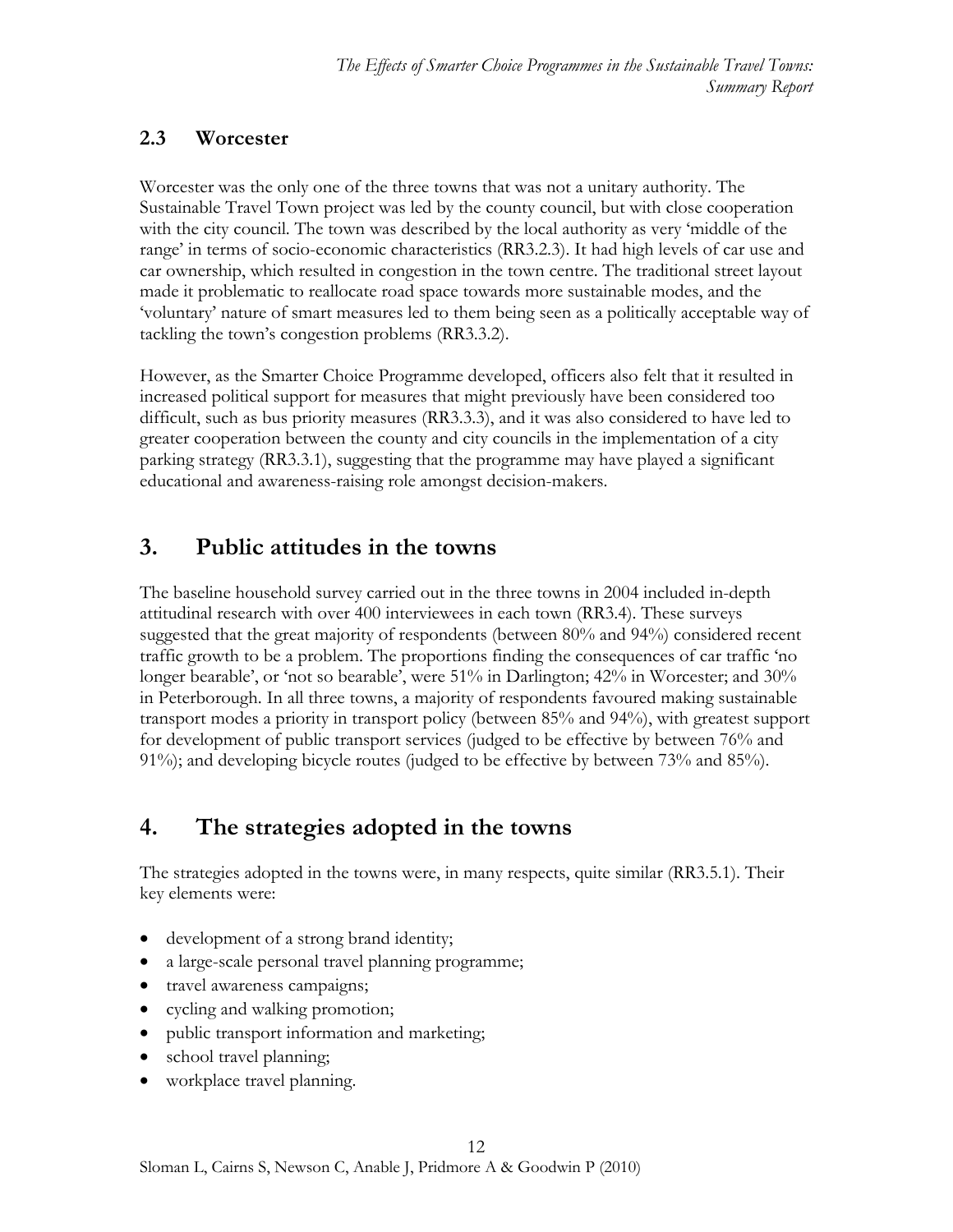### 2.3 Worcester

Worcester was the only one of the three towns that was not a unitary authority. The Sustainable Travel Town project was led by the county council, but with close cooperation with the city council. The town was described by the local authority as very 'middle of the range' in terms of socio-economic characteristics (RR3.2.3). It had high levels of car use and car ownership, which resulted in congestion in the town centre. The traditional street layout made it problematic to reallocate road space towards more sustainable modes, and the 'voluntary' nature of smart measures led to them being seen as a politically acceptable way of tackling the town's congestion problems (RR3.3.2).

However, as the Smarter Choice Programme developed, officers also felt that it resulted in increased political support for measures that might previously have been considered too difficult, such as bus priority measures (RR3.3.3), and it was also considered to have led to greater cooperation between the county and city councils in the implementation of a city parking strategy (RR3.3.1), suggesting that the programme may have played a significant educational and awareness-raising role amongst decision-makers.

## 3. Public attitudes in the towns

The baseline household survey carried out in the three towns in 2004 included in-depth attitudinal research with over 400 interviewees in each town (RR3.4). These surveys suggested that the great majority of respondents (between 80% and 94%) considered recent traffic growth to be a problem. The proportions finding the consequences of car traffic 'no longer bearable', or 'not so bearable', were 51% in Darlington; 42% in Worcester; and 30% in Peterborough. In all three towns, a majority of respondents favoured making sustainable transport modes a priority in transport policy (between 85% and 94%), with greatest support for development of public transport services (judged to be effective by between 76% and 91%); and developing bicycle routes (judged to be effective by between 73% and 85%).

## 4. The strategies adopted in the towns

The strategies adopted in the towns were, in many respects, quite similar (RR3.5.1). Their key elements were:

- development of a strong brand identity;
- a large-scale personal travel planning programme;
- travel awareness campaigns;
- cycling and walking promotion;
- public transport information and marketing;
- school travel planning;
- workplace travel planning.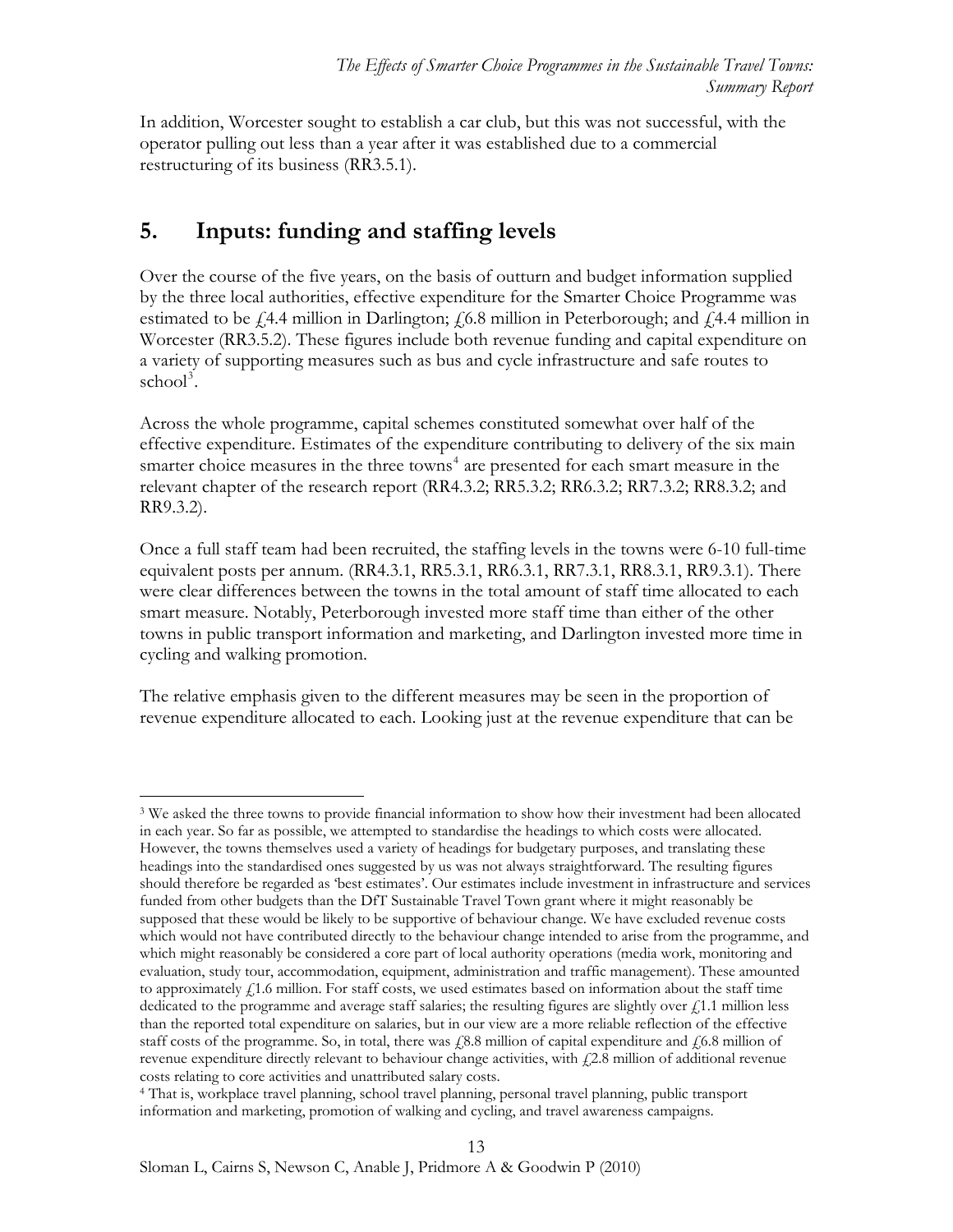In addition, Worcester sought to establish a car club, but this was not successful, with the operator pulling out less than a year after it was established due to a commercial restructuring of its business (RR3.5.1).

## 5. Inputs: funding and staffing levels

Over the course of the five years, on the basis of outturn and budget information supplied by the three local authorities, effective expenditure for the Smarter Choice Programme was estimated to be £4.4 million in Darlington; £6.8 million in Peterborough; and £4.4 million in Worcester (RR3.5.2). These figures include both revenue funding and capital expenditure on a variety of supporting measures such as bus and cycle infrastructure and safe routes to school[3].

Across the whole programme, capital schemes constituted somewhat over half of the effective expenditure. Estimates of the expenditure contributing to delivery of the six main smarter choice measures in the three towns[4] are presented for each smart measure in the relevant chapter of the research report (RR4.3.2; RR5.3.2; RR6.3.2; RR7.3.2; RR8.3.2; and RR9.3.2).

Once a full staff team had been recruited, the staffing levels in the towns were 6-10 full-time equivalent posts per annum. (RR4.3.1, RR5.3.1, RR6.3.1, RR7.3.1, RR8.3.1, RR9.3.1). There were clear differences between the towns in the total amount of staff time allocated to each smart measure. Notably, Peterborough invested more staff time than either of the other towns in public transport information and marketing, and Darlington invested more time in cycling and walking promotion.

The relative emphasis given to the different measures may be seen in the proportion of revenue expenditure allocated to each. Looking just at the revenue expenditure that can be

---

[3] We asked the three towns to provide financial information to show how their investment had been allocated in each year. So far as possible, we attempted to standardise the headings to which costs were allocated. However, the towns themselves used a variety of headings for budgetary purposes, and translating these headings into the standardised ones suggested by us was not always straightforward. The resulting figures should therefore be regarded as 'best estimates'. Our estimates include investment in infrastructure and services funded from other budgets than the DfT Sustainable Travel Town grant where it might reasonably be supposed that these would be likely to be supportive of behaviour change. We have excluded revenue costs which would not have contributed directly to the behaviour change intended to arise from the programme, and which might reasonably be considered a core part of local authority operations (media work, monitoring and evaluation, study tour, accommodation, equipment, administration and traffic management). These amounted to approximately £1.6 million. For staff costs, we used estimates based on information about the staff time dedicated to the programme and average staff salaries; the resulting figures are slightly over £1.1 million less than the reported total expenditure on salaries, but in our view are a more reliable reflection of the effective staff costs of the programme. So, in total, there was £8.8 million of capital expenditure and £6.8 million of revenue expenditure directly relevant to behaviour change activities, with £2.8 million of additional revenue costs relating to core activities and unattributed salary costs.

[4] That is, workplace travel planning, school travel planning, personal travel planning, public transport information and marketing, promotion of walking and cycling, and travel awareness campaigns.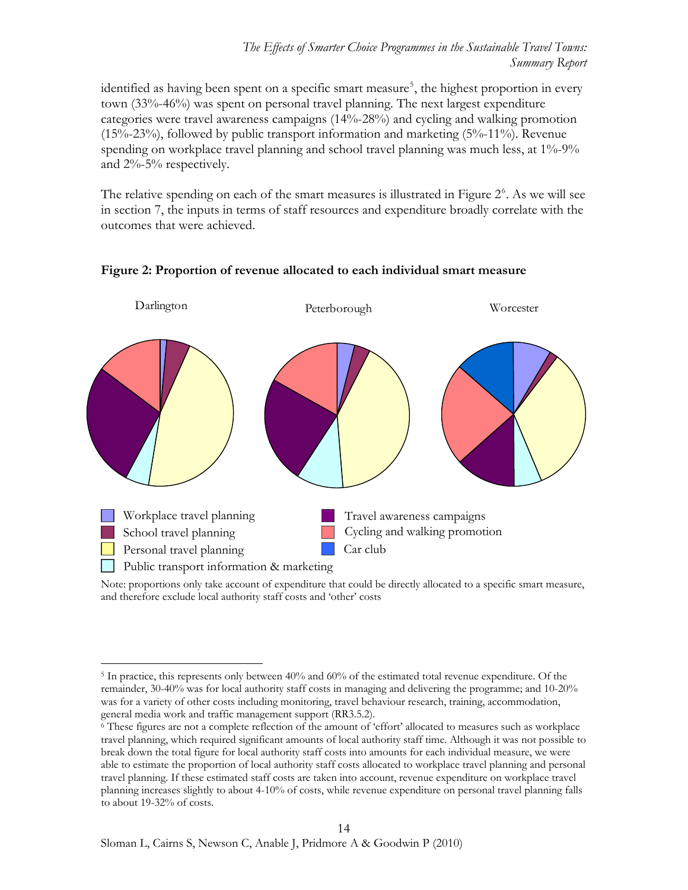identified as having been spent on a specific smart measure[5], the highest proportion in every town (33%-46%) was spent on personal travel planning. The next largest expenditure categories were travel awareness campaigns (14%-28%) and cycling and walking promotion (15%-23%), followed by public transport information and marketing (5%-11%). Revenue spending on workplace travel planning and school travel planning was much less, at 1%-9% and 2%-5% respectively.

The relative spending on each of the smart measures is illustrated in Figure 2[6]. As we will see in section 7, the inputs in terms of staff resources and expenditure broadly correlate with the outcomes that were achieved.

**Figure 2: Proportion of revenue allocated to each individual smart measure**

Darlington | Peterborough | Worcester

- Workplace travel planning
- School travel planning
- Personal travel planning
- Public transport information & marketing
- Travel awareness campaigns
- Cycling and walking promotion
- Car club

Note: proportions only take account of expenditure that could be directly allocated to a specific smart measure, and therefore exclude local authority staff costs and 'other' costs

---

[5] In practice, this represents only between 40% and 60% of the estimated total revenue expenditure. Of the remainder, 30-40% was for local authority staff costs in managing and delivering the programme; and 10-20% was for a variety of other costs including monitoring, travel behaviour research, training, accommodation, general media work and traffic management support (RR3.5.2).

[6] These figures are not a complete reflection of the amount of 'effort' allocated to measures such as workplace travel planning, which required significant amounts of local authority staff time. Although it was not possible to break down the total figure for local authority staff costs into amounts for each individual measure, we were able to estimate the proportion of local authority staff costs allocated to workplace travel planning and personal travel planning. If these estimated staff costs are taken into account, revenue expenditure on workplace travel planning increases slightly to about 4-10% of costs, while revenue expenditure on personal travel planning falls to about 19-32% of costs.

Sloman L, Cairns S, Newson C, Anable J, Pridmore A & Goodwin P (2010)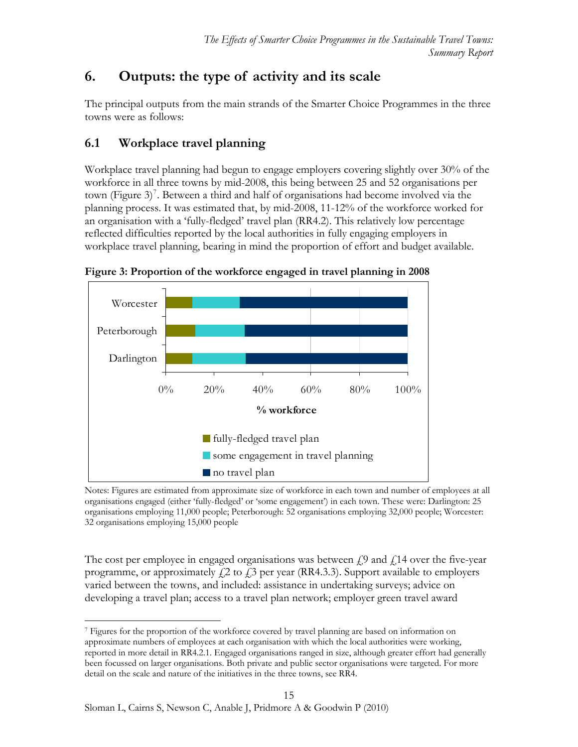# 6. Outputs: the type of activity and its scale

The principal outputs from the main strands of the Smarter Choice Programmes in the three towns were as follows:

## 6.1 Workplace travel planning

Workplace travel planning had begun to engage employers covering slightly over 30% of the workforce in all three towns by mid-2008, this being between 25 and 52 organisations per town (Figure 3)[7]. Between a third and half of organisations had become involved via the planning process. It was estimated that, by mid-2008, 11-12% of the workforce worked for an organisation with a 'fully-fledged' travel plan (RR4.2). This relatively low percentage reflected difficulties reported by the local authorities in fully engaging employers in workplace travel planning, bearing in mind the proportion of effort and budget available.

**Figure 3: Proportion of the workforce engaged in travel planning in 2008**

Notes: Figures are estimated from approximate size of workforce in each town and number of employees at all organisations engaged (either 'fully-fledged' or 'some engagement') in each town. These were: Darlington: 25 organisations employing 11,000 people; Peterborough: 52 organisations employing 32,000 people; Worcester: 32 organisations employing 15,000 people

The cost per employee in engaged organisations was between £9 and £14 over the five-year programme, or approximately £2 to £3 per year (RR4.3.3). Support available to employers varied between the towns, and included: assistance in undertaking surveys; advice on developing a travel plan; access to a travel plan network; employer green travel award

[7] Figures for the proportion of the workforce covered by travel planning are based on information on approximate numbers of employees at each organisation with which the local authorities were working, reported in more detail in RR4.2.1. Engaged organisations ranged in size, although greater effort had generally been focussed on larger organisations. Both private and public sector organisations were targeted. For more detail on the scale and nature of the initiatives in the three towns, see RR4.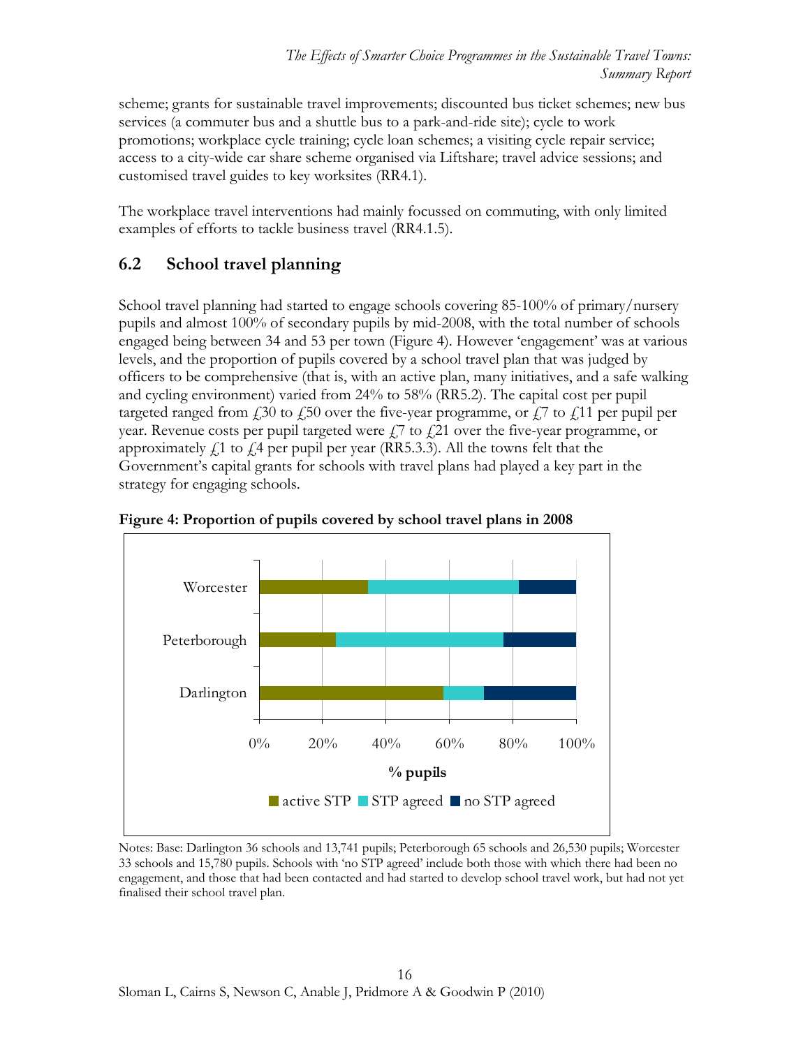scheme; grants for sustainable travel improvements; discounted bus ticket schemes; new bus services (a commuter bus and a shuttle bus to a park-and-ride site); cycle to work promotions; workplace cycle training; cycle loan schemes; a visiting cycle repair service; access to a city-wide car share scheme organised via Liftshare; travel advice sessions; and customised travel guides to key worksites (RR4.1).

The workplace travel interventions had mainly focussed on commuting, with only limited examples of efforts to tackle business travel (RR4.1.5).

## 6.2 School travel planning

School travel planning had started to engage schools covering 85-100% of primary/nursery pupils and almost 100% of secondary pupils by mid-2008, with the total number of schools engaged being between 34 and 53 per town (Figure 4). However 'engagement' was at various levels, and the proportion of pupils covered by a school travel plan that was judged by officers to be comprehensive (that is, with an active plan, many initiatives, and a safe walking and cycling environment) varied from 24% to 58% (RR5.2). The capital cost per pupil targeted ranged from £30 to £50 over the five-year programme, or £7 to £11 per pupil per year. Revenue costs per pupil targeted were £7 to £21 over the five-year programme, or approximately £1 to £4 per pupil per year (RR5.3.3). All the towns felt that the Government's capital grants for schools with travel plans had played a key part in the strategy for engaging schools.

**Figure 4: Proportion of pupils covered by school travel plans in 2008**

Notes: Base: Darlington 36 schools and 13,741 pupils; Peterborough 65 schools and 26,530 pupils; Worcester 33 schools and 15,780 pupils. Schools with 'no STP agreed' include both those with which there had been no engagement, and those that had been contacted and had started to develop school travel work, but had not yet finalised their school travel plan.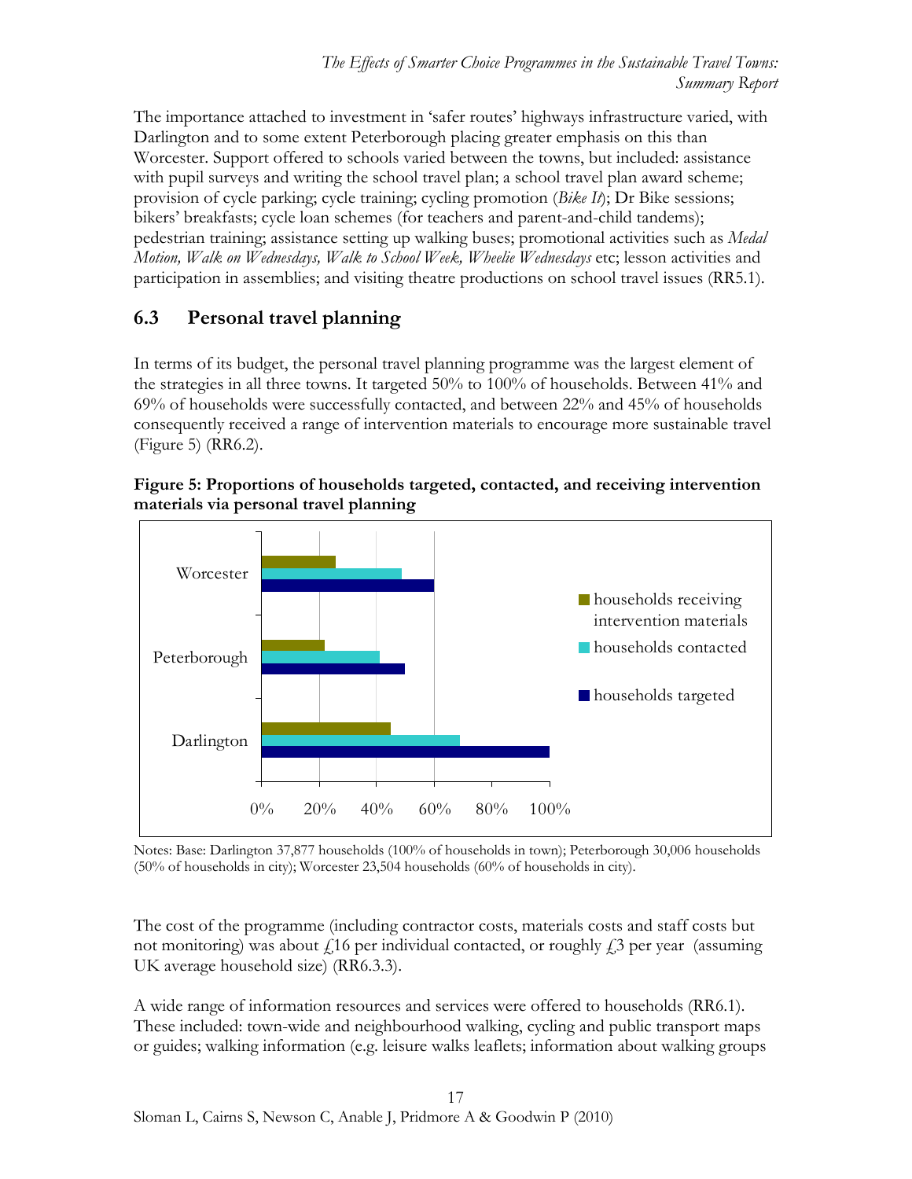The importance attached to investment in 'safer routes' highways infrastructure varied, with Darlington and to some extent Peterborough placing greater emphasis on this than Worcester. Support offered to schools varied between the towns, but included: assistance with pupil surveys and writing the school travel plan; a school travel plan award scheme; provision of cycle parking; cycle training; cycling promotion (*Bike It*); Dr Bike sessions; bikers' breakfasts; cycle loan schemes (for teachers and parent-and-child tandems); pedestrian training; assistance setting up walking buses; promotional activities such as *Medal Motion, Walk on Wednesdays, Walk to School Week, Wheelie Wednesdays* etc; lesson activities and participation in assemblies; and visiting theatre productions on school travel issues (RR5.1).

## 6.3 Personal travel planning

In terms of its budget, the personal travel planning programme was the largest element of the strategies in all three towns. It targeted 50% to 100% of households. Between 41% and 69% of households were successfully contacted, and between 22% and 45% of households consequently received a range of intervention materials to encourage more sustainable travel (Figure 5) (RR6.2).

**Figure 5: Proportions of households targeted, contacted, and receiving intervention materials via personal travel planning**

Notes: Base: Darlington 37,877 households (100% of households in town); Peterborough 30,006 households (50% of households in city); Worcester 23,504 households (60% of households in city).

The cost of the programme (including contractor costs, materials costs and staff costs but not monitoring) was about £16 per individual contacted, or roughly £3 per year (assuming UK average household size) (RR6.3.3).

A wide range of information resources and services were offered to households (RR6.1). These included: town-wide and neighbourhood walking, cycling and public transport maps or guides; walking information (e.g. leisure walks leaflets; information about walking groups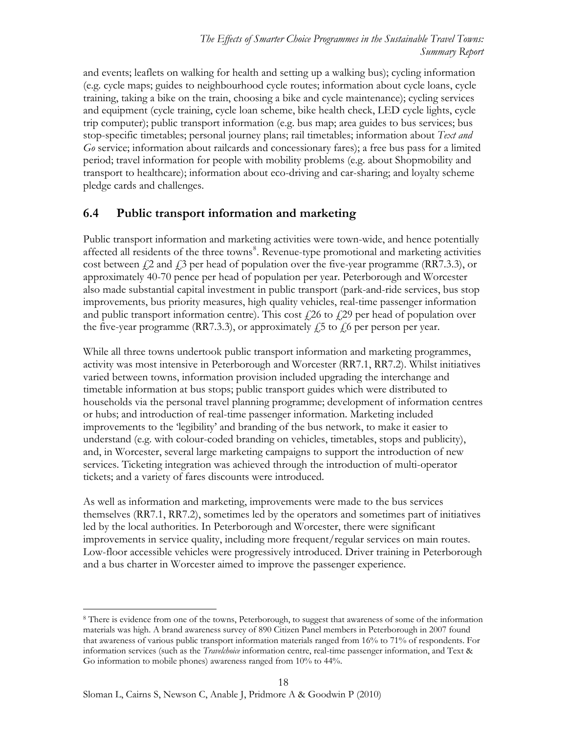and events; leaflets on walking for health and setting up a walking bus); cycling information (e.g. cycle maps; guides to neighbourhood cycle routes; information about cycle loans, cycle training, taking a bike on the train, choosing a bike and cycle maintenance); cycling services and equipment (cycle training, cycle loan scheme, bike health check, LED cycle lights, cycle trip computer); public transport information (e.g. bus map; area guides to bus services; bus stop-specific timetables; personal journey plans; rail timetables; information about *Text and Go* service; information about railcards and concessionary fares); a free bus pass for a limited period; travel information for people with mobility problems (e.g. about Shopmobility and transport to healthcare); information about eco-driving and car-sharing; and loyalty scheme pledge cards and challenges.

## 6.4 Public transport information and marketing

Public transport information and marketing activities were town-wide, and hence potentially affected all residents of the three towns[8]. Revenue-type promotional and marketing activities cost between £2 and £3 per head of population over the five-year programme (RR7.3.3), or approximately 40-70 pence per head of population per year. Peterborough and Worcester also made substantial capital investment in public transport (park-and-ride services, bus stop improvements, bus priority measures, high quality vehicles, real-time passenger information and public transport information centre). This cost £26 to £29 per head of population over the five-year programme (RR7.3.3), or approximately £5 to £6 per person per year.

While all three towns undertook public transport information and marketing programmes, activity was most intensive in Peterborough and Worcester (RR7.1, RR7.2). Whilst initiatives varied between towns, information provision included upgrading the interchange and timetable information at bus stops; public transport guides which were distributed to households via the personal travel planning programme; development of information centres or hubs; and introduction of real-time passenger information. Marketing included improvements to the 'legibility' and branding of the bus network, to make it easier to understand (e.g. with colour-coded branding on vehicles, timetables, stops and publicity), and, in Worcester, several large marketing campaigns to support the introduction of new services. Ticketing integration was achieved through the introduction of multi-operator tickets; and a variety of fares discounts were introduced.

As well as information and marketing, improvements were made to the bus services themselves (RR7.1, RR7.2), sometimes led by the operators and sometimes part of initiatives led by the local authorities. In Peterborough and Worcester, there were significant improvements in service quality, including more frequent/regular services on main routes. Low-floor accessible vehicles were progressively introduced. Driver training in Peterborough and a bus charter in Worcester aimed to improve the passenger experience.

---

[8] There is evidence from one of the towns, Peterborough, to suggest that awareness of some of the information materials was high. A brand awareness survey of 890 Citizen Panel members in Peterborough in 2007 found that awareness of various public transport information materials ranged from 16% to 71% of respondents. For information services (such as the *Travelchoice* information centre, real-time passenger information, and Text & Go information to mobile phones) awareness ranged from 10% to 44%.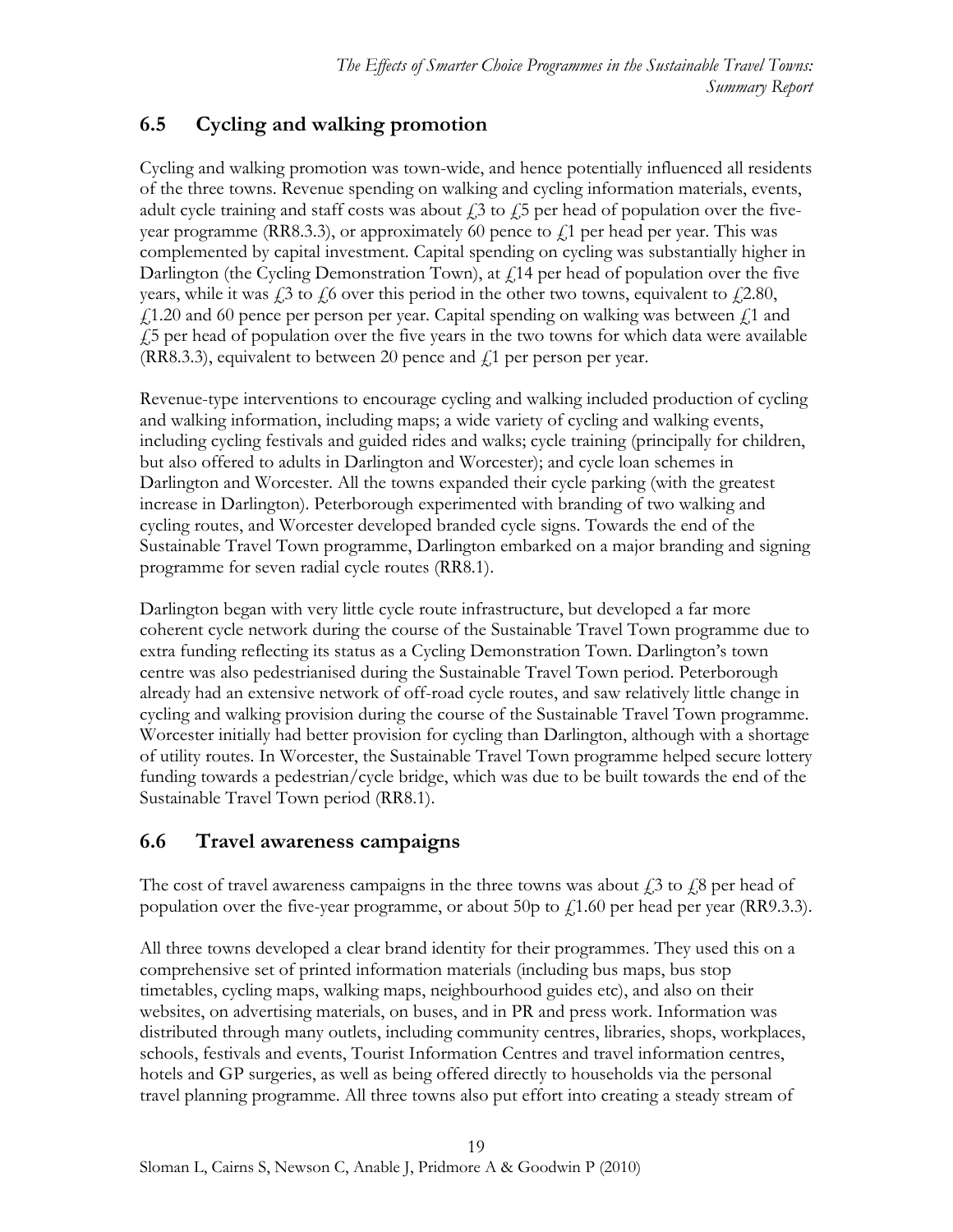## 6.5 Cycling and walking promotion

Cycling and walking promotion was town-wide, and hence potentially influenced all residents of the three towns. Revenue spending on walking and cycling information materials, events, adult cycle training and staff costs was about £3 to £5 per head of population over the five-year programme (RR8.3.3), or approximately 60 pence to £1 per head per year. This was complemented by capital investment. Capital spending on cycling was substantially higher in Darlington (the Cycling Demonstration Town), at £14 per head of population over the five years, while it was £3 to £6 over this period in the other two towns, equivalent to £2.80, £1.20 and 60 pence per person per year. Capital spending on walking was between £1 and £5 per head of population over the five years in the two towns for which data were available (RR8.3.3), equivalent to between 20 pence and £1 per person per year.

Revenue-type interventions to encourage cycling and walking included production of cycling and walking information, including maps; a wide variety of cycling and walking events, including cycling festivals and guided rides and walks; cycle training (principally for children, but also offered to adults in Darlington and Worcester); and cycle loan schemes in Darlington and Worcester. All the towns expanded their cycle parking (with the greatest increase in Darlington). Peterborough experimented with branding of two walking and cycling routes, and Worcester developed branded cycle signs. Towards the end of the Sustainable Travel Town programme, Darlington embarked on a major branding and signing programme for seven radial cycle routes (RR8.1).

Darlington began with very little cycle route infrastructure, but developed a far more coherent cycle network during the course of the Sustainable Travel Town programme due to extra funding reflecting its status as a Cycling Demonstration Town. Darlington's town centre was also pedestrianised during the Sustainable Travel Town period. Peterborough already had an extensive network of off-road cycle routes, and saw relatively little change in cycling and walking provision during the course of the Sustainable Travel Town programme. Worcester initially had better provision for cycling than Darlington, although with a shortage of utility routes. In Worcester, the Sustainable Travel Town programme helped secure lottery funding towards a pedestrian/cycle bridge, which was due to be built towards the end of the Sustainable Travel Town period (RR8.1).

## 6.6 Travel awareness campaigns

The cost of travel awareness campaigns in the three towns was about £3 to £8 per head of population over the five-year programme, or about 50p to £1.60 per head per year (RR9.3.3).

All three towns developed a clear brand identity for their programmes. They used this on a comprehensive set of printed information materials (including bus maps, bus stop timetables, cycling maps, walking maps, neighbourhood guides etc), and also on their websites, on advertising materials, on buses, and in PR and press work. Information was distributed through many outlets, including community centres, libraries, shops, workplaces, schools, festivals and events, Tourist Information Centres and travel information centres, hotels and GP surgeries, as well as being offered directly to households via the personal travel planning programme. All three towns also put effort into creating a steady stream of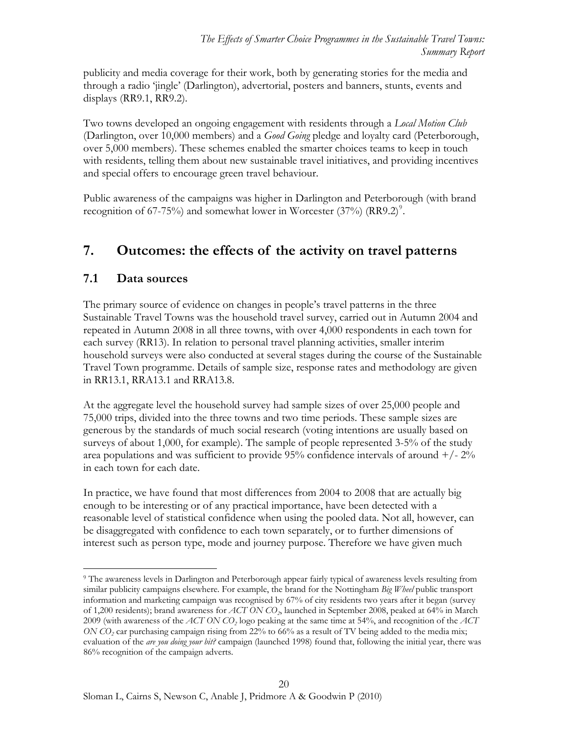publicity and media coverage for their work, both by generating stories for the media and through a radio 'jingle' (Darlington), advertorial, posters and banners, stunts, events and displays (RR9.1, RR9.2).

Two towns developed an ongoing engagement with residents through a *Local Motion Club* (Darlington, over 10,000 members) and a *Good Going* pledge and loyalty card (Peterborough, over 5,000 members). These schemes enabled the smarter choices teams to keep in touch with residents, telling them about new sustainable travel initiatives, and providing incentives and special offers to encourage green travel behaviour.

Public awareness of the campaigns was higher in Darlington and Peterborough (with brand recognition of 67-75%) and somewhat lower in Worcester (37%) (RR9.2)[9].

# 7. Outcomes: the effects of the activity on travel patterns

## 7.1 Data sources

The primary source of evidence on changes in people's travel patterns in the three Sustainable Travel Towns was the household travel survey, carried out in Autumn 2004 and repeated in Autumn 2008 in all three towns, with over 4,000 respondents in each town for each survey (RR13). In relation to personal travel planning activities, smaller interim household surveys were also conducted at several stages during the course of the Sustainable Travel Town programme. Details of sample size, response rates and methodology are given in RR13.1, RRA13.1 and RRA13.8.

At the aggregate level the household survey had sample sizes of over 25,000 people and 75,000 trips, divided into the three towns and two time periods. These sample sizes are generous by the standards of much social research (voting intentions are usually based on surveys of about 1,000, for example). The sample of people represented 3-5% of the study area populations and was sufficient to provide 95% confidence intervals of around +/- 2% in each town for each date.

In practice, we have found that most differences from 2004 to 2008 that are actually big enough to be interesting or of any practical importance, have been detected with a reasonable level of statistical confidence when using the pooled data. Not all, however, can be disaggregated with confidence to each town separately, or to further dimensions of interest such as person type, mode and journey purpose. Therefore we have given much

---

[9] The awareness levels in Darlington and Peterborough appear fairly typical of awareness levels resulting from similar publicity campaigns elsewhere. For example, the brand for the Nottingham *Big Wheel* public transport information and marketing campaign was recognised by 67% of city residents two years after it began (survey of 1,200 residents); brand awareness for *ACT ON $CO_2$*, launched in September 2008, peaked at 64% in March 2009 (with awareness of the *ACT ON $CO_2$* logo peaking at the same time at 54%, and recognition of the *ACT ON $CO_2$* car purchasing campaign rising from 22% to 66% as a result of TV being added to the media mix; evaluation of the *are you doing your bit?* campaign (launched 1998) found that, following the initial year, there was 86% recognition of the campaign adverts.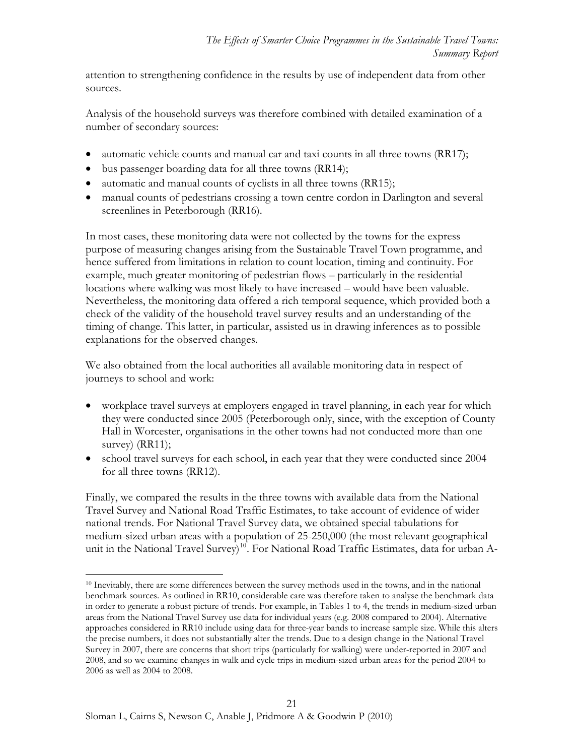attention to strengthening confidence in the results by use of independent data from other sources.

Analysis of the household surveys was therefore combined with detailed examination of a number of secondary sources:

- automatic vehicle counts and manual car and taxi counts in all three towns (RR17);
- bus passenger boarding data for all three towns (RR14);
- automatic and manual counts of cyclists in all three towns (RR15);
- manual counts of pedestrians crossing a town centre cordon in Darlington and several screenlines in Peterborough (RR16).

In most cases, these monitoring data were not collected by the towns for the express purpose of measuring changes arising from the Sustainable Travel Town programme, and hence suffered from limitations in relation to count location, timing and continuity. For example, much greater monitoring of pedestrian flows – particularly in the residential locations where walking was most likely to have increased – would have been valuable. Nevertheless, the monitoring data offered a rich temporal sequence, which provided both a check of the validity of the household travel survey results and an understanding of the timing of change. This latter, in particular, assisted us in drawing inferences as to possible explanations for the observed changes.

We also obtained from the local authorities all available monitoring data in respect of journeys to school and work:

- workplace travel surveys at employers engaged in travel planning, in each year for which they were conducted since 2005 (Peterborough only, since, with the exception of County Hall in Worcester, organisations in the other towns had not conducted more than one survey) (RR11);
- school travel surveys for each school, in each year that they were conducted since 2004 for all three towns (RR12).

Finally, we compared the results in the three towns with available data from the National Travel Survey and National Road Traffic Estimates, to take account of evidence of wider national trends. For National Travel Survey data, we obtained special tabulations for medium-sized urban areas with a population of 25-250,000 (the most relevant geographical unit in the National Travel Survey)[10]. For National Road Traffic Estimates, data for urban A-

[10] Inevitably, there are some differences between the survey methods used in the towns, and in the national benchmark sources. As outlined in RR10, considerable care was therefore taken to analyse the benchmark data in order to generate a robust picture of trends. For example, in Tables 1 to 4, the trends in medium-sized urban areas from the National Travel Survey use data for individual years (e.g. 2008 compared to 2004). Alternative approaches considered in RR10 include using data for three-year bands to increase sample size. While this alters the precise numbers, it does not substantially alter the trends. Due to a design change in the National Travel Survey in 2007, there are concerns that short trips (particularly for walking) were under-reported in 2007 and 2008, and so we examine changes in walk and cycle trips in medium-sized urban areas for the period 2004 to 2006 as well as 2004 to 2008.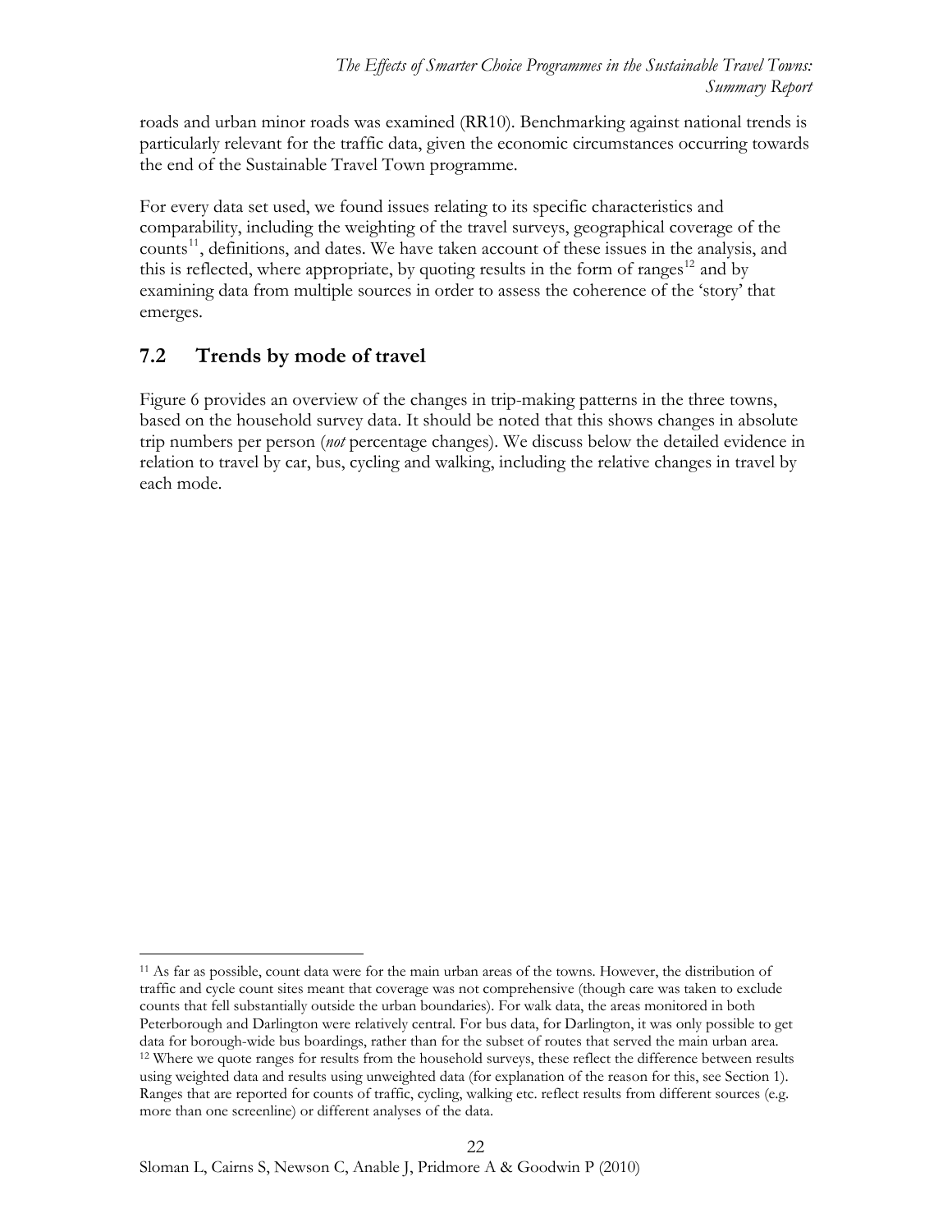roads and urban minor roads was examined (RR10). Benchmarking against national trends is particularly relevant for the traffic data, given the economic circumstances occurring towards the end of the Sustainable Travel Town programme.

For every data set used, we found issues relating to its specific characteristics and comparability, including the weighting of the travel surveys, geographical coverage of the counts[11], definitions, and dates. We have taken account of these issues in the analysis, and this is reflected, where appropriate, by quoting results in the form of ranges[12] and by examining data from multiple sources in order to assess the coherence of the 'story' that emerges.

## 7.2 Trends by mode of travel

Figure 6 provides an overview of the changes in trip-making patterns in the three towns, based on the household survey data. It should be noted that this shows changes in absolute trip numbers per person (*not* percentage changes). We discuss below the detailed evidence in relation to travel by car, bus, cycling and walking, including the relative changes in travel by each mode.

---

[11] As far as possible, count data were for the main urban areas of the towns. However, the distribution of traffic and cycle count sites meant that coverage was not comprehensive (though care was taken to exclude counts that fell substantially outside the urban boundaries). For walk data, the areas monitored in both Peterborough and Darlington were relatively central. For bus data, for Darlington, it was only possible to get data for borough-wide bus boardings, rather than for the subset of routes that served the main urban area.

[12] Where we quote ranges for results from the household surveys, these reflect the difference between results using weighted data and results using unweighted data (for explanation of the reason for this, see Section 1). Ranges that are reported for counts of traffic, cycling, walking etc. reflect results from different sources (e.g. more than one screenline) or different analyses of the data.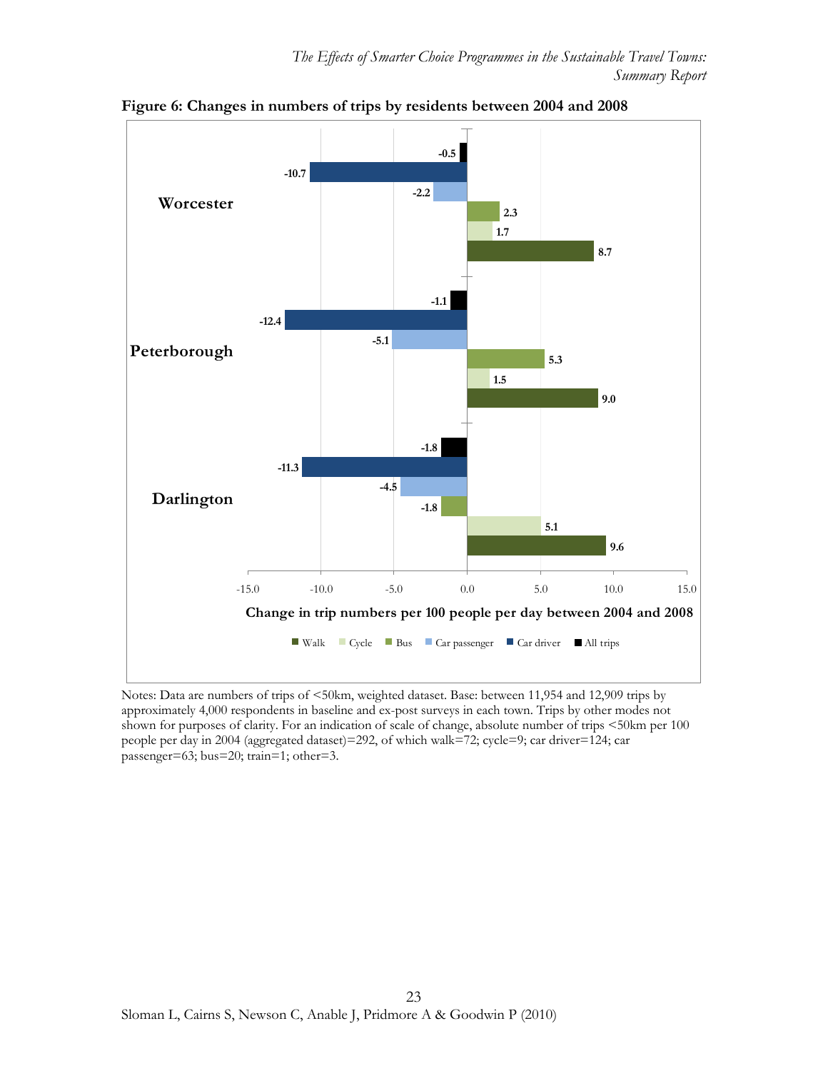**Figure 6: Changes in numbers of trips by residents between 2004 and 2008**

| | Walk | Cycle | Bus | Car passenger | Car driver | All trips |
|---|---|---|---|---|---|---|
| Worcester | 8.7 | 1.7 | 2.3 | -2.2 | -10.7 | -0.5 |
| Peterborough | 9.0 | 1.5 | 5.3 | -5.1 | -12.4 | -1.1 |
| Darlington | 9.6 | 5.1 | -1.8 | -4.5 | -11.3 | -1.8 |

Change in trip numbers per 100 people per day between 2004 and 2008

Notes: Data are numbers of trips of <50km, weighted dataset. Base: between 11,954 and 12,909 trips by approximately 4,000 respondents in baseline and ex-post surveys in each town. Trips by other modes not shown for purposes of clarity. For an indication of scale of change, absolute number of trips <50km per 100 people per day in 2004 (aggregated dataset)=292, of which walk=72; cycle=9; car driver=124; car passenger=63; bus=20; train=1; other=3.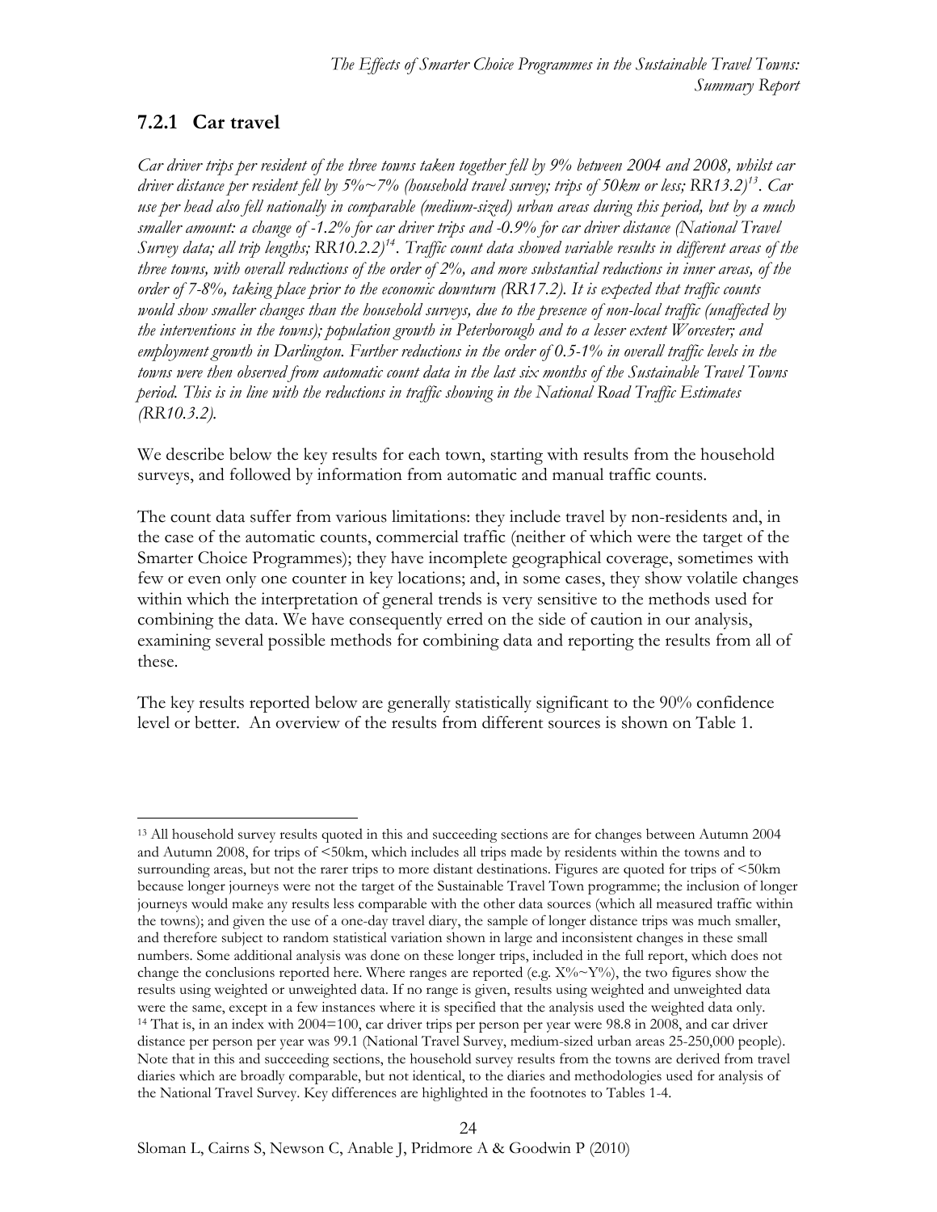### 7.2.1 Car travel

*Car driver trips per resident of the three towns taken together fell by 9% between 2004 and 2008, whilst car driver distance per resident fell by 5%~7% (household travel survey; trips of 50km or less; RR13.2)*[13]*. Car use per head also fell nationally in comparable (medium-sized) urban areas during this period, but by a much smaller amount: a change of -1.2% for car driver trips and -0.9% for car driver distance (National Travel Survey data; all trip lengths; RR10.2.2)*[14]*. Traffic count data showed variable results in different areas of the three towns, with overall reductions of the order of 2%, and more substantial reductions in inner areas, of the order of 7-8%, taking place prior to the economic downturn (RR17.2). It is expected that traffic counts would show smaller changes than the household surveys, due to the presence of non-local traffic (unaffected by the interventions in the towns); population growth in Peterborough and to a lesser extent Worcester; and employment growth in Darlington. Further reductions in the order of 0.5-1% in overall traffic levels in the towns were then observed from automatic count data in the last six months of the Sustainable Travel Towns period. This is in line with the reductions in traffic showing in the National Road Traffic Estimates (RR10.3.2).*

We describe below the key results for each town, starting with results from the household surveys, and followed by information from automatic and manual traffic counts.

The count data suffer from various limitations: they include travel by non-residents and, in the case of the automatic counts, commercial traffic (neither of which were the target of the Smarter Choice Programmes); they have incomplete geographical coverage, sometimes with few or even only one counter in key locations; and, in some cases, they show volatile changes within which the interpretation of general trends is very sensitive to the methods used for combining the data. We have consequently erred on the side of caution in our analysis, examining several possible methods for combining data and reporting the results from all of these.

The key results reported below are generally statistically significant to the 90% confidence level or better. An overview of the results from different sources is shown on Table 1.

---

[13] All household survey results quoted in this and succeeding sections are for changes between Autumn 2004 and Autumn 2008, for trips of <50km, which includes all trips made by residents within the towns and to surrounding areas, but not the rarer trips to more distant destinations. Figures are quoted for trips of <50km because longer journeys were not the target of the Sustainable Travel Town programme; the inclusion of longer journeys would make any results less comparable with the other data sources (which all measured traffic within the towns); and given the use of a one-day travel diary, the sample of longer distance trips was much smaller, and therefore subject to random statistical variation shown in large and inconsistent changes in these small numbers. Some additional analysis was done on these longer trips, included in the full report, which does not change the conclusions reported here. Where ranges are reported (e.g. X%~Y%), the two figures show the results using weighted or unweighted data. If no range is given, results using weighted and unweighted data were the same, except in a few instances where it is specified that the analysis used the weighted data only.

[14] That is, in an index with 2004=100, car driver trips per person per year were 98.8 in 2008, and car driver distance per person per year was 99.1 (National Travel Survey, medium-sized urban areas 25-250,000 people). Note that in this and succeeding sections, the household survey results from the towns are derived from travel diaries which are broadly comparable, but not identical, to the diaries and methodologies used for analysis of the National Travel Survey. Key differences are highlighted in the footnotes to Tables 1-4.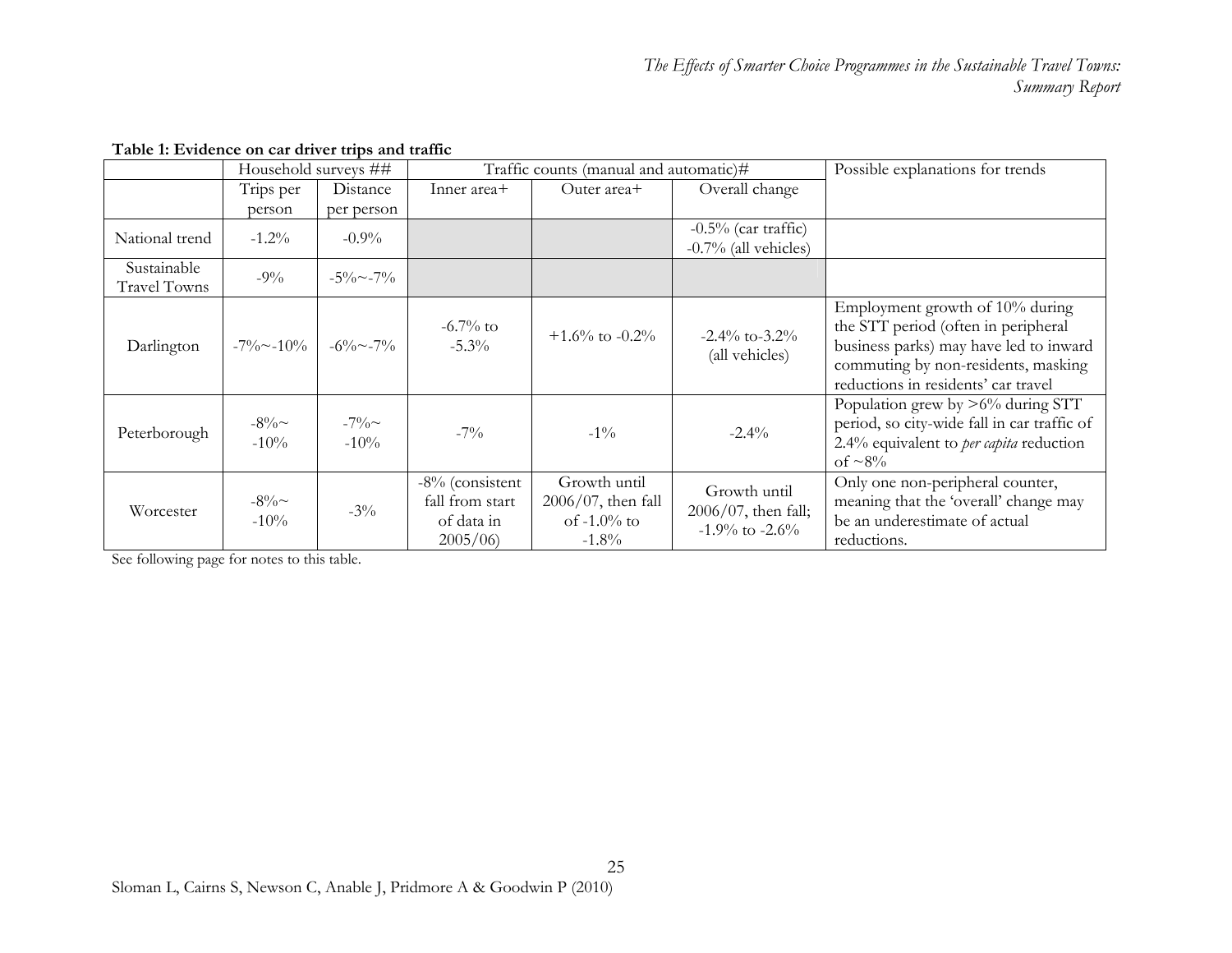**Table 1: Evidence on car driver trips and traffic**

| | Household surveys ## | | Traffic counts (manual and automatic)# | | | Possible explanations for trends |
|---|---|---|---|---|---|---|
| | Trips per person | Distance per person | Inner area+ | Outer area+ | Overall change | |
| National trend | -1.2% | -0.9% | | | -0.5% (car traffic) -0.7% (all vehicles) | |
| Sustainable Travel Towns | -9% | -5%~-7% | | | | |
| Darlington | -7%~-10% | -6%~-7% | -6.7% to -5.3% | +1.6% to -0.2% | -2.4% to-3.2% (all vehicles) | Employment growth of 10% during the STT period (often in peripheral business parks) may have led to inward commuting by non-residents, masking reductions in residents' car travel |
| Peterborough | -8%~ -10% | -7%~ -10% | -7% | -1% | -2.4% | Population grew by >6% during STT period, so city-wide fall in car traffic of 2.4% equivalent to *per capita* reduction of ~8% |
| Worcester | -8%~ -10% | -3% | -8% (consistent fall from start of data in 2005/06) | Growth until 2006/07, then fall of -1.0% to -1.8% | Growth until 2006/07, then fall; -1.9% to -2.6% | Only one non-peripheral counter, meaning that the 'overall' change may be an underestimate of actual reductions. |

See following page for notes to this table.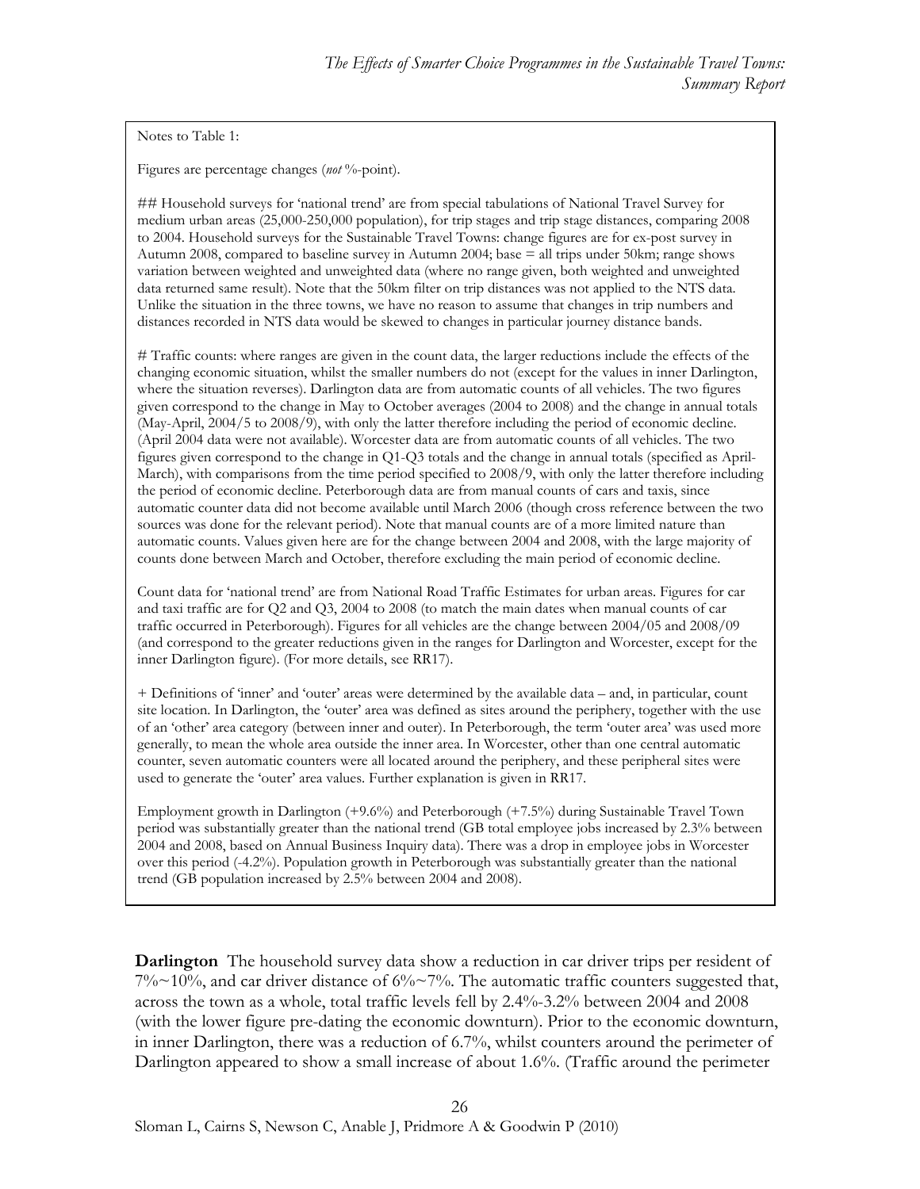Notes to Table 1:

Figures are percentage changes (*not* %-point).

## Household surveys for 'national trend' are from special tabulations of National Travel Survey for medium urban areas (25,000-250,000 population), for trip stages and trip stage distances, comparing 2008 to 2004. Household surveys for the Sustainable Travel Towns: change figures are for ex-post survey in Autumn 2008, compared to baseline survey in Autumn 2004; base = all trips under 50km; range shows variation between weighted and unweighted data (where no range given, both weighted and unweighted data returned same result). Note that the 50km filter on trip distances was not applied to the NTS data. Unlike the situation in the three towns, we have no reason to assume that changes in trip numbers and distances recorded in NTS data would be skewed to changes in particular journey distance bands.

# Traffic counts: where ranges are given in the count data, the larger reductions include the effects of the changing economic situation, whilst the smaller numbers do not (except for the values in inner Darlington, where the situation reverses). Darlington data are from automatic counts of all vehicles. The two figures given correspond to the change in May to October averages (2004 to 2008) and the change in annual totals (May-April, 2004/5 to 2008/9), with only the latter therefore including the period of economic decline. (April 2004 data were not available). Worcester data are from automatic counts of all vehicles. The two figures given correspond to the change in Q1-Q3 totals and the change in annual totals (specified as April-March), with comparisons from the time period specified to 2008/9, with only the latter therefore including the period of economic decline. Peterborough data are from manual counts of cars and taxis, since automatic counter data did not become available until March 2006 (though cross reference between the two sources was done for the relevant period). Note that manual counts are of a more limited nature than automatic counts. Values given here are for the change between 2004 and 2008, with the large majority of counts done between March and October, therefore excluding the main period of economic decline.

Count data for 'national trend' are from National Road Traffic Estimates for urban areas. Figures for car and taxi traffic are for Q2 and Q3, 2004 to 2008 (to match the main dates when manual counts of car traffic occurred in Peterborough). Figures for all vehicles are the change between 2004/05 and 2008/09 (and correspond to the greater reductions given in the ranges for Darlington and Worcester, except for the inner Darlington figure). (For more details, see RR17).

+ Definitions of 'inner' and 'outer' areas were determined by the available data – and, in particular, count site location. In Darlington, the 'outer' area was defined as sites around the periphery, together with the use of an 'other' area category (between inner and outer). In Peterborough, the term 'outer area' was used more generally, to mean the whole area outside the inner area. In Worcester, other than one central automatic counter, seven automatic counters were all located around the periphery, and these peripheral sites were used to generate the 'outer' area values. Further explanation is given in RR17.

Employment growth in Darlington (+9.6%) and Peterborough (+7.5%) during Sustainable Travel Town period was substantially greater than the national trend (GB total employee jobs increased by 2.3% between 2004 and 2008, based on Annual Business Inquiry data). There was a drop in employee jobs in Worcester over this period (-4.2%). Population growth in Peterborough was substantially greater than the national trend (GB population increased by 2.5% between 2004 and 2008).

**Darlington** The household survey data show a reduction in car driver trips per resident of 7%~10%, and car driver distance of 6%~7%. The automatic traffic counters suggested that, across the town as a whole, total traffic levels fell by 2.4%-3.2% between 2004 and 2008 (with the lower figure pre-dating the economic downturn). Prior to the economic downturn, in inner Darlington, there was a reduction of 6.7%, whilst counters around the perimeter of Darlington appeared to show a small increase of about 1.6%. (Traffic around the perimeter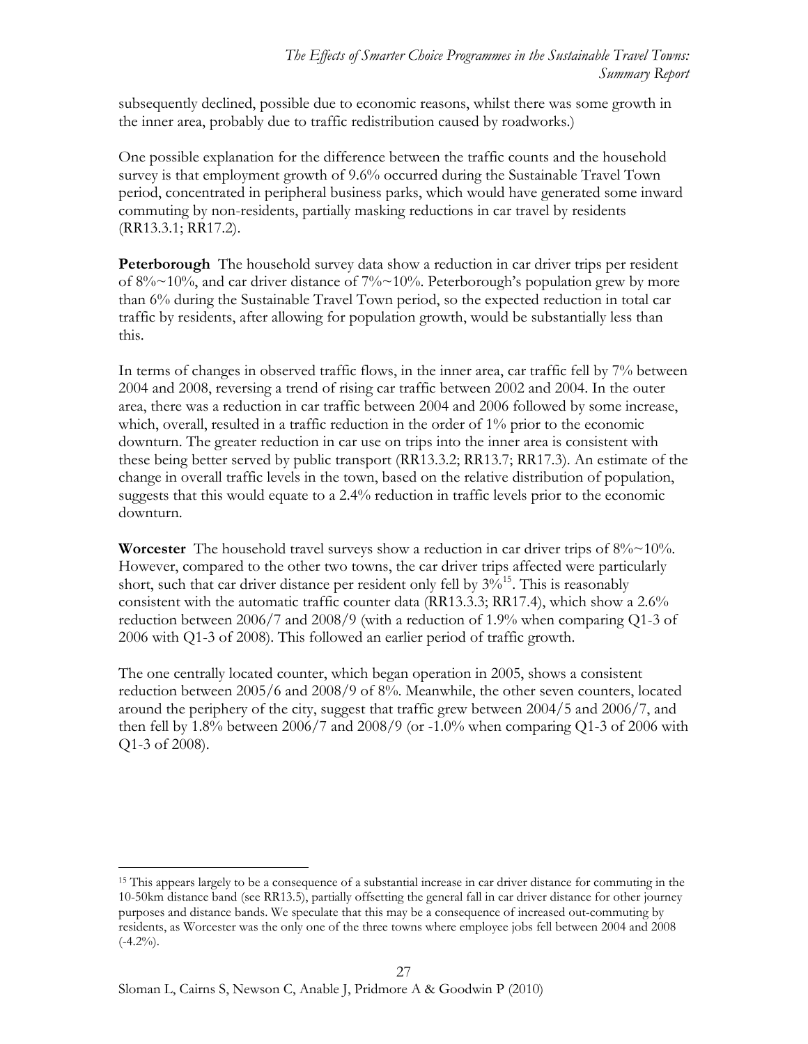subsequently declined, possible due to economic reasons, whilst there was some growth in the inner area, probably due to traffic redistribution caused by roadworks.)

One possible explanation for the difference between the traffic counts and the household survey is that employment growth of 9.6% occurred during the Sustainable Travel Town period, concentrated in peripheral business parks, which would have generated some inward commuting by non-residents, partially masking reductions in car travel by residents (RR13.3.1; RR17.2).

**Peterborough** The household survey data show a reduction in car driver trips per resident of 8%~10%, and car driver distance of 7%~10%. Peterborough's population grew by more than 6% during the Sustainable Travel Town period, so the expected reduction in total car traffic by residents, after allowing for population growth, would be substantially less than this.

In terms of changes in observed traffic flows, in the inner area, car traffic fell by 7% between 2004 and 2008, reversing a trend of rising car traffic between 2002 and 2004. In the outer area, there was a reduction in car traffic between 2004 and 2006 followed by some increase, which, overall, resulted in a traffic reduction in the order of 1% prior to the economic downturn. The greater reduction in car use on trips into the inner area is consistent with these being better served by public transport (RR13.3.2; RR13.7; RR17.3). An estimate of the change in overall traffic levels in the town, based on the relative distribution of population, suggests that this would equate to a 2.4% reduction in traffic levels prior to the economic downturn.

**Worcester** The household travel surveys show a reduction in car driver trips of 8%~10%. However, compared to the other two towns, the car driver trips affected were particularly short, such that car driver distance per resident only fell by 3%[15]. This is reasonably consistent with the automatic traffic counter data (RR13.3.3; RR17.4), which show a 2.6% reduction between 2006/7 and 2008/9 (with a reduction of 1.9% when comparing Q1-3 of 2006 with Q1-3 of 2008). This followed an earlier period of traffic growth.

The one centrally located counter, which began operation in 2005, shows a consistent reduction between 2005/6 and 2008/9 of 8%. Meanwhile, the other seven counters, located around the periphery of the city, suggest that traffic grew between 2004/5 and 2006/7, and then fell by 1.8% between 2006/7 and 2008/9 (or -1.0% when comparing Q1-3 of 2006 with Q1-3 of 2008).

[15] This appears largely to be a consequence of a substantial increase in car driver distance for commuting in the 10-50km distance band (see RR13.5), partially offsetting the general fall in car driver distance for other journey purposes and distance bands. We speculate that this may be a consequence of increased out-commuting by residents, as Worcester was the only one of the three towns where employee jobs fell between 2004 and 2008 (-4.2%).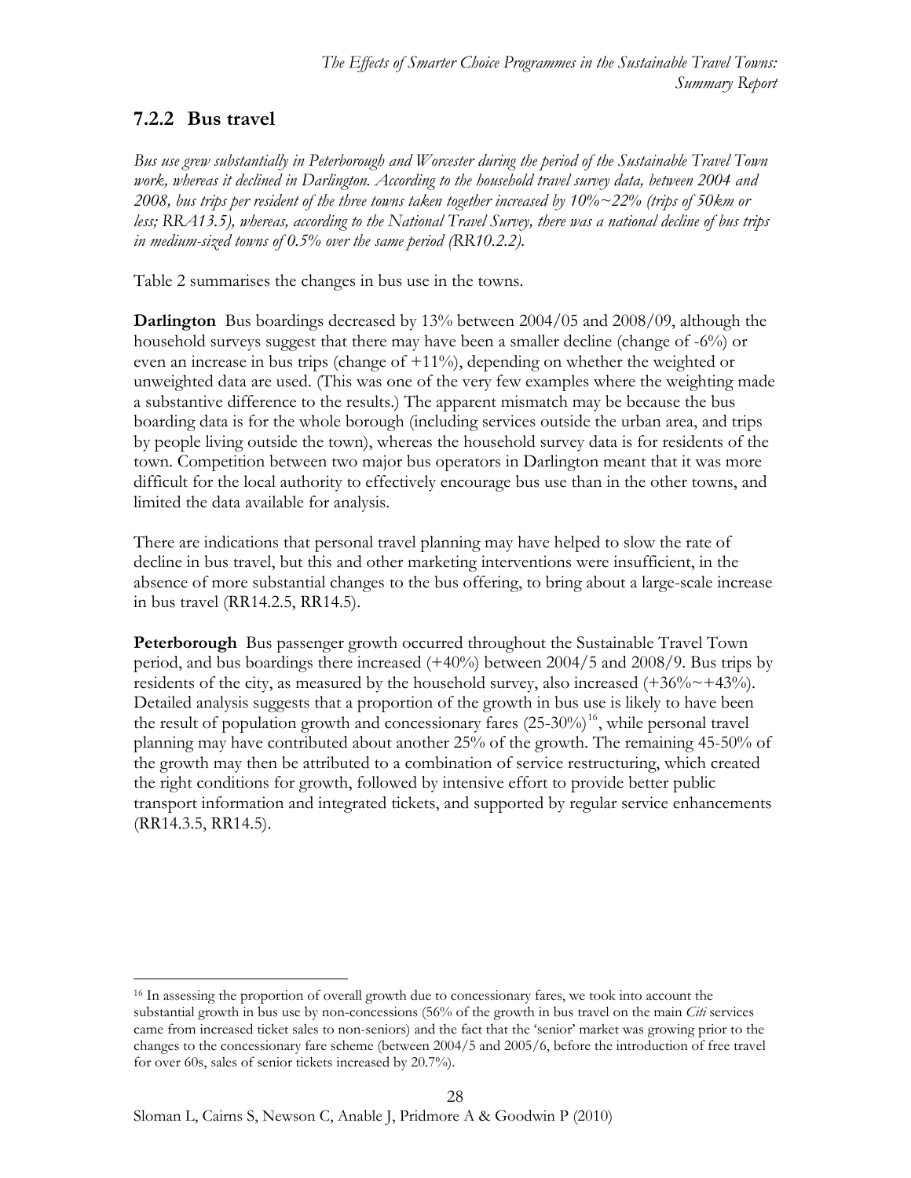### 7.2.2 Bus travel

*Bus use grew substantially in Peterborough and Worcester during the period of the Sustainable Travel Town work, whereas it declined in Darlington. According to the household travel survey data, between 2004 and 2008, bus trips per resident of the three towns taken together increased by 10%~22% (trips of 50km or less; RRA13.5), whereas, according to the National Travel Survey, there was a national decline of bus trips in medium-sized towns of 0.5% over the same period (RR10.2.2).*

Table 2 summarises the changes in bus use in the towns.

**Darlington** Bus boardings decreased by 13% between 2004/05 and 2008/09, although the household surveys suggest that there may have been a smaller decline (change of -6%) or even an increase in bus trips (change of +11%), depending on whether the weighted or unweighted data are used. (This was one of the very few examples where the weighting made a substantive difference to the results.) The apparent mismatch may be because the bus boarding data is for the whole borough (including services outside the urban area, and trips by people living outside the town), whereas the household survey data is for residents of the town. Competition between two major bus operators in Darlington meant that it was more difficult for the local authority to effectively encourage bus use than in the other towns, and limited the data available for analysis.

There are indications that personal travel planning may have helped to slow the rate of decline in bus travel, but this and other marketing interventions were insufficient, in the absence of more substantial changes to the bus offering, to bring about a large-scale increase in bus travel (RR14.2.5, RR14.5).

**Peterborough** Bus passenger growth occurred throughout the Sustainable Travel Town period, and bus boardings there increased (+40%) between 2004/5 and 2008/9. Bus trips by residents of the city, as measured by the household survey, also increased (+36%~+43%). Detailed analysis suggests that a proportion of the growth in bus use is likely to have been the result of population growth and concessionary fares (25-30%)[16], while personal travel planning may have contributed about another 25% of the growth. The remaining 45-50% of the growth may then be attributed to a combination of service restructuring, which created the right conditions for growth, followed by intensive effort to provide better public transport information and integrated tickets, and supported by regular service enhancements (RR14.3.5, RR14.5).

[16] In assessing the proportion of overall growth due to concessionary fares, we took into account the substantial growth in bus use by non-concessions (56% of the growth in bus travel on the main *Citi* services came from increased ticket sales to non-seniors) and the fact that the 'senior' market was growing prior to the changes to the concessionary fare scheme (between 2004/5 and 2005/6, before the introduction of free travel for over 60s, sales of senior tickets increased by 20.7%).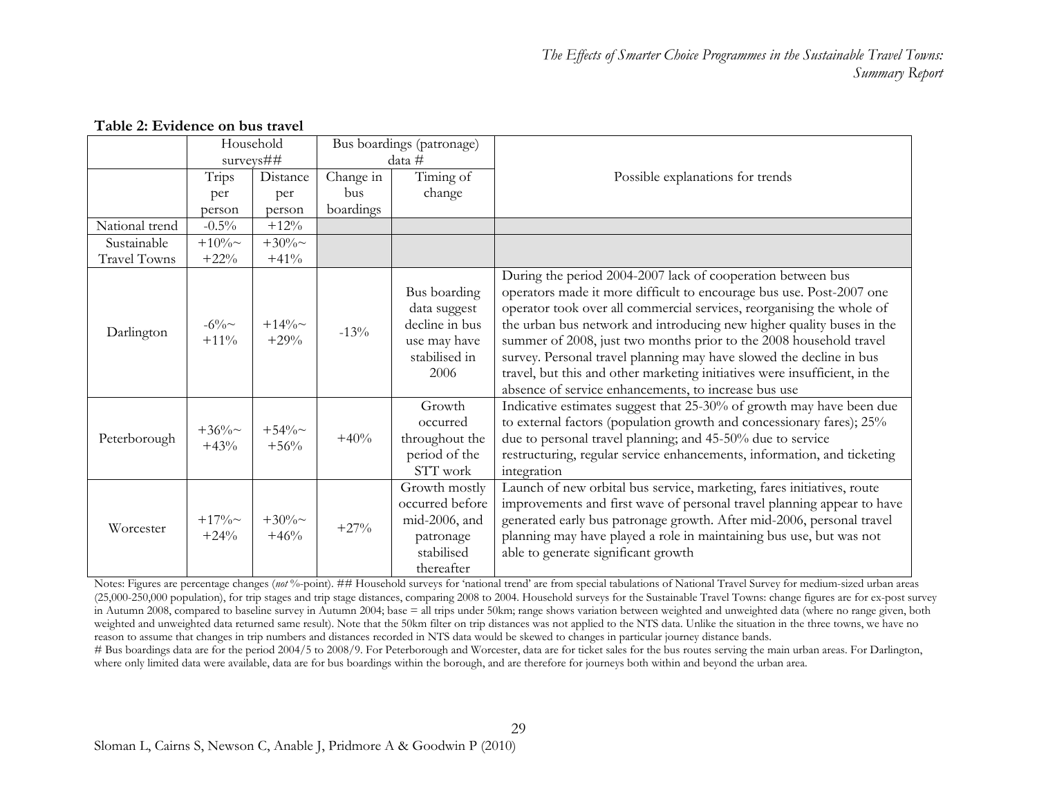**Table 2: Evidence on bus travel**

| | Household surveys## | | Bus boardings (patronage) data # | | Possible explanations for trends |
|---|---|---|---|---|---|
| | Trips per person | Distance per person | Change in bus boardings | Timing of change | |
| National trend | -0.5% | +12% | | | |
| Sustainable Travel Towns | +10%~ +22% | +30%~ +41% | | | |
| Darlington | -6%~ +11% | +14%~ +29% | -13% | Bus boarding data suggest decline in bus use may have stabilised in 2006 | During the period 2004-2007 lack of cooperation between bus operators made it more difficult to encourage bus use. Post-2007 one operator took over all commercial services, reorganising the whole of the urban bus network and introducing new higher quality buses in the summer of 2008, just two months prior to the 2008 household travel survey. Personal travel planning may have slowed the decline in bus travel, but this and other marketing initiatives were insufficient, in the absence of service enhancements, to increase bus use |
| Peterborough | +36%~ +43% | +54%~ +56% | +40% | Growth occurred throughout the period of the STT work | Indicative estimates suggest that 25-30% of growth may have been due to external factors (population growth and concessionary fares); 25% due to personal travel planning; and 45-50% due to service restructuring, regular service enhancements, information, and ticketing integration |
| Worcester | +17%~ +24% | +30%~ +46% | +27% | Growth mostly occurred before mid-2006, and patronage stabilised thereafter | Launch of new orbital bus service, marketing, fares initiatives, route improvements and first wave of personal travel planning appear to have generated early bus patronage growth. After mid-2006, personal travel planning may have played a role in maintaining bus use, but was not able to generate significant growth |

Notes: Figures are percentage changes (*not* %-point). ## Household surveys for 'national trend' are from special tabulations of National Travel Survey for medium-sized urban areas (25,000-250,000 population), for trip stages and trip stage distances, comparing 2008 to 2004. Household surveys for the Sustainable Travel Towns: change figures are for ex-post survey in Autumn 2008, compared to baseline survey in Autumn 2004; base = all trips under 50km; range shows variation between weighted and unweighted data (where no range given, both weighted and unweighted data returned same result). Note that the 50km filter on trip distances was not applied to the NTS data. Unlike the situation in the three towns, we have no reason to assume that changes in trip numbers and distances recorded in NTS data would be skewed to changes in particular journey distance bands.
# Bus boardings data are for the period 2004/5 to 2008/9. For Peterborough and Worcester, data are for ticket sales for the bus routes serving the main urban areas. For Darlington, where only limited data were available, data are for bus boardings within the borough, and are therefore for journeys both within and beyond the urban area.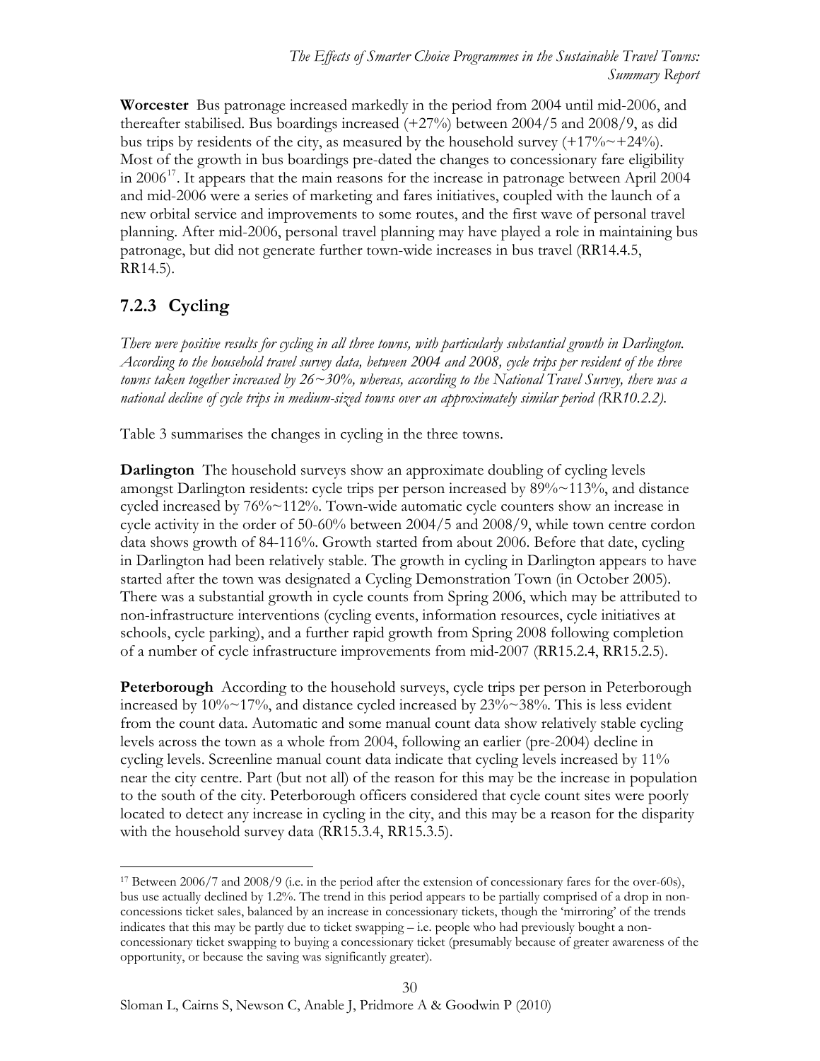**Worcester** Bus patronage increased markedly in the period from 2004 until mid-2006, and thereafter stabilised. Bus boardings increased (+27%) between 2004/5 and 2008/9, as did bus trips by residents of the city, as measured by the household survey (+17%~+24%). Most of the growth in bus boardings pre-dated the changes to concessionary fare eligibility in 2006[17]. It appears that the main reasons for the increase in patronage between April 2004 and mid-2006 were a series of marketing and fares initiatives, coupled with the launch of a new orbital service and improvements to some routes, and the first wave of personal travel planning. After mid-2006, personal travel planning may have played a role in maintaining bus patronage, but did not generate further town-wide increases in bus travel (RR14.4.5, RR14.5).

### 7.2.3 Cycling

*There were positive results for cycling in all three towns, with particularly substantial growth in Darlington. According to the household travel survey data, between 2004 and 2008, cycle trips per resident of the three towns taken together increased by 26~30%, whereas, according to the National Travel Survey, there was a national decline of cycle trips in medium-sized towns over an approximately similar period (RR10.2.2).*

Table 3 summarises the changes in cycling in the three towns.

**Darlington** The household surveys show an approximate doubling of cycling levels amongst Darlington residents: cycle trips per person increased by 89%~113%, and distance cycled increased by 76%~112%. Town-wide automatic cycle counters show an increase in cycle activity in the order of 50-60% between 2004/5 and 2008/9, while town centre cordon data shows growth of 84-116%. Growth started from about 2006. Before that date, cycling in Darlington had been relatively stable. The growth in cycling in Darlington appears to have started after the town was designated a Cycling Demonstration Town (in October 2005). There was a substantial growth in cycle counts from Spring 2006, which may be attributed to non-infrastructure interventions (cycling events, information resources, cycle initiatives at schools, cycle parking), and a further rapid growth from Spring 2008 following completion of a number of cycle infrastructure improvements from mid-2007 (RR15.2.4, RR15.2.5).

**Peterborough** According to the household surveys, cycle trips per person in Peterborough increased by 10%~17%, and distance cycled increased by 23%~38%. This is less evident from the count data. Automatic and some manual count data show relatively stable cycling levels across the town as a whole from 2004, following an earlier (pre-2004) decline in cycling levels. Screenline manual count data indicate that cycling levels increased by 11% near the city centre. Part (but not all) of the reason for this may be the increase in population to the south of the city. Peterborough officers considered that cycle count sites were poorly located to detect any increase in cycling in the city, and this may be a reason for the disparity with the household survey data (RR15.3.4, RR15.3.5).

[17] Between 2006/7 and 2008/9 (i.e. in the period after the extension of concessionary fares for the over-60s), bus use actually declined by 1.2%. The trend in this period appears to be partially comprised of a drop in non-concessions ticket sales, balanced by an increase in concessionary tickets, though the 'mirroring' of the trends indicates that this may be partly due to ticket swapping – i.e. people who had previously bought a non-concessionary ticket swapping to buying a concessionary ticket (presumably because of greater awareness of the opportunity, or because the saving was significantly greater).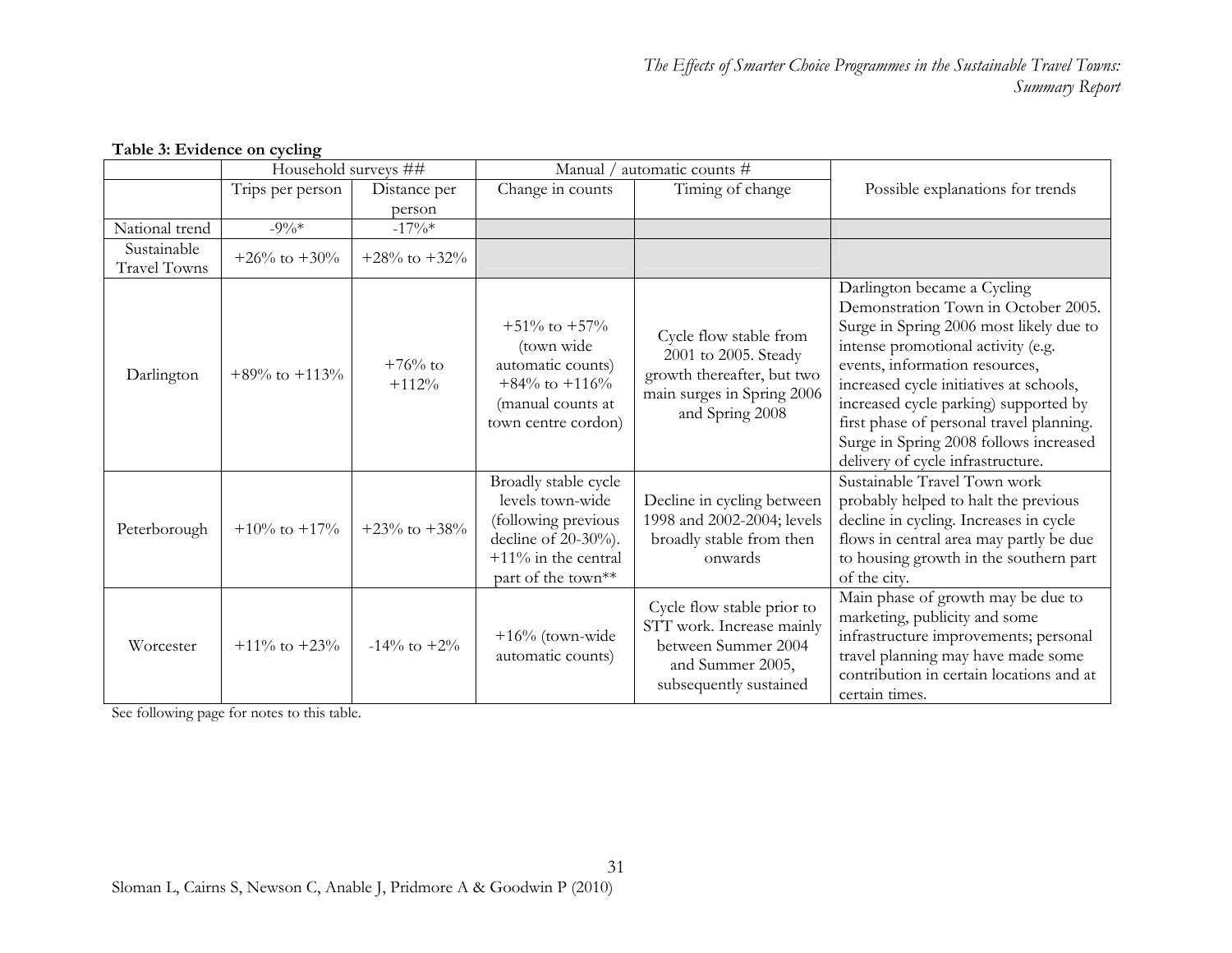**Table 3: Evidence on cycling**

| | Household surveys ## | | Manual / automatic counts # | | Possible explanations for trends |
|---|---|---|---|---|---|
| | Trips per person | Distance per person | Change in counts | Timing of change | |
| National trend | -9%* | -17%* | | | |
| Sustainable Travel Towns | +26% to +30% | +28% to +32% | | | |
| Darlington | +89% to +113% | +76% to +112% | +51% to +57% (town wide automatic counts) +84% to +116% (manual counts at town centre cordon) | Cycle flow stable from 2001 to 2005. Steady growth thereafter, but two main surges in Spring 2006 and Spring 2008 | Darlington became a Cycling Demonstration Town in October 2005. Surge in Spring 2006 most likely due to intense promotional activity (e.g. events, information resources, increased cycle initiatives at schools, increased cycle parking) supported by first phase of personal travel planning. Surge in Spring 2008 follows increased delivery of cycle infrastructure. |
| Peterborough | +10% to +17% | +23% to +38% | Broadly stable cycle levels town-wide (following previous decline of 20-30%). +11% in the central part of the town** | Decline in cycling between 1998 and 2002-2004; levels broadly stable from then onwards | Sustainable Travel Town work probably helped to halt the previous decline in cycling. Increases in cycle flows in central area may partly be due to housing growth in the southern part of the city. |
| Worcester | +11% to +23% | -14% to +2% | +16% (town-wide automatic counts) | Cycle flow stable prior to STT work. Increase mainly between Summer 2004 and Summer 2005, subsequently sustained | Main phase of growth may be due to marketing, publicity and some infrastructure improvements; personal travel planning may have made some contribution in certain locations and at certain times. |

See following page for notes to this table.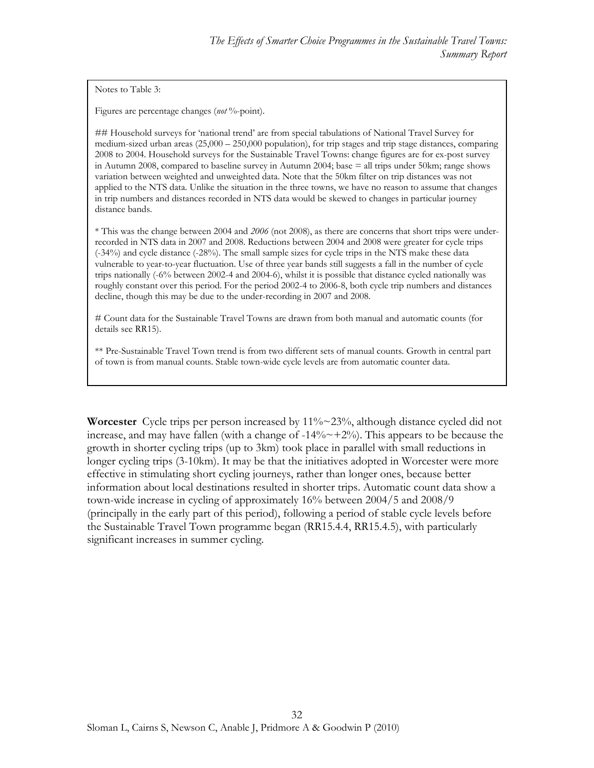Notes to Table 3:

Figures are percentage changes (*not* %-point).

## Household surveys for 'national trend' are from special tabulations of National Travel Survey for medium-sized urban areas (25,000 – 250,000 population), for trip stages and trip stage distances, comparing 2008 to 2004. Household surveys for the Sustainable Travel Towns: change figures are for ex-post survey in Autumn 2008, compared to baseline survey in Autumn 2004; base = all trips under 50km; range shows variation between weighted and unweighted data. Note that the 50km filter on trip distances was not applied to the NTS data. Unlike the situation in the three towns, we have no reason to assume that changes in trip numbers and distances recorded in NTS data would be skewed to changes in particular journey distance bands.

* This was the change between 2004 and *2006* (not 2008), as there are concerns that short trips were under-recorded in NTS data in 2007 and 2008. Reductions between 2004 and 2008 were greater for cycle trips (-34%) and cycle distance (-28%). The small sample sizes for cycle trips in the NTS make these data vulnerable to year-to-year fluctuation. Use of three year bands still suggests a fall in the number of cycle trips nationally (-6% between 2002-4 and 2004-6), whilst it is possible that distance cycled nationally was roughly constant over this period. For the period 2002-4 to 2006-8, both cycle trip numbers and distances decline, though this may be due to the under-recording in 2007 and 2008.

# Count data for the Sustainable Travel Towns are drawn from both manual and automatic counts (for details see RR15).

** Pre-Sustainable Travel Town trend is from two different sets of manual counts. Growth in central part of town is from manual counts. Stable town-wide cycle levels are from automatic counter data.

**Worcester** Cycle trips per person increased by 11%~23%, although distance cycled did not increase, and may have fallen (with a change of -14%~+2%). This appears to be because the growth in shorter cycling trips (up to 3km) took place in parallel with small reductions in longer cycling trips (3-10km). It may be that the initiatives adopted in Worcester were more effective in stimulating short cycling journeys, rather than longer ones, because better information about local destinations resulted in shorter trips. Automatic count data show a town-wide increase in cycling of approximately 16% between 2004/5 and 2008/9 (principally in the early part of this period), following a period of stable cycle levels before the Sustainable Travel Town programme began (RR15.4.4, RR15.4.5), with particularly significant increases in summer cycling.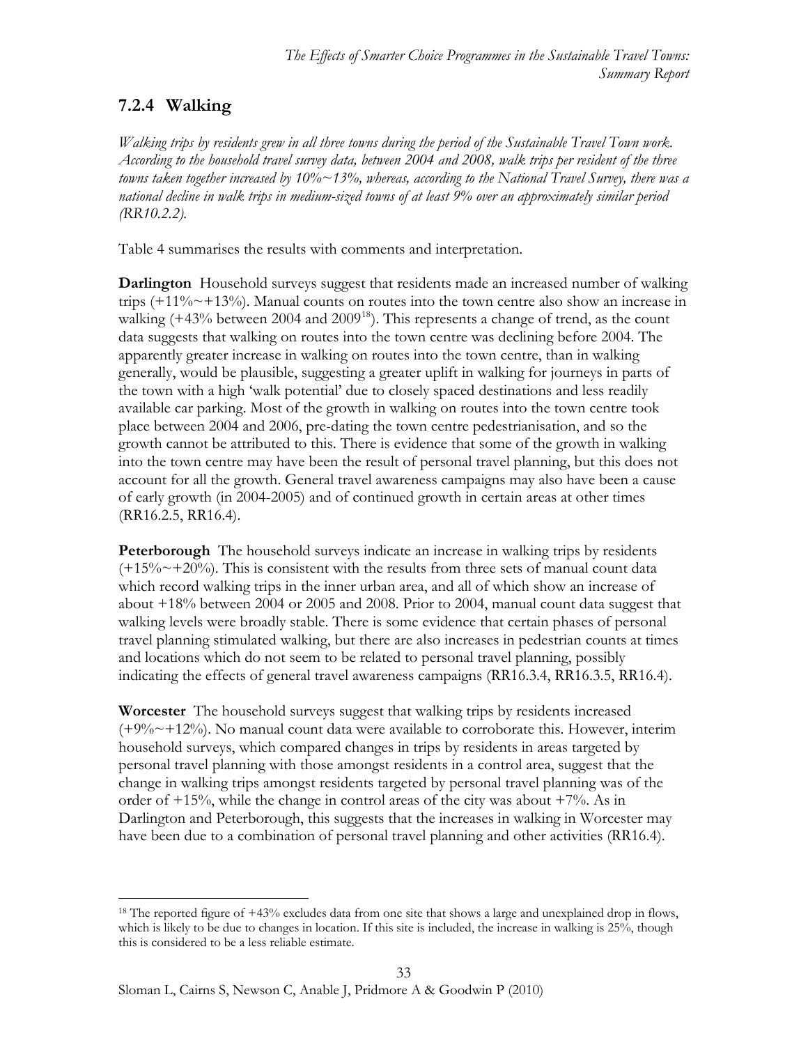### 7.2.4 Walking

*Walking trips by residents grew in all three towns during the period of the Sustainable Travel Town work. According to the household travel survey data, between 2004 and 2008, walk trips per resident of the three towns taken together increased by 10%~13%, whereas, according to the National Travel Survey, there was a national decline in walk trips in medium-sized towns of at least 9% over an approximately similar period (RR10.2.2).*

Table 4 summarises the results with comments and interpretation.

**Darlington** Household surveys suggest that residents made an increased number of walking trips (+11%~+13%). Manual counts on routes into the town centre also show an increase in walking (+43% between 2004 and 2009[18]). This represents a change of trend, as the count data suggests that walking on routes into the town centre was declining before 2004. The apparently greater increase in walking on routes into the town centre, than in walking generally, would be plausible, suggesting a greater uplift in walking for journeys in parts of the town with a high 'walk potential' due to closely spaced destinations and less readily available car parking. Most of the growth in walking on routes into the town centre took place between 2004 and 2006, pre-dating the town centre pedestrianisation, and so the growth cannot be attributed to this. There is evidence that some of the growth in walking into the town centre may have been the result of personal travel planning, but this does not account for all the growth. General travel awareness campaigns may also have been a cause of early growth (in 2004-2005) and of continued growth in certain areas at other times (RR16.2.5, RR16.4).

**Peterborough** The household surveys indicate an increase in walking trips by residents (+15%~+20%). This is consistent with the results from three sets of manual count data which record walking trips in the inner urban area, and all of which show an increase of about +18% between 2004 or 2005 and 2008. Prior to 2004, manual count data suggest that walking levels were broadly stable. There is some evidence that certain phases of personal travel planning stimulated walking, but there are also increases in pedestrian counts at times and locations which do not seem to be related to personal travel planning, possibly indicating the effects of general travel awareness campaigns (RR16.3.4, RR16.3.5, RR16.4).

**Worcester** The household surveys suggest that walking trips by residents increased (+9%~+12%). No manual count data were available to corroborate this. However, interim household surveys, which compared changes in trips by residents in areas targeted by personal travel planning with those amongst residents in a control area, suggest that the change in walking trips amongst residents targeted by personal travel planning was of the order of +15%, while the change in control areas of the city was about +7%. As in Darlington and Peterborough, this suggests that the increases in walking in Worcester may have been due to a combination of personal travel planning and other activities (RR16.4).

---

[18] The reported figure of +43% excludes data from one site that shows a large and unexplained drop in flows, which is likely to be due to changes in location. If this site is included, the increase in walking is 25%, though this is considered to be a less reliable estimate.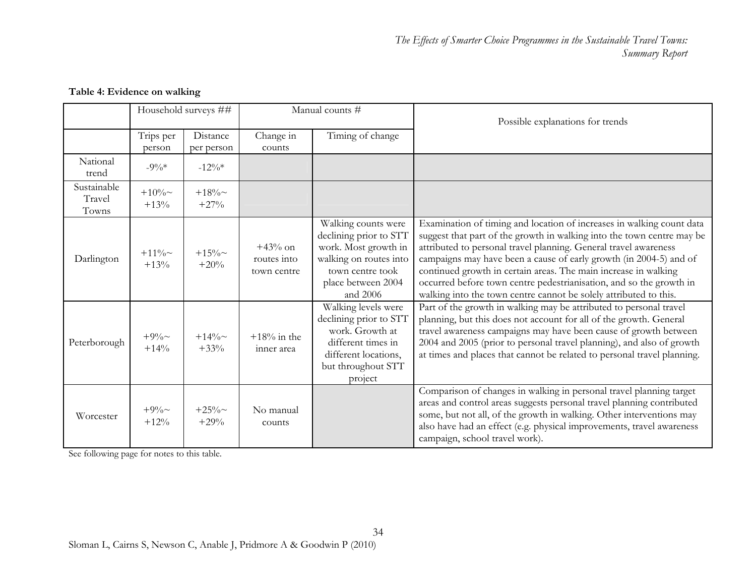**Table 4: Evidence on walking**

| | Household surveys ## | | Manual counts # | | Possible explanations for trends |
|---|---|---|---|---|---|
| | Trips per person | Distance per person | Change in counts | Timing of change | |
| National trend | -9%* | -12%* | | | |
| Sustainable Travel Towns | +10%~ +13% | +18%~ +27% | | | |
| Darlington | +11%~ +13% | +15%~ +20% | +43% on routes into town centre | Walking counts were declining prior to STT work. Most growth in walking on routes into town centre took place between 2004 and 2006 | Examination of timing and location of increases in walking count data suggest that part of the growth in walking into the town centre may be attributed to personal travel planning. General travel awareness campaigns may have been a cause of early growth (in 2004-5) and of continued growth in certain areas. The main increase in walking occurred before town centre pedestrianisation, and so the growth in walking into the town centre cannot be solely attributed to this. |
| Peterborough | +9%~ +14% | +14%~ +33% | +18% in the inner area | Walking levels were declining prior to STT work. Growth at different times in different locations, but throughout STT project | Part of the growth in walking may be attributed to personal travel planning, but this does not account for all of the growth. General travel awareness campaigns may have been cause of growth between 2004 and 2005 (prior to personal travel planning), and also of growth at times and places that cannot be related to personal travel planning. |
| Worcester | +9%~ +12% | +25%~ +29% | No manual counts | | Comparison of changes in walking in personal travel planning target areas and control areas suggests personal travel planning contributed some, but not all, of the growth in walking. Other interventions may also have had an effect (e.g. physical improvements, travel awareness campaign, school travel work). |

See following page for notes to this table.

Sloman L, Cairns S, Newson C, Anable J, Pridmore A & Goodwin P (2010)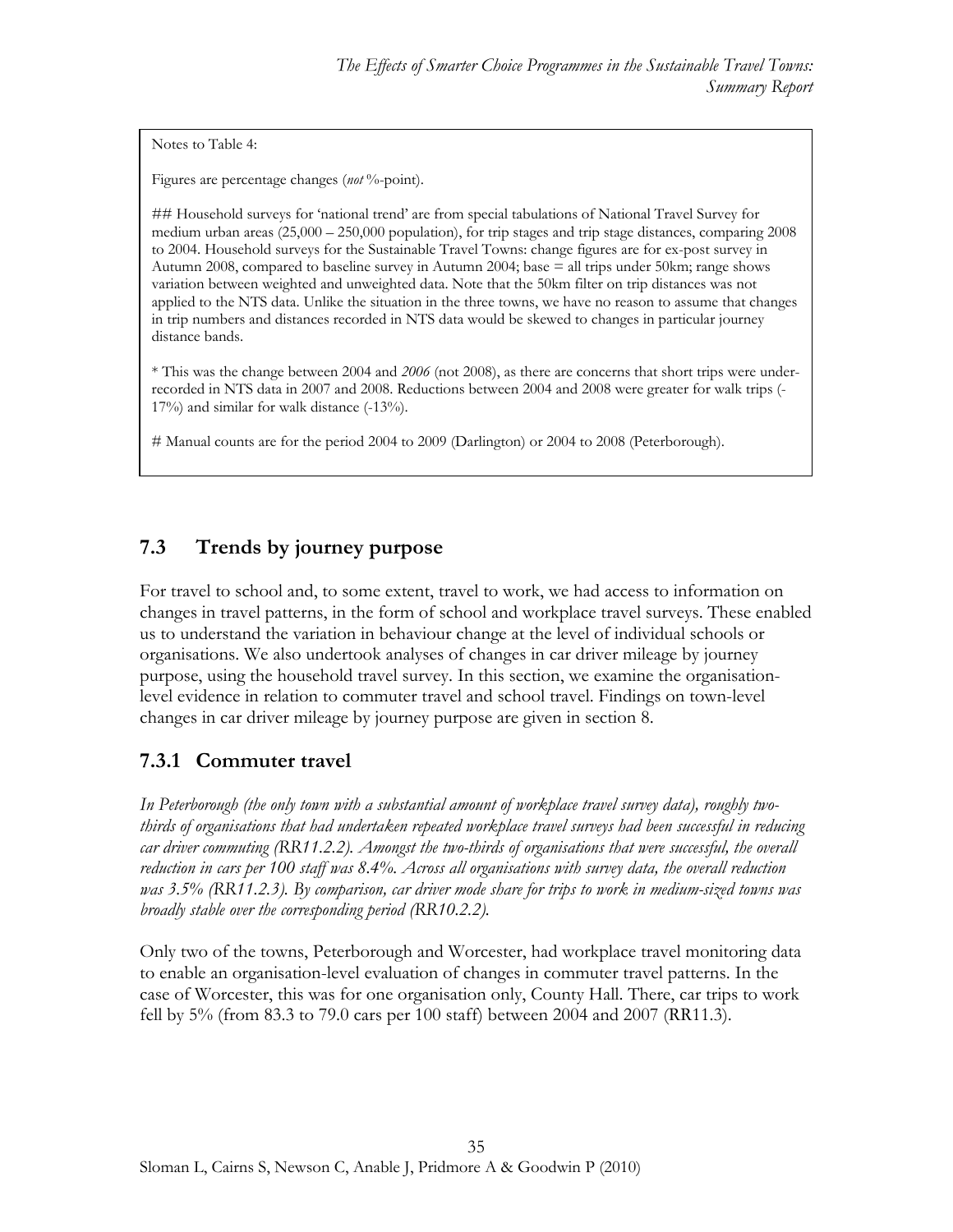Notes to Table 4:

Figures are percentage changes (*not* %-point).

## Household surveys for 'national trend' are from special tabulations of National Travel Survey for medium urban areas (25,000 – 250,000 population), for trip stages and trip stage distances, comparing 2008 to 2004. Household surveys for the Sustainable Travel Towns: change figures are for ex-post survey in Autumn 2008, compared to baseline survey in Autumn 2004; base = all trips under 50km; range shows variation between weighted and unweighted data. Note that the 50km filter on trip distances was not applied to the NTS data. Unlike the situation in the three towns, we have no reason to assume that changes in trip numbers and distances recorded in NTS data would be skewed to changes in particular journey distance bands.

* This was the change between 2004 and *2006* (not 2008), as there are concerns that short trips were under-recorded in NTS data in 2007 and 2008. Reductions between 2004 and 2008 were greater for walk trips (-17%) and similar for walk distance (-13%).

# Manual counts are for the period 2004 to 2009 (Darlington) or 2004 to 2008 (Peterborough).

## 7.3 Trends by journey purpose

For travel to school and, to some extent, travel to work, we had access to information on changes in travel patterns, in the form of school and workplace travel surveys. These enabled us to understand the variation in behaviour change at the level of individual schools or organisations. We also undertook analyses of changes in car driver mileage by journey purpose, using the household travel survey. In this section, we examine the organisation-level evidence in relation to commuter travel and school travel. Findings on town-level changes in car driver mileage by journey purpose are given in section 8.

### 7.3.1 Commuter travel

*In Peterborough (the only town with a substantial amount of workplace travel survey data), roughly two-thirds of organisations that had undertaken repeated workplace travel surveys had been successful in reducing car driver commuting (RR11.2.2). Amongst the two-thirds of organisations that were successful, the overall reduction in cars per 100 staff was 8.4%. Across all organisations with survey data, the overall reduction was 3.5% (RR11.2.3). By comparison, car driver mode share for trips to work in medium-sized towns was broadly stable over the corresponding period (RR10.2.2).*

Only two of the towns, Peterborough and Worcester, had workplace travel monitoring data to enable an organisation-level evaluation of changes in commuter travel patterns. In the case of Worcester, this was for one organisation only, County Hall. There, car trips to work fell by 5% (from 83.3 to 79.0 cars per 100 staff) between 2004 and 2007 (RR11.3).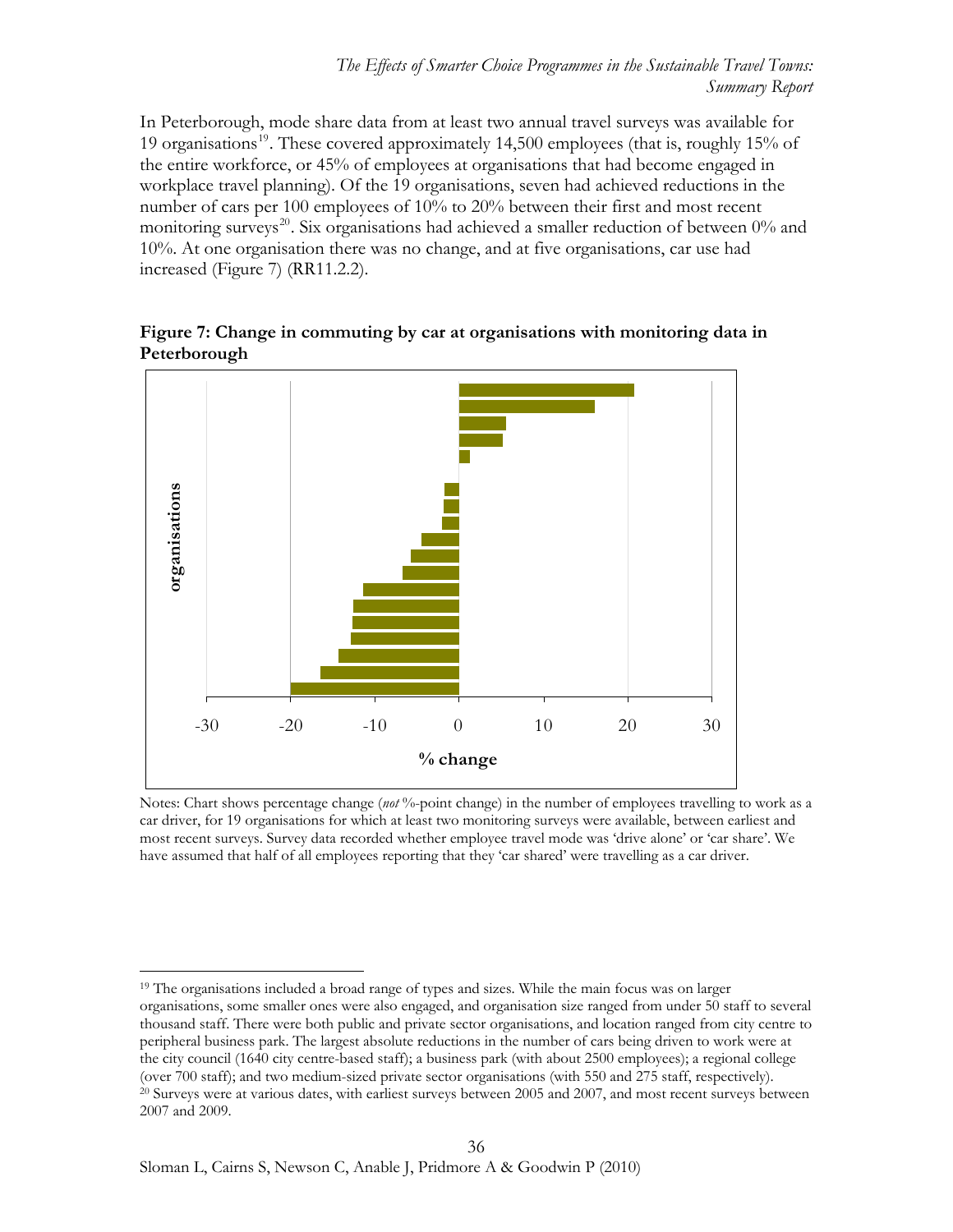In Peterborough, mode share data from at least two annual travel surveys was available for 19 organisations[19]. These covered approximately 14,500 employees (that is, roughly 15% of the entire workforce, or 45% of employees at organisations that had become engaged in workplace travel planning). Of the 19 organisations, seven had achieved reductions in the number of cars per 100 employees of 10% to 20% between their first and most recent monitoring surveys[20]. Six organisations had achieved a smaller reduction of between 0% and 10%. At one organisation there was no change, and at five organisations, car use had increased (Figure 7) (RR11.2.2).

**Figure 7: Change in commuting by car at organisations with monitoring data in Peterborough**

Notes: Chart shows percentage change (*not* %-point change) in the number of employees travelling to work as a car driver, for 19 organisations for which at least two monitoring surveys were available, between earliest and most recent surveys. Survey data recorded whether employee travel mode was 'drive alone' or 'car share'. We have assumed that half of all employees reporting that they 'car shared' were travelling as a car driver.

[19] The organisations included a broad range of types and sizes. While the main focus was on larger organisations, some smaller ones were also engaged, and organisation size ranged from under 50 staff to several thousand staff. There were both public and private sector organisations, and location ranged from city centre to peripheral business park. The largest absolute reductions in the number of cars being driven to work were at the city council (1640 city centre-based staff); a business park (with about 2500 employees); a regional college (over 700 staff); and two medium-sized private sector organisations (with 550 and 275 staff, respectively).

[20] Surveys were at various dates, with earliest surveys between 2005 and 2007, and most recent surveys between 2007 and 2009.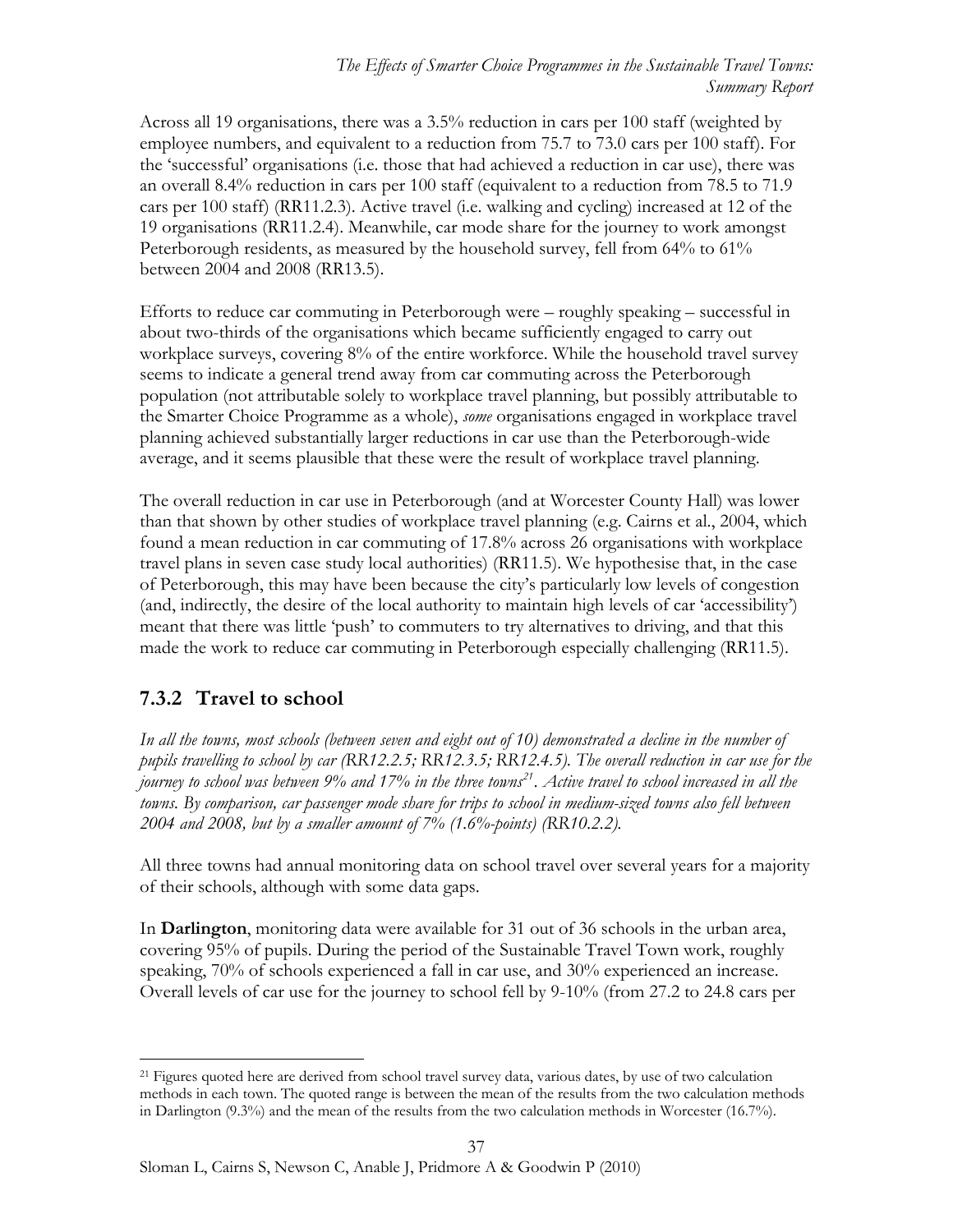Across all 19 organisations, there was a 3.5% reduction in cars per 100 staff (weighted by employee numbers, and equivalent to a reduction from 75.7 to 73.0 cars per 100 staff). For the 'successful' organisations (i.e. those that had achieved a reduction in car use), there was an overall 8.4% reduction in cars per 100 staff (equivalent to a reduction from 78.5 to 71.9 cars per 100 staff) (RR11.2.3). Active travel (i.e. walking and cycling) increased at 12 of the 19 organisations (RR11.2.4). Meanwhile, car mode share for the journey to work amongst Peterborough residents, as measured by the household survey, fell from 64% to 61% between 2004 and 2008 (RR13.5).

Efforts to reduce car commuting in Peterborough were – roughly speaking – successful in about two-thirds of the organisations which became sufficiently engaged to carry out workplace surveys, covering 8% of the entire workforce. While the household travel survey seems to indicate a general trend away from car commuting across the Peterborough population (not attributable solely to workplace travel planning, but possibly attributable to the Smarter Choice Programme as a whole), *some* organisations engaged in workplace travel planning achieved substantially larger reductions in car use than the Peterborough-wide average, and it seems plausible that these were the result of workplace travel planning.

The overall reduction in car use in Peterborough (and at Worcester County Hall) was lower than that shown by other studies of workplace travel planning (e.g. Cairns et al., 2004, which found a mean reduction in car commuting of 17.8% across 26 organisations with workplace travel plans in seven case study local authorities) (RR11.5). We hypothesise that, in the case of Peterborough, this may have been because the city's particularly low levels of congestion (and, indirectly, the desire of the local authority to maintain high levels of car 'accessibility') meant that there was little 'push' to commuters to try alternatives to driving, and that this made the work to reduce car commuting in Peterborough especially challenging (RR11.5).

### 7.3.2 Travel to school

*In all the towns, most schools (between seven and eight out of 10) demonstrated a decline in the number of pupils travelling to school by car (RR12.2.5; RR12.3.5; RR12.4.5). The overall reduction in car use for the journey to school was between 9% and 17% in the three towns[21]. Active travel to school increased in all the towns. By comparison, car passenger mode share for trips to school in medium-sized towns also fell between 2004 and 2008, but by a smaller amount of 7% (1.6%-points) (RR10.2.2).*

All three towns had annual monitoring data on school travel over several years for a majority of their schools, although with some data gaps.

In **Darlington**, monitoring data were available for 31 out of 36 schools in the urban area, covering 95% of pupils. During the period of the Sustainable Travel Town work, roughly speaking, 70% of schools experienced a fall in car use, and 30% experienced an increase. Overall levels of car use for the journey to school fell by 9-10% (from 27.2 to 24.8 cars per

[21] Figures quoted here are derived from school travel survey data, various dates, by use of two calculation methods in each town. The quoted range is between the mean of the results from the two calculation methods in Darlington (9.3%) and the mean of the results from the two calculation methods in Worcester (16.7%).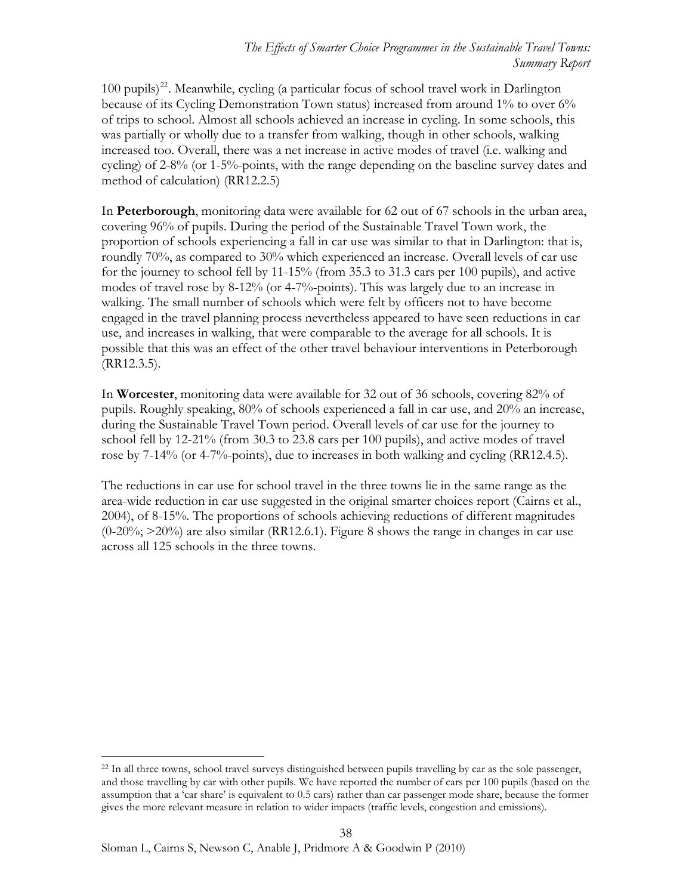100 pupils)[22]. Meanwhile, cycling (a particular focus of school travel work in Darlington because of its Cycling Demonstration Town status) increased from around 1% to over 6% of trips to school. Almost all schools achieved an increase in cycling. In some schools, this was partially or wholly due to a transfer from walking, though in other schools, walking increased too. Overall, there was a net increase in active modes of travel (i.e. walking and cycling) of 2-8% (or 1-5%-points, with the range depending on the baseline survey dates and method of calculation) (RR12.2.5)

In **Peterborough**, monitoring data were available for 62 out of 67 schools in the urban area, covering 96% of pupils. During the period of the Sustainable Travel Town work, the proportion of schools experiencing a fall in car use was similar to that in Darlington: that is, roundly 70%, as compared to 30% which experienced an increase. Overall levels of car use for the journey to school fell by 11-15% (from 35.3 to 31.3 cars per 100 pupils), and active modes of travel rose by 8-12% (or 4-7%-points). This was largely due to an increase in walking. The small number of schools which were felt by officers not to have become engaged in the travel planning process nevertheless appeared to have seen reductions in car use, and increases in walking, that were comparable to the average for all schools. It is possible that this was an effect of the other travel behaviour interventions in Peterborough (RR12.3.5).

In **Worcester**, monitoring data were available for 32 out of 36 schools, covering 82% of pupils. Roughly speaking, 80% of schools experienced a fall in car use, and 20% an increase, during the Sustainable Travel Town period. Overall levels of car use for the journey to school fell by 12-21% (from 30.3 to 23.8 cars per 100 pupils), and active modes of travel rose by 7-14% (or 4-7%-points), due to increases in both walking and cycling (RR12.4.5).

The reductions in car use for school travel in the three towns lie in the same range as the area-wide reduction in car use suggested in the original smarter choices report (Cairns et al., 2004), of 8-15%. The proportions of schools achieving reductions of different magnitudes (0-20%; >20%) are also similar (RR12.6.1). Figure 8 shows the range in changes in car use across all 125 schools in the three towns.

[22] In all three towns, school travel surveys distinguished between pupils travelling by car as the sole passenger, and those travelling by car with other pupils. We have reported the number of cars per 100 pupils (based on the assumption that a 'car share' is equivalent to 0.5 cars) rather than car passenger mode share, because the former gives the more relevant measure in relation to wider impacts (traffic levels, congestion and emissions).

Sloman L, Cairns S, Newson C, Anable J, Pridmore A & Goodwin P (2010)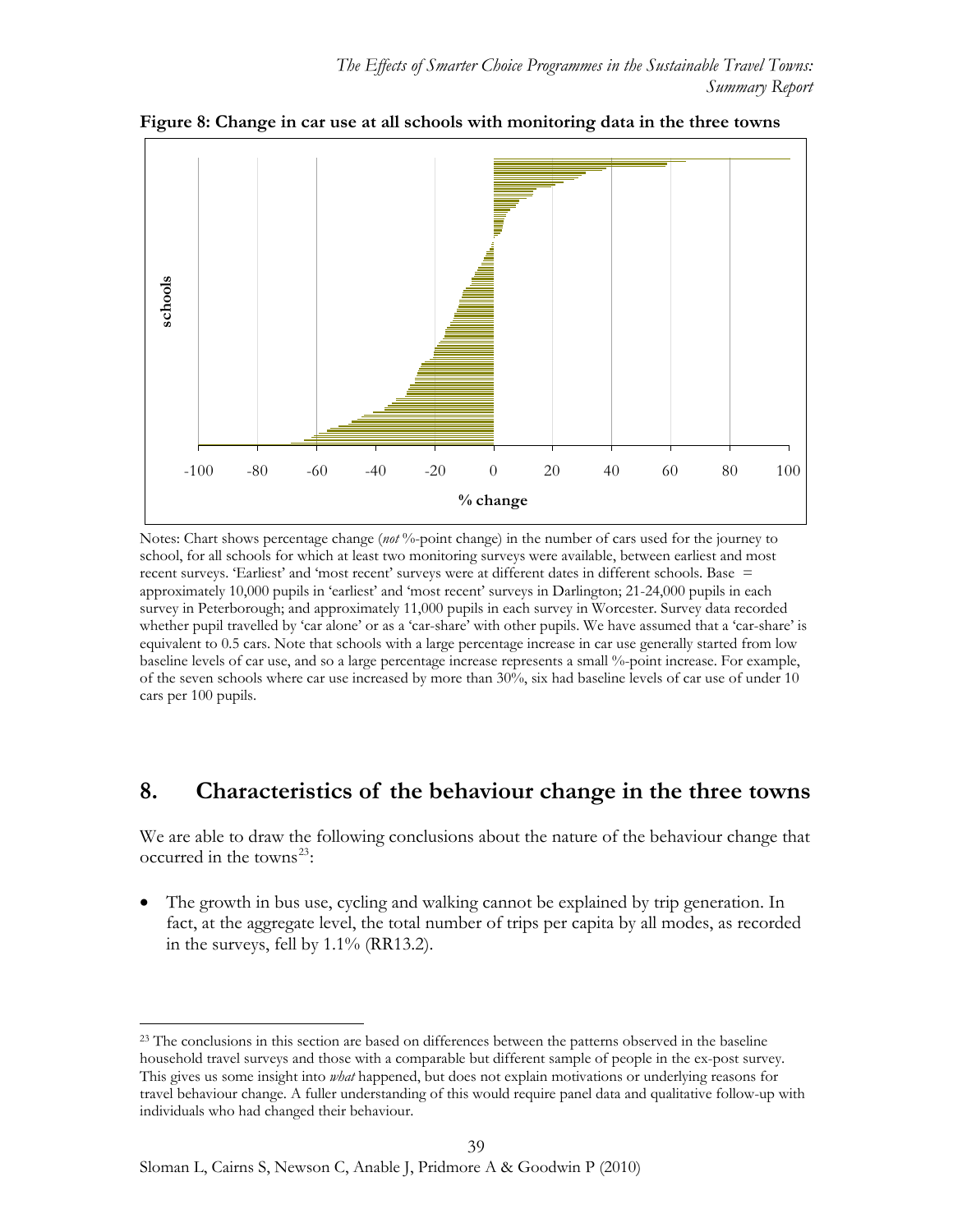**Figure 8: Change in car use at all schools with monitoring data in the three towns**

Notes: Chart shows percentage change (*not* %-point change) in the number of cars used for the journey to school, for all schools for which at least two monitoring surveys were available, between earliest and most recent surveys. 'Earliest' and 'most recent' surveys were at different dates in different schools. Base = approximately 10,000 pupils in 'earliest' and 'most recent' surveys in Darlington; 21-24,000 pupils in each survey in Peterborough; and approximately 11,000 pupils in each survey in Worcester. Survey data recorded whether pupil travelled by 'car alone' or as a 'car-share' with other pupils. We have assumed that a 'car-share' is equivalent to 0.5 cars. Note that schools with a large percentage increase in car use generally started from low baseline levels of car use, and so a large percentage increase represents a small %-point increase. For example, of the seven schools where car use increased by more than 30%, six had baseline levels of car use of under 10 cars per 100 pupils.

## 8. Characteristics of the behaviour change in the three towns

We are able to draw the following conclusions about the nature of the behaviour change that occurred in the towns[23]:

- The growth in bus use, cycling and walking cannot be explained by trip generation. In fact, at the aggregate level, the total number of trips per capita by all modes, as recorded in the surveys, fell by 1.1% (RR13.2).

[23] The conclusions in this section are based on differences between the patterns observed in the baseline household travel surveys and those with a comparable but different sample of people in the ex-post survey. This gives us some insight into *what* happened, but does not explain motivations or underlying reasons for travel behaviour change. A fuller understanding of this would require panel data and qualitative follow-up with individuals who had changed their behaviour.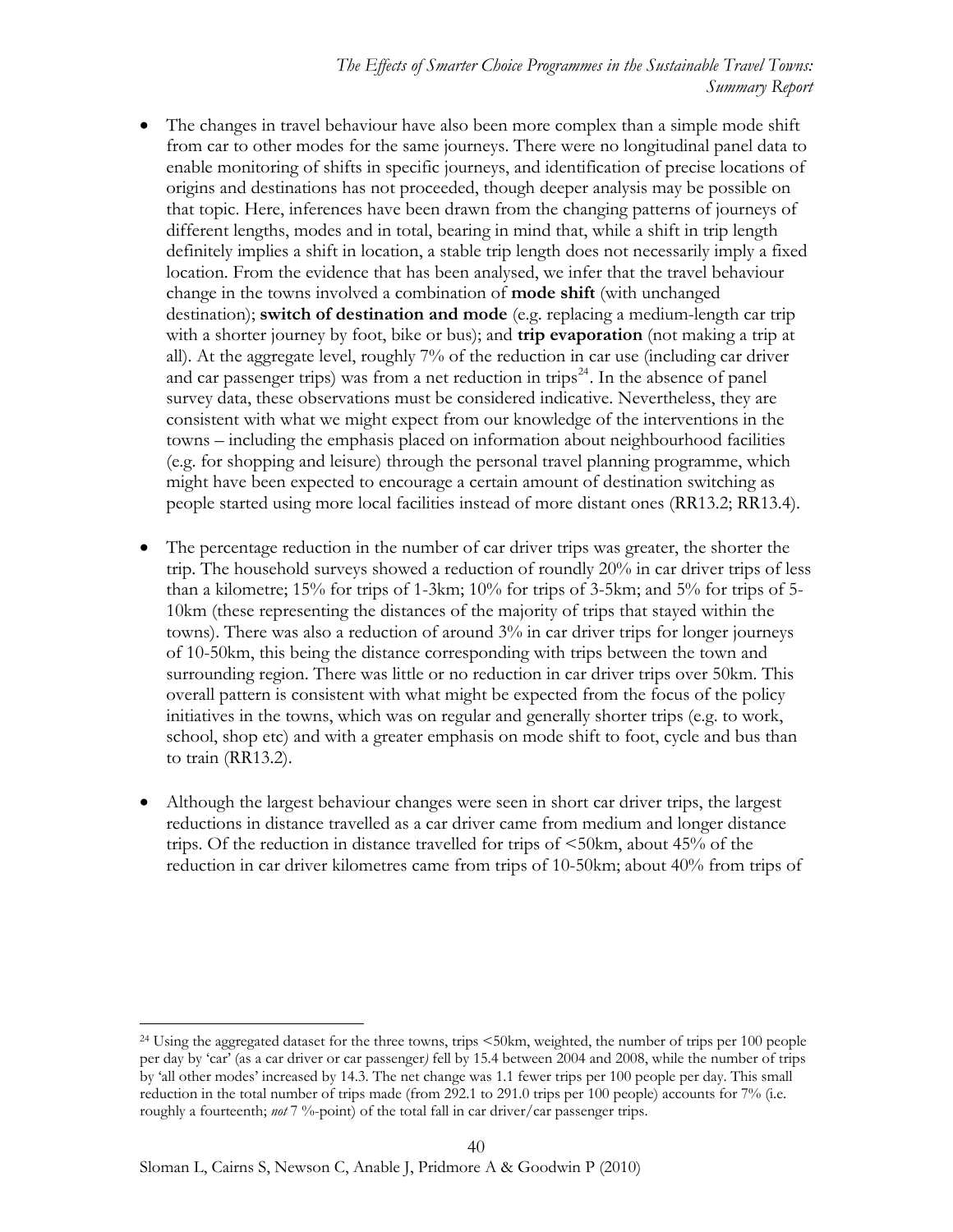- The changes in travel behaviour have also been more complex than a simple mode shift from car to other modes for the same journeys. There were no longitudinal panel data to enable monitoring of shifts in specific journeys, and identification of precise locations of origins and destinations has not proceeded, though deeper analysis may be possible on that topic. Here, inferences have been drawn from the changing patterns of journeys of different lengths, modes and in total, bearing in mind that, while a shift in trip length definitely implies a shift in location, a stable trip length does not necessarily imply a fixed location. From the evidence that has been analysed, we infer that the travel behaviour change in the towns involved a combination of **mode shift** (with unchanged destination); **switch of destination and mode** (e.g. replacing a medium-length car trip with a shorter journey by foot, bike or bus); and **trip evaporation** (not making a trip at all). At the aggregate level, roughly 7% of the reduction in car use (including car driver and car passenger trips) was from a net reduction in trips[24]. In the absence of panel survey data, these observations must be considered indicative. Nevertheless, they are consistent with what we might expect from our knowledge of the interventions in the towns – including the emphasis placed on information about neighbourhood facilities (e.g. for shopping and leisure) through the personal travel planning programme, which might have been expected to encourage a certain amount of destination switching as people started using more local facilities instead of more distant ones (RR13.2; RR13.4).

- The percentage reduction in the number of car driver trips was greater, the shorter the trip. The household surveys showed a reduction of roundly 20% in car driver trips of less than a kilometre; 15% for trips of 1-3km; 10% for trips of 3-5km; and 5% for trips of 5-10km (these representing the distances of the majority of trips that stayed within the towns). There was also a reduction of around 3% in car driver trips for longer journeys of 10-50km, this being the distance corresponding with trips between the town and surrounding region. There was little or no reduction in car driver trips over 50km. This overall pattern is consistent with what might be expected from the focus of the policy initiatives in the towns, which was on regular and generally shorter trips (e.g. to work, school, shop etc) and with a greater emphasis on mode shift to foot, cycle and bus than to train (RR13.2).

- Although the largest behaviour changes were seen in short car driver trips, the largest reductions in distance travelled as a car driver came from medium and longer distance trips. Of the reduction in distance travelled for trips of <50km, about 45% of the reduction in car driver kilometres came from trips of 10-50km; about 40% from trips of

[24] Using the aggregated dataset for the three towns, trips <50km, weighted, the number of trips per 100 people per day by 'car' (as a car driver or car passenger) fell by 15.4 between 2004 and 2008, while the number of trips by 'all other modes' increased by 14.3. The net change was 1.1 fewer trips per 100 people per day. This small reduction in the total number of trips made (from 292.1 to 291.0 trips per 100 people) accounts for 7% (i.e. roughly a fourteenth; *not* 7 %-point) of the total fall in car driver/car passenger trips.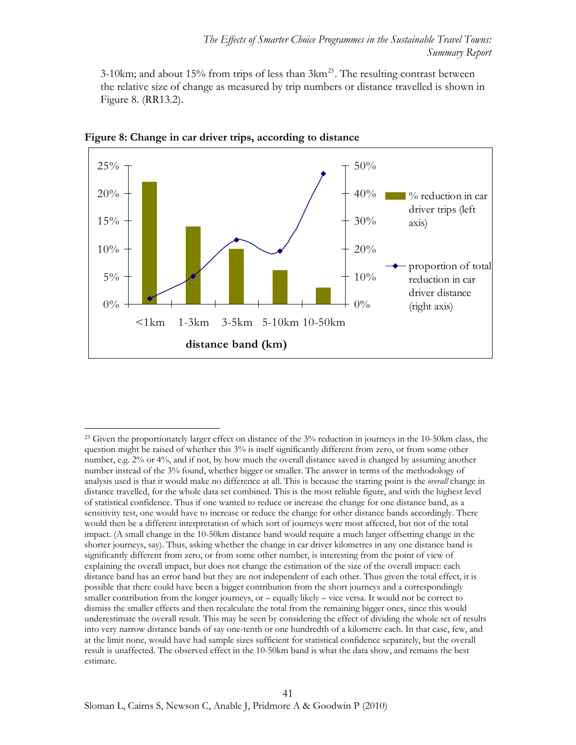3-10km; and about 15% from trips of less than 3km[25]. The resulting contrast between the relative size of change as measured by trip numbers or distance travelled is shown in Figure 8. (RR13.2).

**Figure 8: Change in car driver trips, according to distance**

[25] Given the proportionately larger effect on distance of the 3% reduction in journeys in the 10-50km class, the question might be raised of whether this 3% is itself significantly different from zero, or from some other number, e.g. 2% or 4%, and if not, by how much the overall distance saved is changed by assuming another number instead of the 3% found, whether bigger or smaller. The answer in terms of the methodology of analysis used is that it would make no difference at all. This is because the starting point is the *overall* change in distance travelled, for the whole data set combined. This is the most reliable figure, and with the highest level of statistical confidence. Thus if one wanted to reduce or increase the change for one distance band, as a sensitivity test, one would have to increase or reduce the change for other distance bands accordingly. There would then be a different interpretation of which sort of journeys were most affected, but not of the total impact. (A small change in the 10-50km distance band would require a much larger offsetting change in the shorter journeys, say). Thus, asking whether the change in car driver kilometres in any one distance band is significantly different from zero, or from some other number, is interesting from the point of view of explaining the overall impact, but does not change the estimation of the size of the overall impact: each distance band has an error band but they are not independent of each other. Thus given the total effect, it is possible that there could have been a bigger contribution from the short journeys and a correspondingly smaller contribution from the longer journeys, or – equally likely – vice versa. It would not be correct to dismiss the smaller effects and then recalculate the total from the remaining bigger ones, since this would underestimate the overall result. This may be seen by considering the effect of dividing the whole set of results into very narrow distance bands of say one-tenth or one hundredth of a kilometre each. In that case, few, and at the limit none, would have had sample sizes sufficient for statistical confidence separately, but the overall result is unaffected. The observed effect in the 10-50km band is what the data show, and remains the best estimate.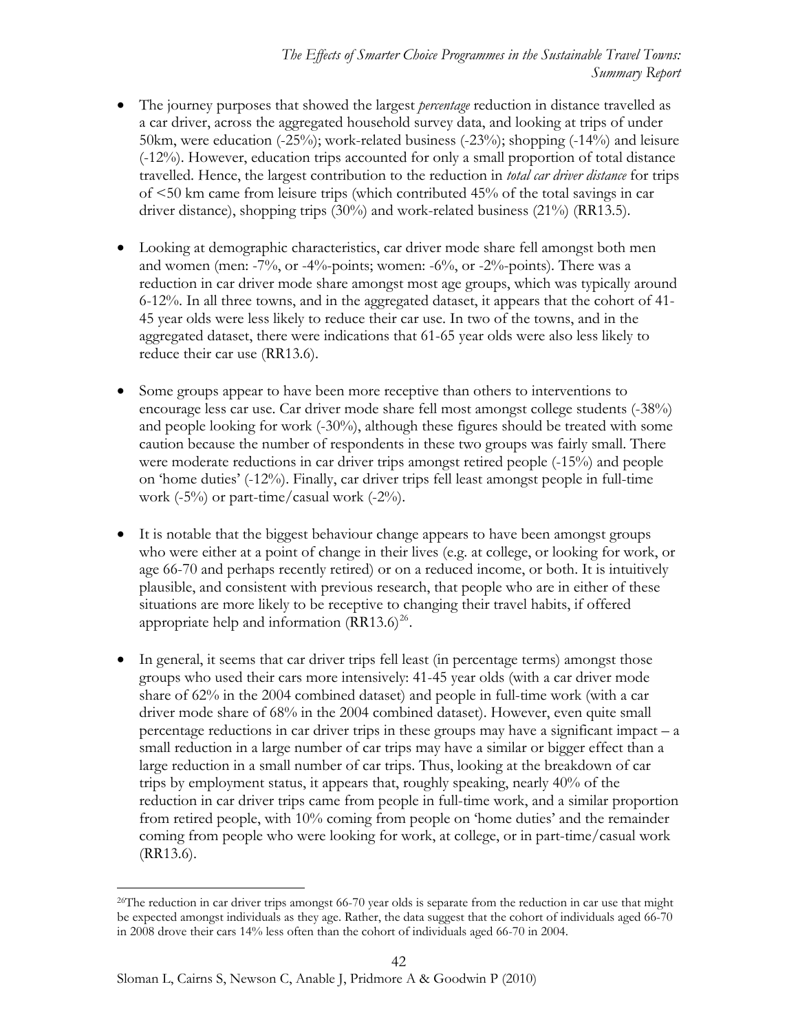- The journey purposes that showed the largest *percentage* reduction in distance travelled as a car driver, across the aggregated household survey data, and looking at trips of under 50km, were education (-25%); work-related business (-23%); shopping (-14%) and leisure (-12%). However, education trips accounted for only a small proportion of total distance travelled. Hence, the largest contribution to the reduction in *total car driver distance* for trips of <50 km came from leisure trips (which contributed 45% of the total savings in car driver distance), shopping trips (30%) and work-related business (21%) (RR13.5).

- Looking at demographic characteristics, car driver mode share fell amongst both men and women (men: -7%, or -4%-points; women: -6%, or -2%-points). There was a reduction in car driver mode share amongst most age groups, which was typically around 6-12%. In all three towns, and in the aggregated dataset, it appears that the cohort of 41-45 year olds were less likely to reduce their car use. In two of the towns, and in the aggregated dataset, there were indications that 61-65 year olds were also less likely to reduce their car use (RR13.6).

- Some groups appear to have been more receptive than others to interventions to encourage less car use. Car driver mode share fell most amongst college students (-38%) and people looking for work (-30%), although these figures should be treated with some caution because the number of respondents in these two groups was fairly small. There were moderate reductions in car driver trips amongst retired people (-15%) and people on 'home duties' (-12%). Finally, car driver trips fell least amongst people in full-time work (-5%) or part-time/casual work (-2%).

- It is notable that the biggest behaviour change appears to have been amongst groups who were either at a point of change in their lives (e.g. at college, or looking for work, or age 66-70 and perhaps recently retired) or on a reduced income, or both. It is intuitively plausible, and consistent with previous research, that people who are in either of these situations are more likely to be receptive to changing their travel habits, if offered appropriate help and information (RR13.6)[26].

- In general, it seems that car driver trips fell least (in percentage terms) amongst those groups who used their cars more intensively: 41-45 year olds (with a car driver mode share of 62% in the 2004 combined dataset) and people in full-time work (with a car driver mode share of 68% in the 2004 combined dataset). However, even quite small percentage reductions in car driver trips in these groups may have a significant impact – a small reduction in a large number of car trips may have a similar or bigger effect than a large reduction in a small number of car trips. Thus, looking at the breakdown of car trips by employment status, it appears that, roughly speaking, nearly 40% of the reduction in car driver trips came from people in full-time work, and a similar proportion from retired people, with 10% coming from people on 'home duties' and the remainder coming from people who were looking for work, at college, or in part-time/casual work (RR13.6).

[26] The reduction in car driver trips amongst 66-70 year olds is separate from the reduction in car use that might be expected amongst individuals as they age. Rather, the data suggest that the cohort of individuals aged 66-70 in 2008 drove their cars 14% less often than the cohort of individuals aged 66-70 in 2004.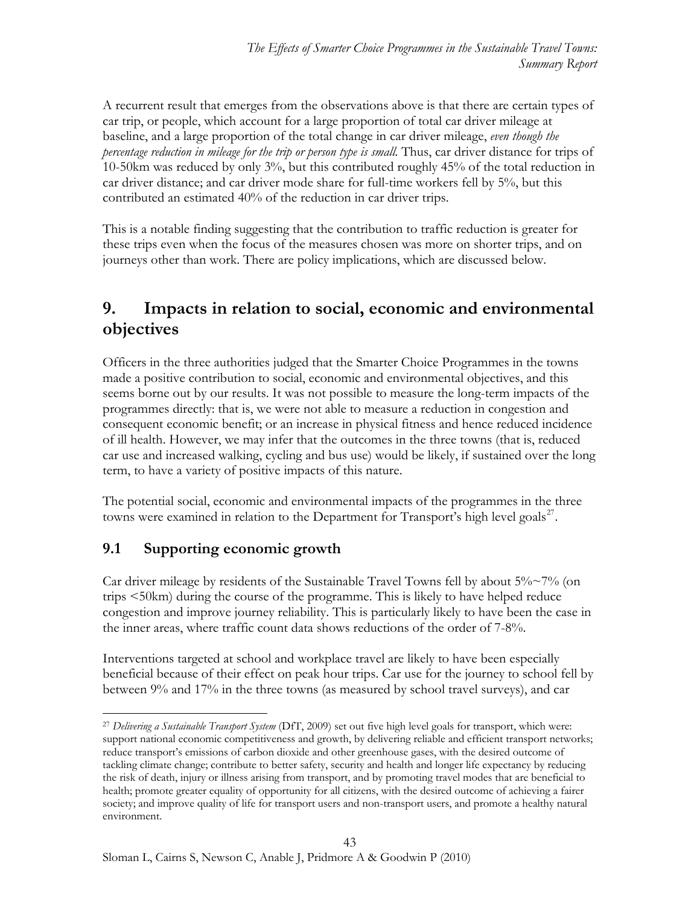A recurrent result that emerges from the observations above is that there are certain types of car trip, or people, which account for a large proportion of total car driver mileage at baseline, and a large proportion of the total change in car driver mileage, *even though the percentage reduction in mileage for the trip or person type is small*. Thus, car driver distance for trips of 10-50km was reduced by only 3%, but this contributed roughly 45% of the total reduction in car driver distance; and car driver mode share for full-time workers fell by 5%, but this contributed an estimated 40% of the reduction in car driver trips.

This is a notable finding suggesting that the contribution to traffic reduction is greater for these trips even when the focus of the measures chosen was more on shorter trips, and on journeys other than work. There are policy implications, which are discussed below.

# 9. Impacts in relation to social, economic and environmental objectives

Officers in the three authorities judged that the Smarter Choice Programmes in the towns made a positive contribution to social, economic and environmental objectives, and this seems borne out by our results. It was not possible to measure the long-term impacts of the programmes directly: that is, we were not able to measure a reduction in congestion and consequent economic benefit; or an increase in physical fitness and hence reduced incidence of ill health. However, we may infer that the outcomes in the three towns (that is, reduced car use and increased walking, cycling and bus use) would be likely, if sustained over the long term, to have a variety of positive impacts of this nature.

The potential social, economic and environmental impacts of the programmes in the three towns were examined in relation to the Department for Transport's high level goals[27].

## 9.1 Supporting economic growth

Car driver mileage by residents of the Sustainable Travel Towns fell by about 5%~7% (on trips <50km) during the course of the programme. This is likely to have helped reduce congestion and improve journey reliability. This is particularly likely to have been the case in the inner areas, where traffic count data shows reductions of the order of 7-8%.

Interventions targeted at school and workplace travel are likely to have been especially beneficial because of their effect on peak hour trips. Car use for the journey to school fell by between 9% and 17% in the three towns (as measured by school travel surveys), and car

---

[27] *Delivering a Sustainable Transport System* (DfT, 2009) set out five high level goals for transport, which were: support national economic competitiveness and growth, by delivering reliable and efficient transport networks; reduce transport's emissions of carbon dioxide and other greenhouse gases, with the desired outcome of tackling climate change; contribute to better safety, security and health and longer life expectancy by reducing the risk of death, injury or illness arising from transport, and by promoting travel modes that are beneficial to health; promote greater equality of opportunity for all citizens, with the desired outcome of achieving a fairer society; and improve quality of life for transport users and non-transport users, and promote a healthy natural environment.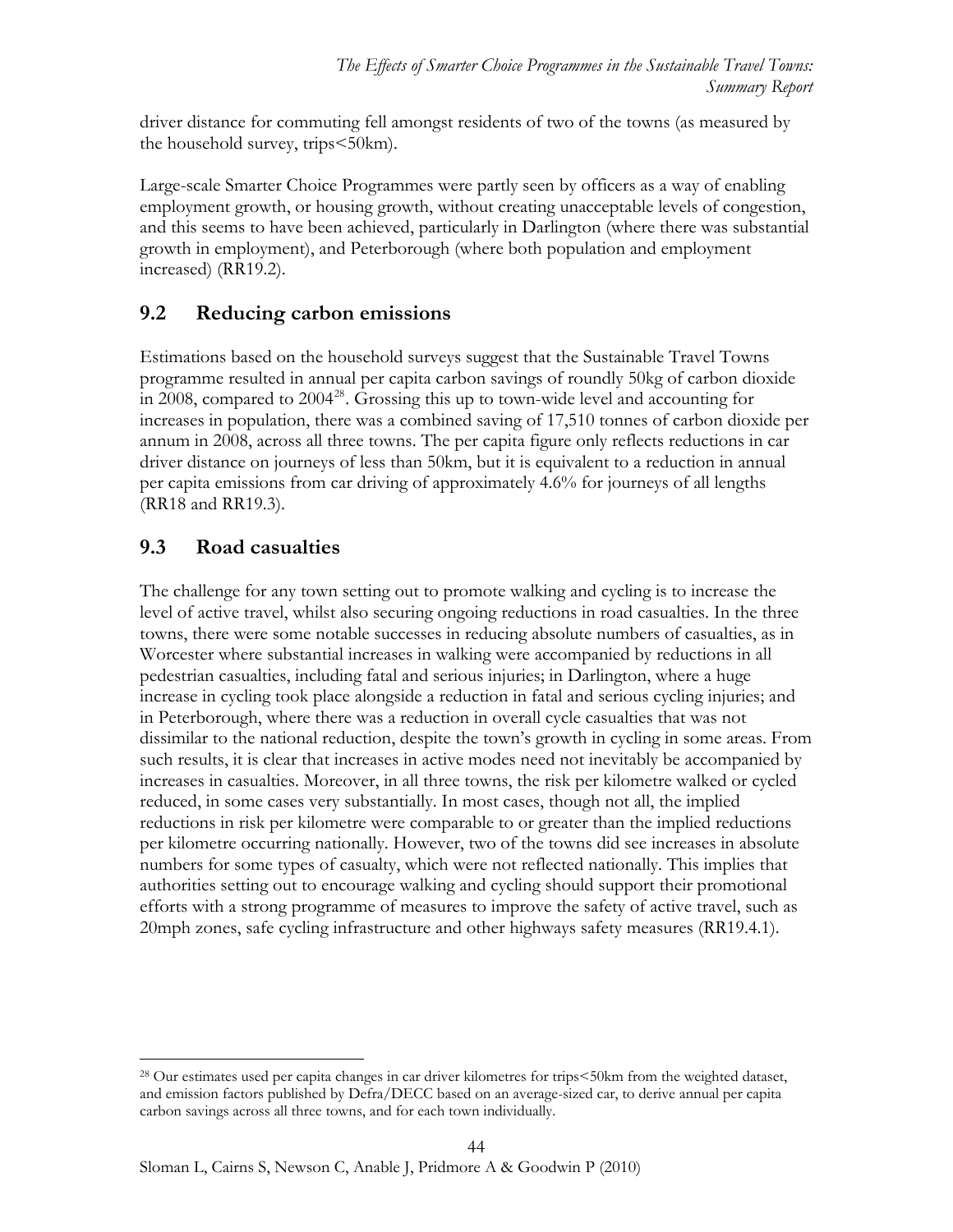driver distance for commuting fell amongst residents of two of the towns (as measured by the household survey, trips<50km).

Large-scale Smarter Choice Programmes were partly seen by officers as a way of enabling employment growth, or housing growth, without creating unacceptable levels of congestion, and this seems to have been achieved, particularly in Darlington (where there was substantial growth in employment), and Peterborough (where both population and employment increased) (RR19.2).

## 9.2 Reducing carbon emissions

Estimations based on the household surveys suggest that the Sustainable Travel Towns programme resulted in annual per capita carbon savings of roundly 50kg of carbon dioxide in 2008, compared to 2004[28]. Grossing this up to town-wide level and accounting for increases in population, there was a combined saving of 17,510 tonnes of carbon dioxide per annum in 2008, across all three towns. The per capita figure only reflects reductions in car driver distance on journeys of less than 50km, but it is equivalent to a reduction in annual per capita emissions from car driving of approximately 4.6% for journeys of all lengths (RR18 and RR19.3).

## 9.3 Road casualties

The challenge for any town setting out to promote walking and cycling is to increase the level of active travel, whilst also securing ongoing reductions in road casualties. In the three towns, there were some notable successes in reducing absolute numbers of casualties, as in Worcester where substantial increases in walking were accompanied by reductions in all pedestrian casualties, including fatal and serious injuries; in Darlington, where a huge increase in cycling took place alongside a reduction in fatal and serious cycling injuries; and in Peterborough, where there was a reduction in overall cycle casualties that was not dissimilar to the national reduction, despite the town's growth in cycling in some areas. From such results, it is clear that increases in active modes need not inevitably be accompanied by increases in casualties. Moreover, in all three towns, the risk per kilometre walked or cycled reduced, in some cases very substantially. In most cases, though not all, the implied reductions in risk per kilometre were comparable to or greater than the implied reductions per kilometre occurring nationally. However, two of the towns did see increases in absolute numbers for some types of casualty, which were not reflected nationally. This implies that authorities setting out to encourage walking and cycling should support their promotional efforts with a strong programme of measures to improve the safety of active travel, such as 20mph zones, safe cycling infrastructure and other highways safety measures (RR19.4.1).

---

[28] Our estimates used per capita changes in car driver kilometres for trips<50km from the weighted dataset, and emission factors published by Defra/DECC based on an average-sized car, to derive annual per capita carbon savings across all three towns, and for each town individually.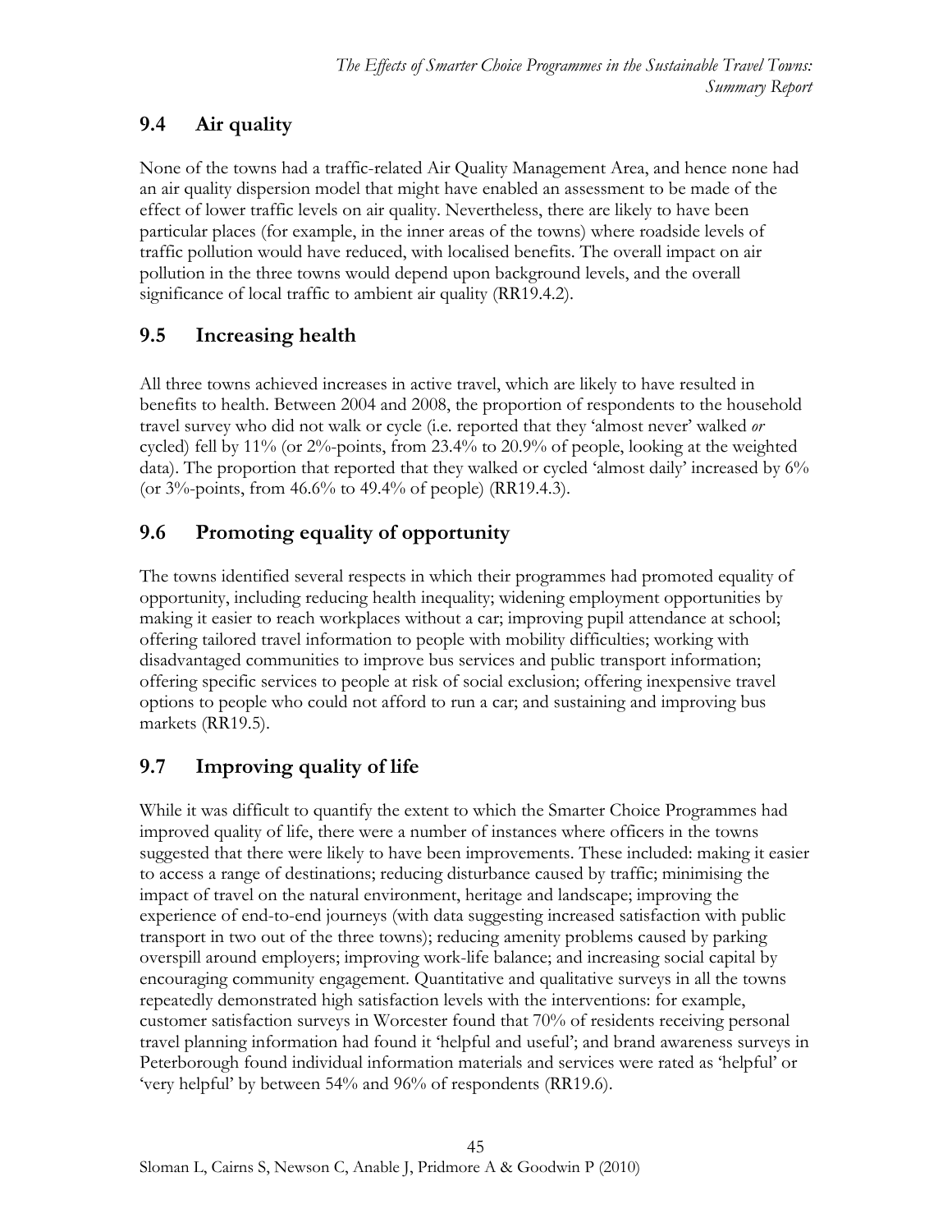## 9.4 Air quality

None of the towns had a traffic-related Air Quality Management Area, and hence none had an air quality dispersion model that might have enabled an assessment to be made of the effect of lower traffic levels on air quality. Nevertheless, there are likely to have been particular places (for example, in the inner areas of the towns) where roadside levels of traffic pollution would have reduced, with localised benefits. The overall impact on air pollution in the three towns would depend upon background levels, and the overall significance of local traffic to ambient air quality (RR19.4.2).

## 9.5 Increasing health

All three towns achieved increases in active travel, which are likely to have resulted in benefits to health. Between 2004 and 2008, the proportion of respondents to the household travel survey who did not walk or cycle (i.e. reported that they 'almost never' walked *or* cycled) fell by 11% (or 2%-points, from 23.4% to 20.9% of people, looking at the weighted data). The proportion that reported that they walked or cycled 'almost daily' increased by 6% (or 3%-points, from 46.6% to 49.4% of people) (RR19.4.3).

## 9.6 Promoting equality of opportunity

The towns identified several respects in which their programmes had promoted equality of opportunity, including reducing health inequality; widening employment opportunities by making it easier to reach workplaces without a car; improving pupil attendance at school; offering tailored travel information to people with mobility difficulties; working with disadvantaged communities to improve bus services and public transport information; offering specific services to people at risk of social exclusion; offering inexpensive travel options to people who could not afford to run a car; and sustaining and improving bus markets (RR19.5).

## 9.7 Improving quality of life

While it was difficult to quantify the extent to which the Smarter Choice Programmes had improved quality of life, there were a number of instances where officers in the towns suggested that there were likely to have been improvements. These included: making it easier to access a range of destinations; reducing disturbance caused by traffic; minimising the impact of travel on the natural environment, heritage and landscape; improving the experience of end-to-end journeys (with data suggesting increased satisfaction with public transport in two out of the three towns); reducing amenity problems caused by parking overspill around employers; improving work-life balance; and increasing social capital by encouraging community engagement. Quantitative and qualitative surveys in all the towns repeatedly demonstrated high satisfaction levels with the interventions: for example, customer satisfaction surveys in Worcester found that 70% of residents receiving personal travel planning information had found it 'helpful and useful'; and brand awareness surveys in Peterborough found individual information materials and services were rated as 'helpful' or 'very helpful' by between 54% and 96% of respondents (RR19.6).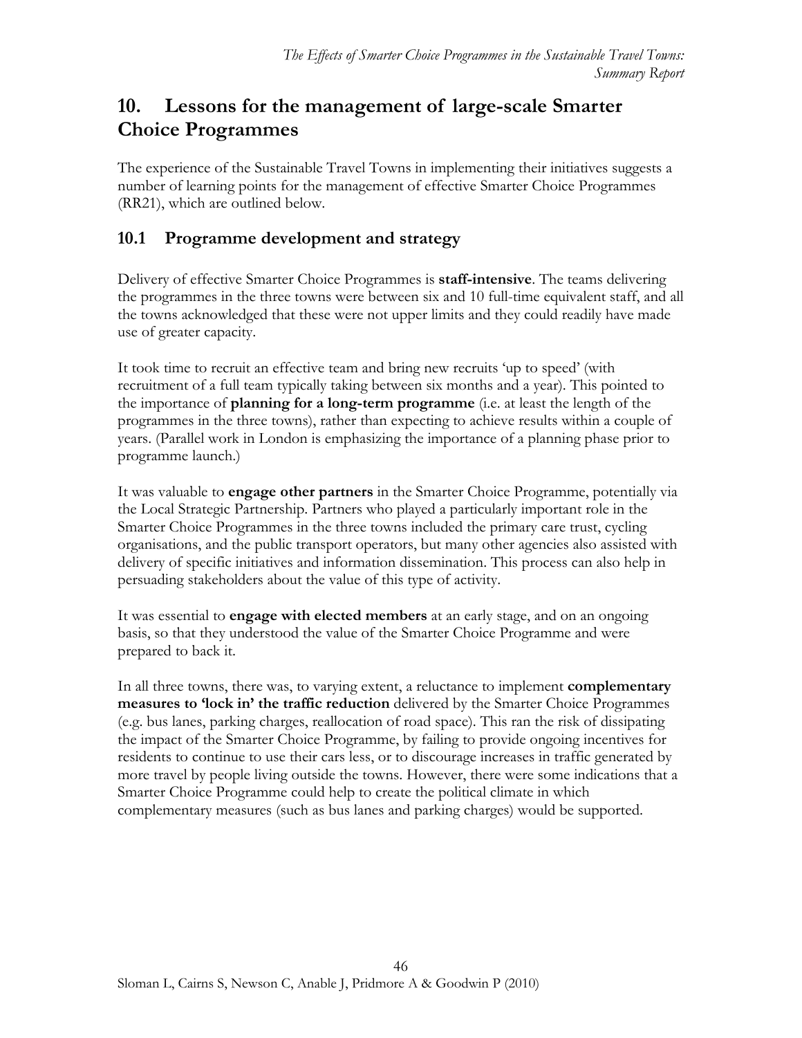# 10. Lessons for the management of large-scale Smarter Choice Programmes

The experience of the Sustainable Travel Towns in implementing their initiatives suggests a number of learning points for the management of effective Smarter Choice Programmes (RR21), which are outlined below.

## 10.1 Programme development and strategy

Delivery of effective Smarter Choice Programmes is **staff-intensive**. The teams delivering the programmes in the three towns were between six and 10 full-time equivalent staff, and all the towns acknowledged that these were not upper limits and they could readily have made use of greater capacity.

It took time to recruit an effective team and bring new recruits 'up to speed' (with recruitment of a full team typically taking between six months and a year). This pointed to the importance of **planning for a long-term programme** (i.e. at least the length of the programmes in the three towns), rather than expecting to achieve results within a couple of years. (Parallel work in London is emphasizing the importance of a planning phase prior to programme launch.)

It was valuable to **engage other partners** in the Smarter Choice Programme, potentially via the Local Strategic Partnership. Partners who played a particularly important role in the Smarter Choice Programmes in the three towns included the primary care trust, cycling organisations, and the public transport operators, but many other agencies also assisted with delivery of specific initiatives and information dissemination. This process can also help in persuading stakeholders about the value of this type of activity.

It was essential to **engage with elected members** at an early stage, and on an ongoing basis, so that they understood the value of the Smarter Choice Programme and were prepared to back it.

In all three towns, there was, to varying extent, a reluctance to implement **complementary measures to 'lock in' the traffic reduction** delivered by the Smarter Choice Programmes (e.g. bus lanes, parking charges, reallocation of road space). This ran the risk of dissipating the impact of the Smarter Choice Programme, by failing to provide ongoing incentives for residents to continue to use their cars less, or to discourage increases in traffic generated by more travel by people living outside the towns. However, there were some indications that a Smarter Choice Programme could help to create the political climate in which complementary measures (such as bus lanes and parking charges) would be supported.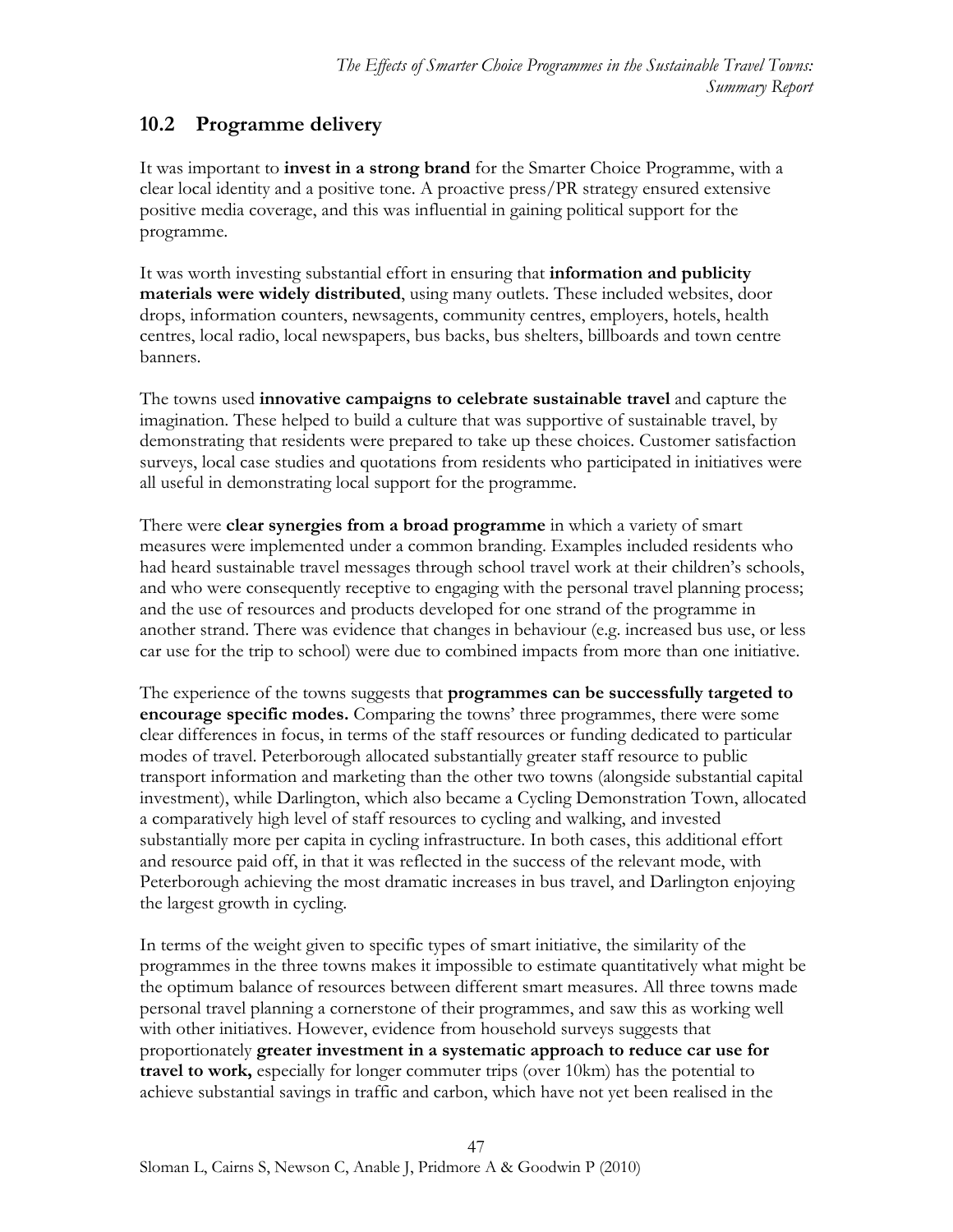## 10.2 Programme delivery

It was important to **invest in a strong brand** for the Smarter Choice Programme, with a clear local identity and a positive tone. A proactive press/PR strategy ensured extensive positive media coverage, and this was influential in gaining political support for the programme.

It was worth investing substantial effort in ensuring that **information and publicity materials were widely distributed**, using many outlets. These included websites, door drops, information counters, newsagents, community centres, employers, hotels, health centres, local radio, local newspapers, bus backs, bus shelters, billboards and town centre banners.

The towns used **innovative campaigns to celebrate sustainable travel** and capture the imagination. These helped to build a culture that was supportive of sustainable travel, by demonstrating that residents were prepared to take up these choices. Customer satisfaction surveys, local case studies and quotations from residents who participated in initiatives were all useful in demonstrating local support for the programme.

There were **clear synergies from a broad programme** in which a variety of smart measures were implemented under a common branding. Examples included residents who had heard sustainable travel messages through school travel work at their children's schools, and who were consequently receptive to engaging with the personal travel planning process; and the use of resources and products developed for one strand of the programme in another strand. There was evidence that changes in behaviour (e.g. increased bus use, or less car use for the trip to school) were due to combined impacts from more than one initiative.

The experience of the towns suggests that **programmes can be successfully targeted to encourage specific modes.** Comparing the towns' three programmes, there were some clear differences in focus, in terms of the staff resources or funding dedicated to particular modes of travel. Peterborough allocated substantially greater staff resource to public transport information and marketing than the other two towns (alongside substantial capital investment), while Darlington, which also became a Cycling Demonstration Town, allocated a comparatively high level of staff resources to cycling and walking, and invested substantially more per capita in cycling infrastructure. In both cases, this additional effort and resource paid off, in that it was reflected in the success of the relevant mode, with Peterborough achieving the most dramatic increases in bus travel, and Darlington enjoying the largest growth in cycling.

In terms of the weight given to specific types of smart initiative, the similarity of the programmes in the three towns makes it impossible to estimate quantitatively what might be the optimum balance of resources between different smart measures. All three towns made personal travel planning a cornerstone of their programmes, and saw this as working well with other initiatives. However, evidence from household surveys suggests that proportionately **greater investment in a systematic approach to reduce car use for travel to work,** especially for longer commuter trips (over 10km) has the potential to achieve substantial savings in traffic and carbon, which have not yet been realised in the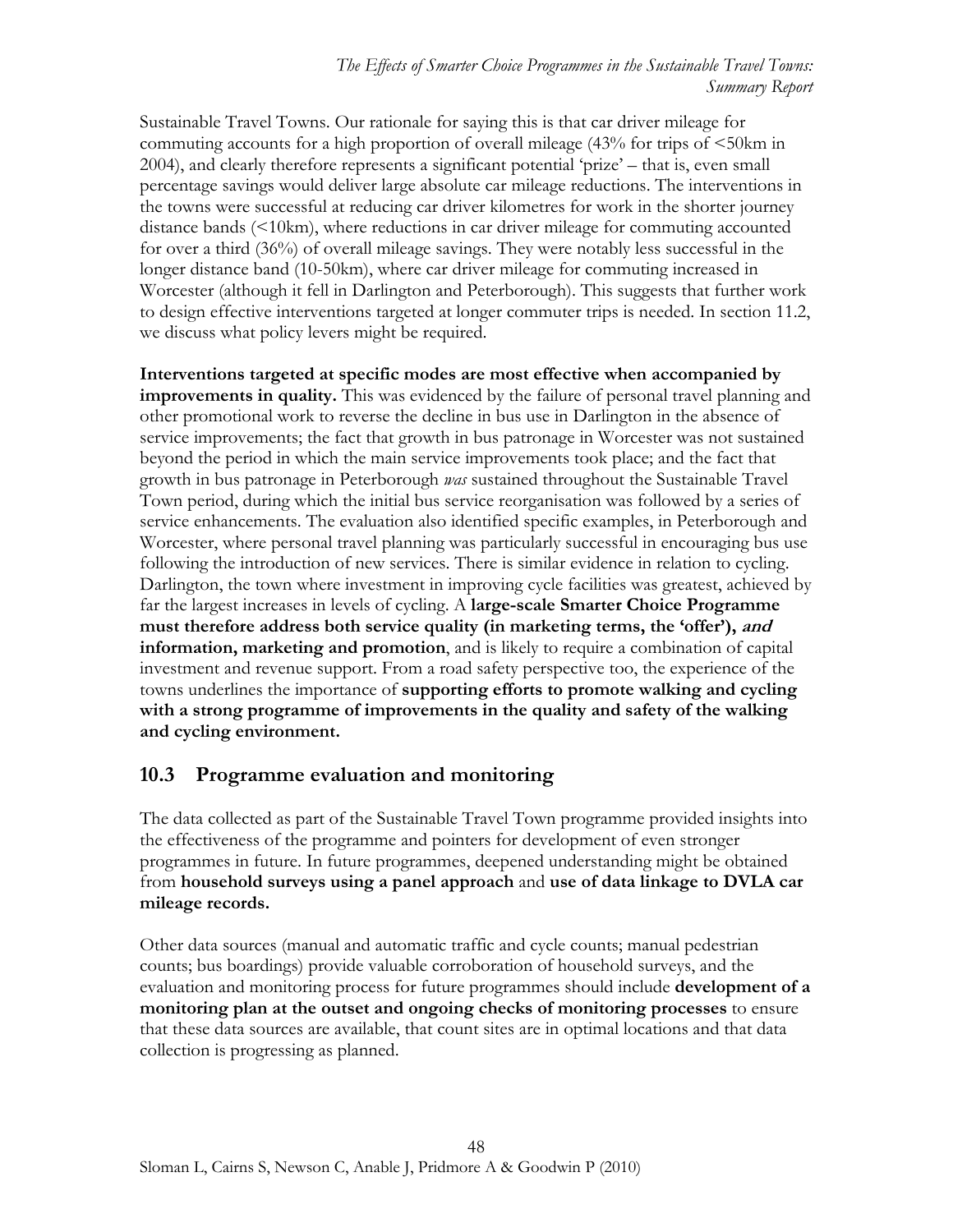Sustainable Travel Towns. Our rationale for saying this is that car driver mileage for commuting accounts for a high proportion of overall mileage (43% for trips of <50km in 2004), and clearly therefore represents a significant potential 'prize' – that is, even small percentage savings would deliver large absolute car mileage reductions. The interventions in the towns were successful at reducing car driver kilometres for work in the shorter journey distance bands (<10km), where reductions in car driver mileage for commuting accounted for over a third (36%) of overall mileage savings. They were notably less successful in the longer distance band (10-50km), where car driver mileage for commuting increased in Worcester (although it fell in Darlington and Peterborough). This suggests that further work to design effective interventions targeted at longer commuter trips is needed. In section 11.2, we discuss what policy levers might be required.

**Interventions targeted at specific modes are most effective when accompanied by improvements in quality.** This was evidenced by the failure of personal travel planning and other promotional work to reverse the decline in bus use in Darlington in the absence of service improvements; the fact that growth in bus patronage in Worcester was not sustained beyond the period in which the main service improvements took place; and the fact that growth in bus patronage in Peterborough *was* sustained throughout the Sustainable Travel Town period, during which the initial bus service reorganisation was followed by a series of service enhancements. The evaluation also identified specific examples, in Peterborough and Worcester, where personal travel planning was particularly successful in encouraging bus use following the introduction of new services. There is similar evidence in relation to cycling. Darlington, the town where investment in improving cycle facilities was greatest, achieved by far the largest increases in levels of cycling. A **large-scale Smarter Choice Programme must therefore address both service quality (in marketing terms, the 'offer'), *and* information, marketing and promotion**, and is likely to require a combination of capital investment and revenue support. From a road safety perspective too, the experience of the towns underlines the importance of **supporting efforts to promote walking and cycling with a strong programme of improvements in the quality and safety of the walking and cycling environment.**

## 10.3 Programme evaluation and monitoring

The data collected as part of the Sustainable Travel Town programme provided insights into the effectiveness of the programme and pointers for development of even stronger programmes in future. In future programmes, deepened understanding might be obtained from **household surveys using a panel approach** and **use of data linkage to DVLA car mileage records.**

Other data sources (manual and automatic traffic and cycle counts; manual pedestrian counts; bus boardings) provide valuable corroboration of household surveys, and the evaluation and monitoring process for future programmes should include **development of a monitoring plan at the outset and ongoing checks of monitoring processes** to ensure that these data sources are available, that count sites are in optimal locations and that data collection is progressing as planned.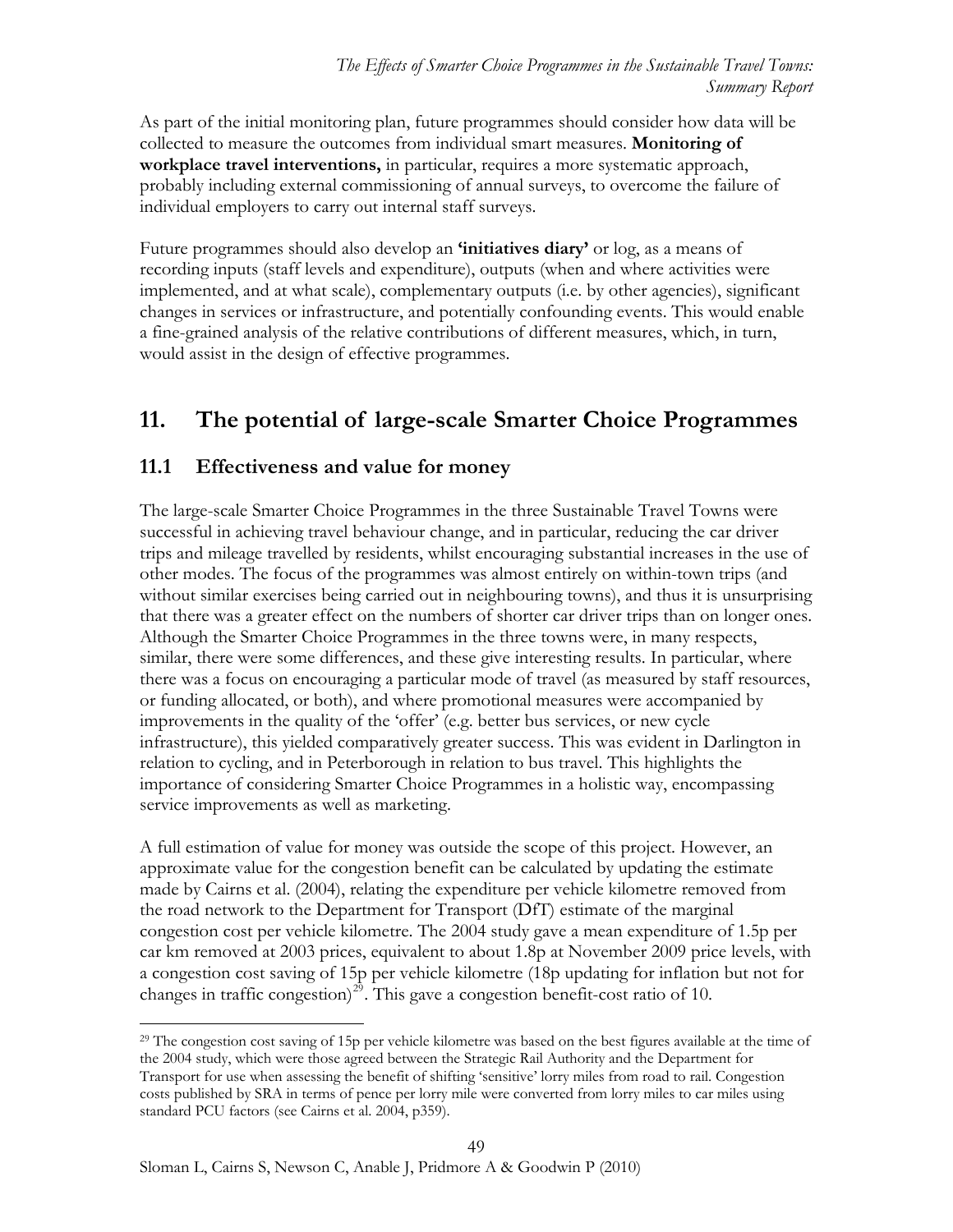As part of the initial monitoring plan, future programmes should consider how data will be collected to measure the outcomes from individual smart measures. **Monitoring of workplace travel interventions,** in particular, requires a more systematic approach, probably including external commissioning of annual surveys, to overcome the failure of individual employers to carry out internal staff surveys.

Future programmes should also develop an **'initiatives diary'** or log, as a means of recording inputs (staff levels and expenditure), outputs (when and where activities were implemented, and at what scale), complementary outputs (i.e. by other agencies), significant changes in services or infrastructure, and potentially confounding events. This would enable a fine-grained analysis of the relative contributions of different measures, which, in turn, would assist in the design of effective programmes.

# 11. The potential of large-scale Smarter Choice Programmes

## 11.1 Effectiveness and value for money

The large-scale Smarter Choice Programmes in the three Sustainable Travel Towns were successful in achieving travel behaviour change, and in particular, reducing the car driver trips and mileage travelled by residents, whilst encouraging substantial increases in the use of other modes. The focus of the programmes was almost entirely on within-town trips (and without similar exercises being carried out in neighbouring towns), and thus it is unsurprising that there was a greater effect on the numbers of shorter car driver trips than on longer ones. Although the Smarter Choice Programmes in the three towns were, in many respects, similar, there were some differences, and these give interesting results. In particular, where there was a focus on encouraging a particular mode of travel (as measured by staff resources, or funding allocated, or both), and where promotional measures were accompanied by improvements in the quality of the 'offer' (e.g. better bus services, or new cycle infrastructure), this yielded comparatively greater success. This was evident in Darlington in relation to cycling, and in Peterborough in relation to bus travel. This highlights the importance of considering Smarter Choice Programmes in a holistic way, encompassing service improvements as well as marketing.

A full estimation of value for money was outside the scope of this project. However, an approximate value for the congestion benefit can be calculated by updating the estimate made by Cairns et al. (2004), relating the expenditure per vehicle kilometre removed from the road network to the Department for Transport (DfT) estimate of the marginal congestion cost per vehicle kilometre. The 2004 study gave a mean expenditure of 1.5p per car km removed at 2003 prices, equivalent to about 1.8p at November 2009 price levels, with a congestion cost saving of 15p per vehicle kilometre (18p updating for inflation but not for changes in traffic congestion)[29]. This gave a congestion benefit-cost ratio of 10.

[29] The congestion cost saving of 15p per vehicle kilometre was based on the best figures available at the time of the 2004 study, which were those agreed between the Strategic Rail Authority and the Department for Transport for use when assessing the benefit of shifting 'sensitive' lorry miles from road to rail. Congestion costs published by SRA in terms of pence per lorry mile were converted from lorry miles to car miles using standard PCU factors (see Cairns et al. 2004, p359).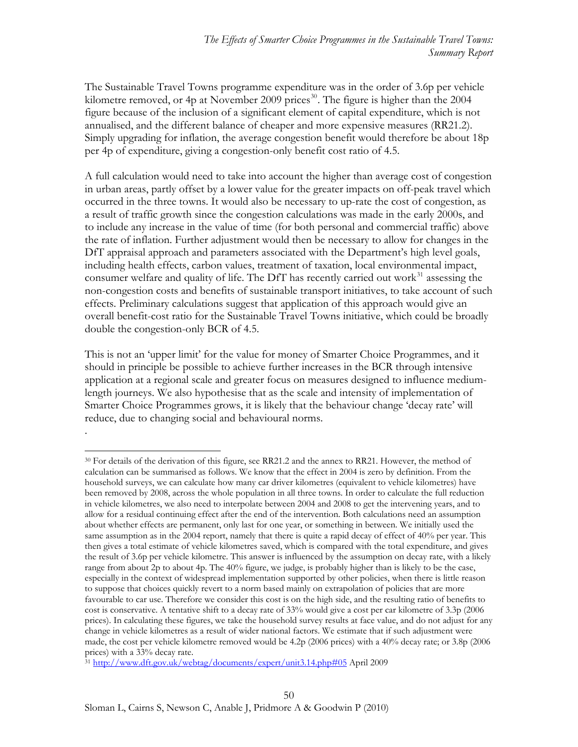The Sustainable Travel Towns programme expenditure was in the order of 3.6p per vehicle kilometre removed, or 4p at November 2009 prices[30]. The figure is higher than the 2004 figure because of the inclusion of a significant element of capital expenditure, which is not annualised, and the different balance of cheaper and more expensive measures (RR21.2). Simply upgrading for inflation, the average congestion benefit would therefore be about 18p per 4p of expenditure, giving a congestion-only benefit cost ratio of 4.5.

A full calculation would need to take into account the higher than average cost of congestion in urban areas, partly offset by a lower value for the greater impacts on off-peak travel which occurred in the three towns. It would also be necessary to up-rate the cost of congestion, as a result of traffic growth since the congestion calculations was made in the early 2000s, and to include any increase in the value of time (for both personal and commercial traffic) above the rate of inflation. Further adjustment would then be necessary to allow for changes in the DfT appraisal approach and parameters associated with the Department's high level goals, including health effects, carbon values, treatment of taxation, local environmental impact, consumer welfare and quality of life. The DfT has recently carried out work[31] assessing the non-congestion costs and benefits of sustainable transport initiatives, to take account of such effects. Preliminary calculations suggest that application of this approach would give an overall benefit-cost ratio for the Sustainable Travel Towns initiative, which could be broadly double the congestion-only BCR of 4.5.

This is not an 'upper limit' for the value for money of Smarter Choice Programmes, and it should in principle be possible to achieve further increases in the BCR through intensive application at a regional scale and greater focus on measures designed to influence medium-length journeys. We also hypothesise that as the scale and intensity of implementation of Smarter Choice Programmes grows, it is likely that the behaviour change 'decay rate' will reduce, due to changing social and behavioural norms.

.

---

[30] For details of the derivation of this figure, see RR21.2 and the annex to RR21. However, the method of calculation can be summarised as follows. We know that the effect in 2004 is zero by definition. From the household surveys, we can calculate how many car driver kilometres (equivalent to vehicle kilometres) have been removed by 2008, across the whole population in all three towns. In order to calculate the full reduction in vehicle kilometres, we also need to interpolate between 2004 and 2008 to get the intervening years, and to allow for a residual continuing effect after the end of the intervention. Both calculations need an assumption about whether effects are permanent, only last for one year, or something in between. We initially used the same assumption as in the 2004 report, namely that there is quite a rapid decay of effect of 40% per year. This then gives a total estimate of vehicle kilometres saved, which is compared with the total expenditure, and gives the result of 3.6p per vehicle kilometre. This answer is influenced by the assumption on decay rate, with a likely range from about 2p to about 4p. The 40% figure, we judge, is probably higher than is likely to be the case, especially in the context of widespread implementation supported by other policies, when there is little reason to suppose that choices quickly revert to a norm based mainly on extrapolation of policies that are more favourable to car use. Therefore we consider this cost is on the high side, and the resulting ratio of benefits to cost is conservative. A tentative shift to a decay rate of 33% would give a cost per car kilometre of 3.3p (2006 prices). In calculating these figures, we take the household survey results at face value, and do not adjust for any change in vehicle kilometres as a result of wider national factors. We estimate that if such adjustment were made, the cost per vehicle kilometre removed would be 4.2p (2006 prices) with a 40% decay rate; or 3.8p (2006 prices) with a 33% decay rate.

[31] http://www.dft.gov.uk/webtag/documents/expert/unit3.14.php#05 April 2009

Sloman L, Cairns S, Newson C, Anable J, Pridmore A & Goodwin P (2010)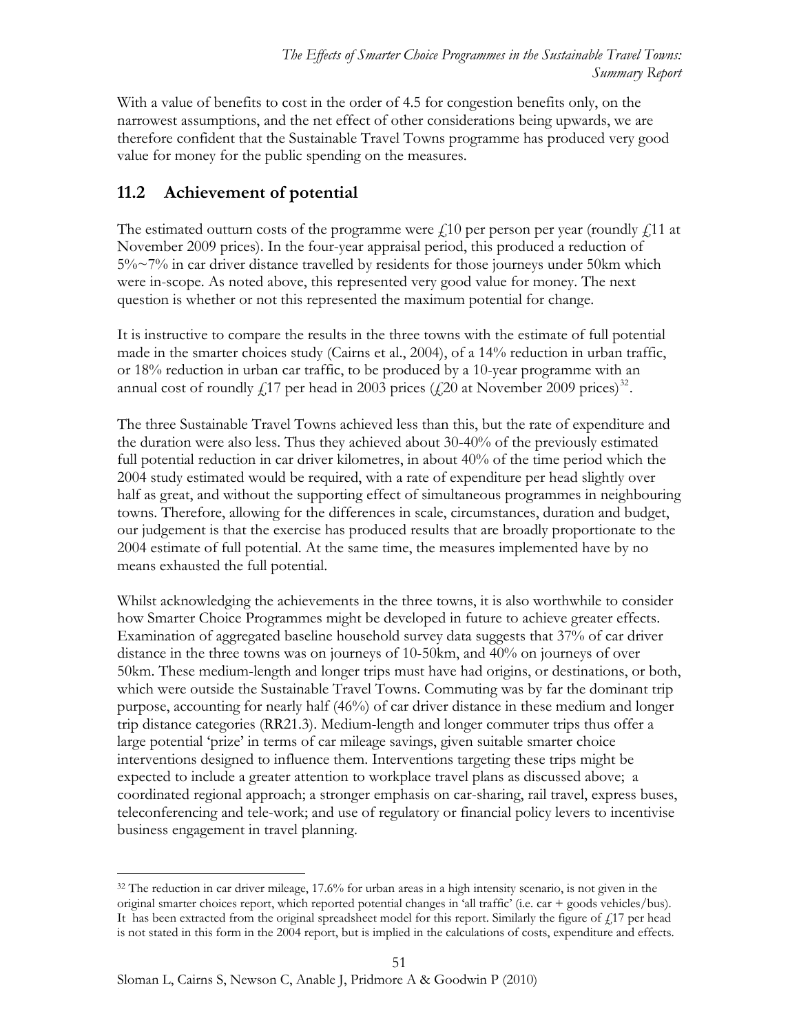With a value of benefits to cost in the order of 4.5 for congestion benefits only, on the narrowest assumptions, and the net effect of other considerations being upwards, we are therefore confident that the Sustainable Travel Towns programme has produced very good value for money for the public spending on the measures.

## 11.2 Achievement of potential

The estimated outturn costs of the programme were £10 per person per year (roundly £11 at November 2009 prices). In the four-year appraisal period, this produced a reduction of 5%~7% in car driver distance travelled by residents for those journeys under 50km which were in-scope. As noted above, this represented very good value for money. The next question is whether or not this represented the maximum potential for change.

It is instructive to compare the results in the three towns with the estimate of full potential made in the smarter choices study (Cairns et al., 2004), of a 14% reduction in urban traffic, or 18% reduction in urban car traffic, to be produced by a 10-year programme with an annual cost of roundly £17 per head in 2003 prices (£20 at November 2009 prices)[32].

The three Sustainable Travel Towns achieved less than this, but the rate of expenditure and the duration were also less. Thus they achieved about 30-40% of the previously estimated full potential reduction in car driver kilometres, in about 40% of the time period which the 2004 study estimated would be required, with a rate of expenditure per head slightly over half as great, and without the supporting effect of simultaneous programmes in neighbouring towns. Therefore, allowing for the differences in scale, circumstances, duration and budget, our judgement is that the exercise has produced results that are broadly proportionate to the 2004 estimate of full potential. At the same time, the measures implemented have by no means exhausted the full potential.

Whilst acknowledging the achievements in the three towns, it is also worthwhile to consider how Smarter Choice Programmes might be developed in future to achieve greater effects. Examination of aggregated baseline household survey data suggests that 37% of car driver distance in the three towns was on journeys of 10-50km, and 40% on journeys of over 50km. These medium-length and longer trips must have had origins, or destinations, or both, which were outside the Sustainable Travel Towns. Commuting was by far the dominant trip purpose, accounting for nearly half (46%) of car driver distance in these medium and longer trip distance categories (RR21.3). Medium-length and longer commuter trips thus offer a large potential 'prize' in terms of car mileage savings, given suitable smarter choice interventions designed to influence them. Interventions targeting these trips might be expected to include a greater attention to workplace travel plans as discussed above; a coordinated regional approach; a stronger emphasis on car-sharing, rail travel, express buses, teleconferencing and tele-work; and use of regulatory or financial policy levers to incentivise business engagement in travel planning.

---

[32] The reduction in car driver mileage, 17.6% for urban areas in a high intensity scenario, is not given in the original smarter choices report, which reported potential changes in 'all traffic' (i.e. car + goods vehicles/bus). It has been extracted from the original spreadsheet model for this report. Similarly the figure of £17 per head is not stated in this form in the 2004 report, but is implied in the calculations of costs, expenditure and effects.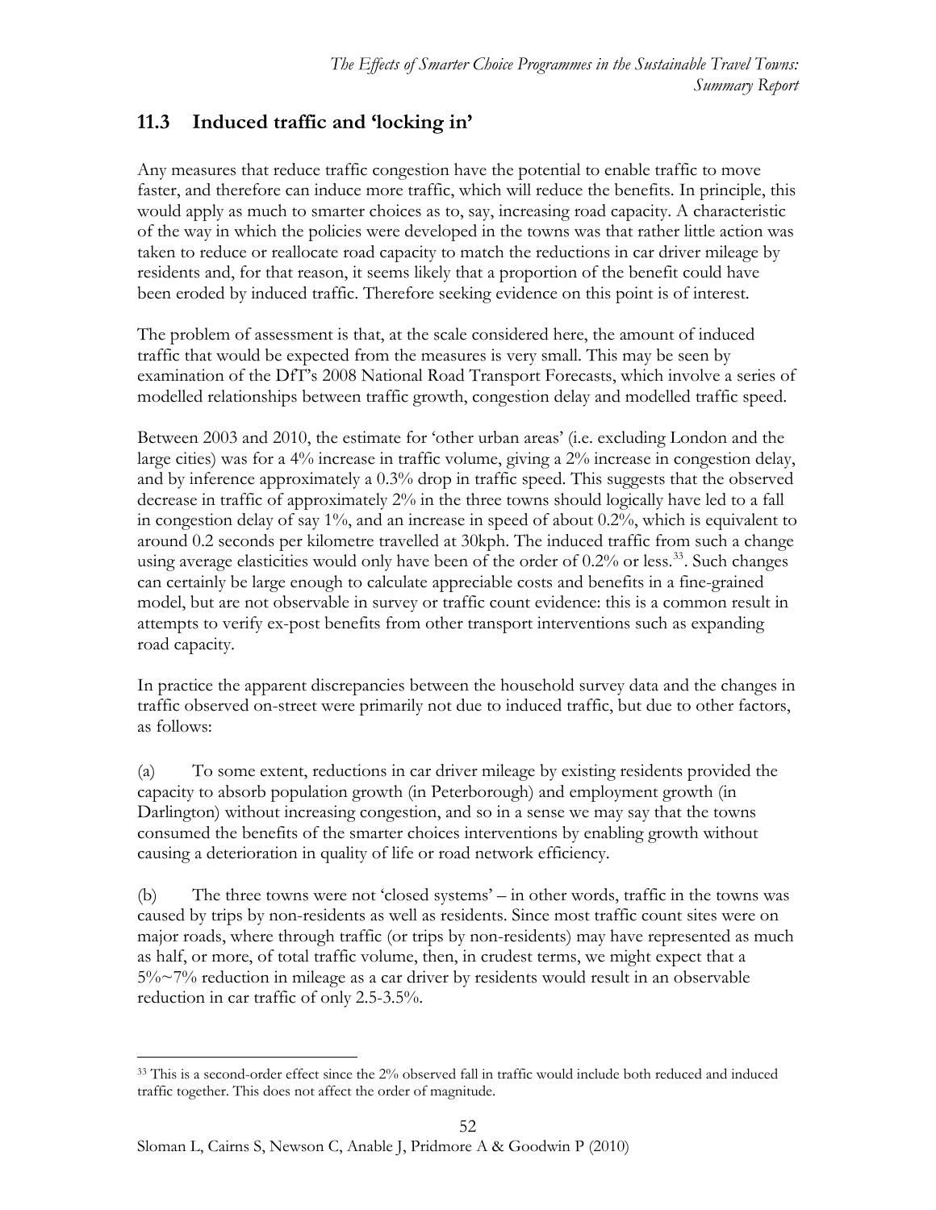## 11.3 Induced traffic and 'locking in'

Any measures that reduce traffic congestion have the potential to enable traffic to move faster, and therefore can induce more traffic, which will reduce the benefits. In principle, this would apply as much to smarter choices as to, say, increasing road capacity. A characteristic of the way in which the policies were developed in the towns was that rather little action was taken to reduce or reallocate road capacity to match the reductions in car driver mileage by residents and, for that reason, it seems likely that a proportion of the benefit could have been eroded by induced traffic. Therefore seeking evidence on this point is of interest.

The problem of assessment is that, at the scale considered here, the amount of induced traffic that would be expected from the measures is very small. This may be seen by examination of the DfT's 2008 National Road Transport Forecasts, which involve a series of modelled relationships between traffic growth, congestion delay and modelled traffic speed.

Between 2003 and 2010, the estimate for 'other urban areas' (i.e. excluding London and the large cities) was for a 4% increase in traffic volume, giving a 2% increase in congestion delay, and by inference approximately a 0.3% drop in traffic speed. This suggests that the observed decrease in traffic of approximately 2% in the three towns should logically have led to a fall in congestion delay of say 1%, and an increase in speed of about 0.2%, which is equivalent to around 0.2 seconds per kilometre travelled at 30kph. The induced traffic from such a change using average elasticities would only have been of the order of 0.2% or less.[33]. Such changes can certainly be large enough to calculate appreciable costs and benefits in a fine-grained model, but are not observable in survey or traffic count evidence: this is a common result in attempts to verify ex-post benefits from other transport interventions such as expanding road capacity.

In practice the apparent discrepancies between the household survey data and the changes in traffic observed on-street were primarily not due to induced traffic, but due to other factors, as follows:

(a) To some extent, reductions in car driver mileage by existing residents provided the capacity to absorb population growth (in Peterborough) and employment growth (in Darlington) without increasing congestion, and so in a sense we may say that the towns consumed the benefits of the smarter choices interventions by enabling growth without causing a deterioration in quality of life or road network efficiency.

(b) The three towns were not 'closed systems' – in other words, traffic in the towns was caused by trips by non-residents as well as residents. Since most traffic count sites were on major roads, where through traffic (or trips by non-residents) may have represented as much as half, or more, of total traffic volume, then, in crudest terms, we might expect that a 5%~7% reduction in mileage as a car driver by residents would result in an observable reduction in car traffic of only 2.5-3.5%.

---

[33] This is a second-order effect since the 2% observed fall in traffic would include both reduced and induced traffic together. This does not affect the order of magnitude.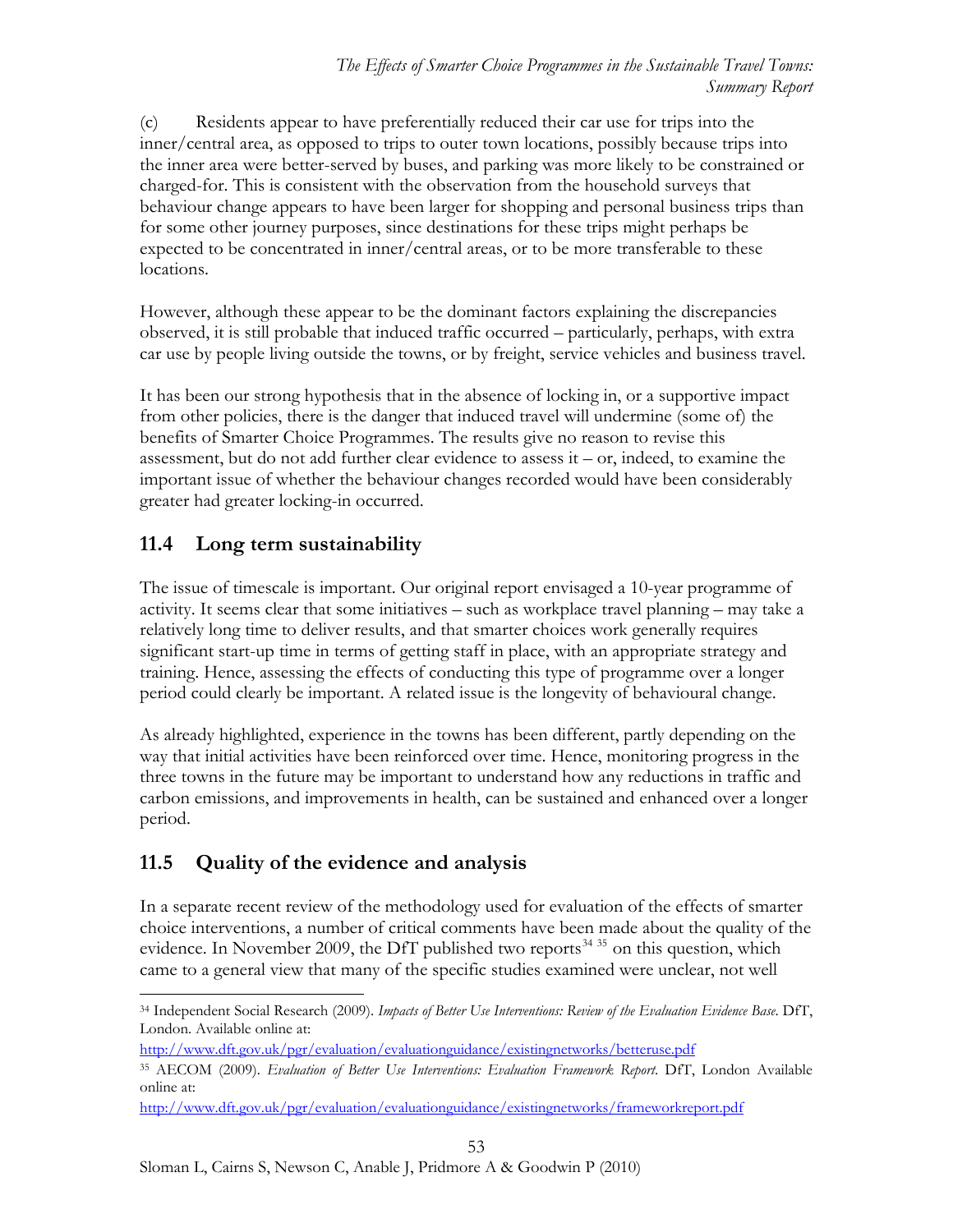(c) Residents appear to have preferentially reduced their car use for trips into the inner/central area, as opposed to trips to outer town locations, possibly because trips into the inner area were better-served by buses, and parking was more likely to be constrained or charged-for. This is consistent with the observation from the household surveys that behaviour change appears to have been larger for shopping and personal business trips than for some other journey purposes, since destinations for these trips might perhaps be expected to be concentrated in inner/central areas, or to be more transferable to these locations.

However, although these appear to be the dominant factors explaining the discrepancies observed, it is still probable that induced traffic occurred – particularly, perhaps, with extra car use by people living outside the towns, or by freight, service vehicles and business travel.

It has been our strong hypothesis that in the absence of locking in, or a supportive impact from other policies, there is the danger that induced travel will undermine (some of) the benefits of Smarter Choice Programmes. The results give no reason to revise this assessment, but do not add further clear evidence to assess it – or, indeed, to examine the important issue of whether the behaviour changes recorded would have been considerably greater had greater locking-in occurred.

## 11.4 Long term sustainability

The issue of timescale is important. Our original report envisaged a 10-year programme of activity. It seems clear that some initiatives – such as workplace travel planning – may take a relatively long time to deliver results, and that smarter choices work generally requires significant start-up time in terms of getting staff in place, with an appropriate strategy and training. Hence, assessing the effects of conducting this type of programme over a longer period could clearly be important. A related issue is the longevity of behavioural change.

As already highlighted, experience in the towns has been different, partly depending on the way that initial activities have been reinforced over time. Hence, monitoring progress in the three towns in the future may be important to understand how any reductions in traffic and carbon emissions, and improvements in health, can be sustained and enhanced over a longer period.

## 11.5 Quality of the evidence and analysis

In a separate recent review of the methodology used for evaluation of the effects of smarter choice interventions, a number of critical comments have been made about the quality of the evidence. In November 2009, the DfT published two reports[34] [35] on this question, which came to a general view that many of the specific studies examined were unclear, not well

---

[34] Independent Social Research (2009). *Impacts of Better Use Interventions: Review of the Evaluation Evidence Base*. DfT, London. Available online at:
http://www.dft.gov.uk/pgr/evaluation/evaluationguidance/existingnetworks/betteruse.pdf

[35] AECOM (2009). *Evaluation of Better Use Interventions: Evaluation Framework Report*. DfT, London Available online at:
http://www.dft.gov.uk/pgr/evaluation/evaluationguidance/existingnetworks/frameworkreport.pdf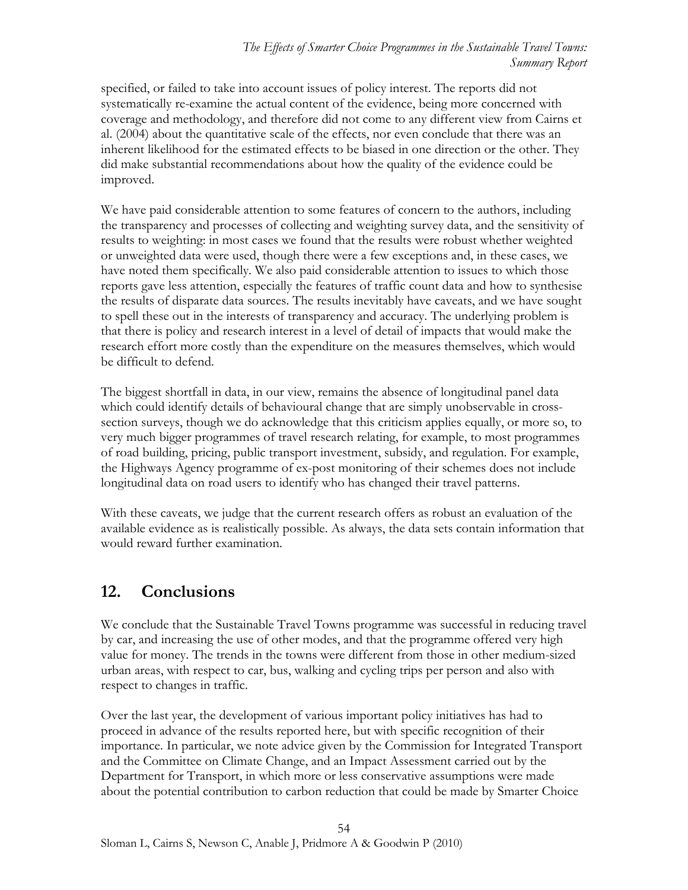specified, or failed to take into account issues of policy interest. The reports did not systematically re-examine the actual content of the evidence, being more concerned with coverage and methodology, and therefore did not come to any different view from Cairns et al. (2004) about the quantitative scale of the effects, nor even conclude that there was an inherent likelihood for the estimated effects to be biased in one direction or the other. They did make substantial recommendations about how the quality of the evidence could be improved.

We have paid considerable attention to some features of concern to the authors, including the transparency and processes of collecting and weighting survey data, and the sensitivity of results to weighting: in most cases we found that the results were robust whether weighted or unweighted data were used, though there were a few exceptions and, in these cases, we have noted them specifically. We also paid considerable attention to issues to which those reports gave less attention, especially the features of traffic count data and how to synthesise the results of disparate data sources. The results inevitably have caveats, and we have sought to spell these out in the interests of transparency and accuracy. The underlying problem is that there is policy and research interest in a level of detail of impacts that would make the research effort more costly than the expenditure on the measures themselves, which would be difficult to defend.

The biggest shortfall in data, in our view, remains the absence of longitudinal panel data which could identify details of behavioural change that are simply unobservable in cross-section surveys, though we do acknowledge that this criticism applies equally, or more so, to very much bigger programmes of travel research relating, for example, to most programmes of road building, pricing, public transport investment, subsidy, and regulation. For example, the Highways Agency programme of ex-post monitoring of their schemes does not include longitudinal data on road users to identify who has changed their travel patterns.

With these caveats, we judge that the current research offers as robust an evaluation of the available evidence as is realistically possible. As always, the data sets contain information that would reward further examination.

## 12. Conclusions

We conclude that the Sustainable Travel Towns programme was successful in reducing travel by car, and increasing the use of other modes, and that the programme offered very high value for money. The trends in the towns were different from those in other medium-sized urban areas, with respect to car, bus, walking and cycling trips per person and also with respect to changes in traffic.

Over the last year, the development of various important policy initiatives has had to proceed in advance of the results reported here, but with specific recognition of their importance. In particular, we note advice given by the Commission for Integrated Transport and the Committee on Climate Change, and an Impact Assessment carried out by the Department for Transport, in which more or less conservative assumptions were made about the potential contribution to carbon reduction that could be made by Smarter Choice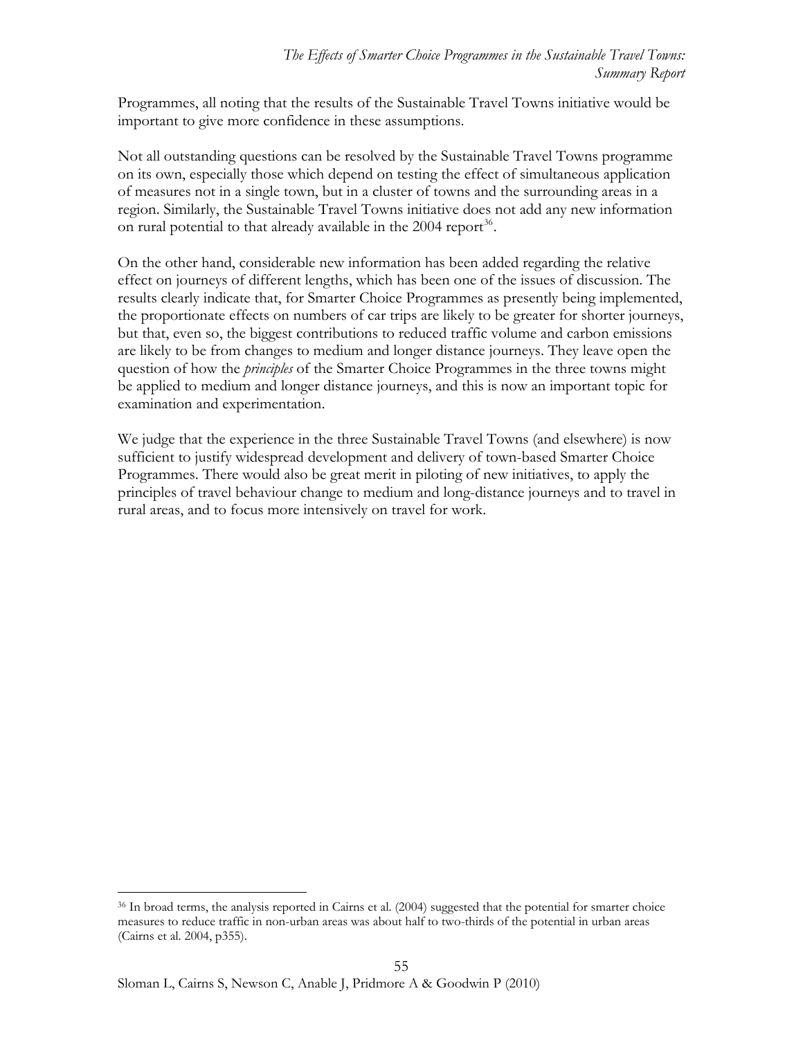Programmes, all noting that the results of the Sustainable Travel Towns initiative would be important to give more confidence in these assumptions.

Not all outstanding questions can be resolved by the Sustainable Travel Towns programme on its own, especially those which depend on testing the effect of simultaneous application of measures not in a single town, but in a cluster of towns and the surrounding areas in a region. Similarly, the Sustainable Travel Towns initiative does not add any new information on rural potential to that already available in the 2004 report[36].

On the other hand, considerable new information has been added regarding the relative effect on journeys of different lengths, which has been one of the issues of discussion. The results clearly indicate that, for Smarter Choice Programmes as presently being implemented, the proportionate effects on numbers of car trips are likely to be greater for shorter journeys, but that, even so, the biggest contributions to reduced traffic volume and carbon emissions are likely to be from changes to medium and longer distance journeys. They leave open the question of how the *principles* of the Smarter Choice Programmes in the three towns might be applied to medium and longer distance journeys, and this is now an important topic for examination and experimentation.

We judge that the experience in the three Sustainable Travel Towns (and elsewhere) is now sufficient to justify widespread development and delivery of town-based Smarter Choice Programmes. There would also be great merit in piloting of new initiatives, to apply the principles of travel behaviour change to medium and long-distance journeys and to travel in rural areas, and to focus more intensively on travel for work.

---

[36] In broad terms, the analysis reported in Cairns et al. (2004) suggested that the potential for smarter choice measures to reduce traffic in non-urban areas was about half to two-thirds of the potential in urban areas (Cairns et al. 2004, p355).